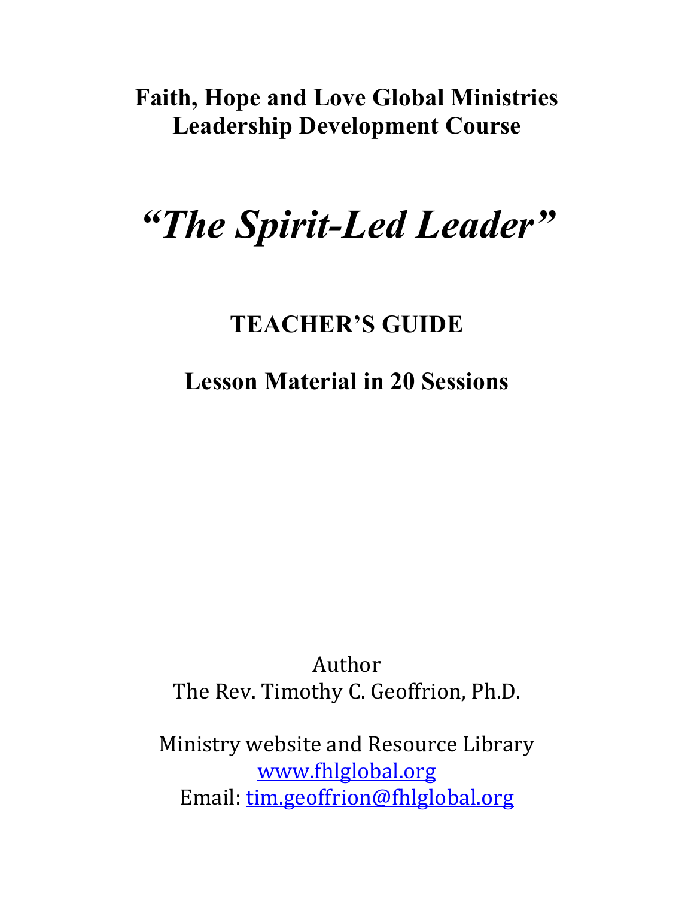**Faith, Hope and Love Global Ministries**
**Leadership Development Course**

# *"The Spirit-Led Leader"*

## TEACHER'S GUIDE

### Lesson Material in 20 Sessions

Author
The Rev. Timothy C. Geoffrion, Ph.D.

Ministry website and Resource Library
www.fhlglobal.org
Email: tim.geoffrion@fhlglobal.org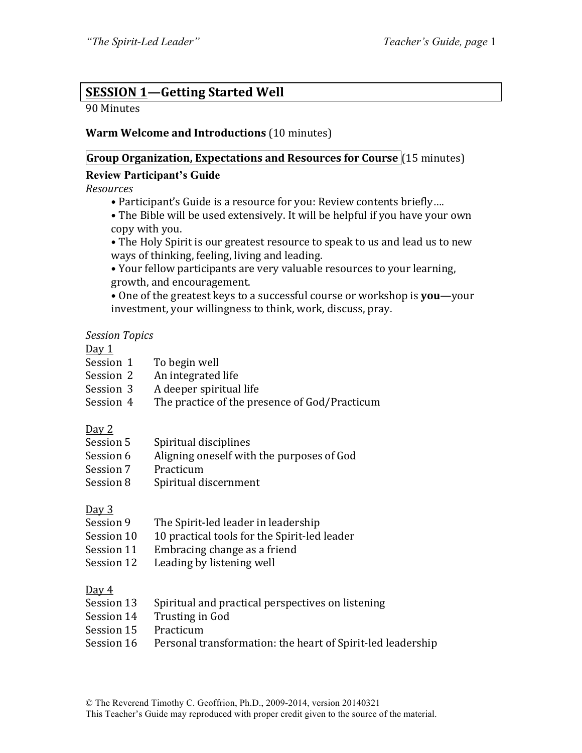## SESSION 1—Getting Started Well

90 Minutes

**Warm Welcome and Introductions** (10 minutes)

**Group Organization, Expectations and Resources for Course** (15 minutes)

**Review Participant's Guide**

*Resources*

- Participant's Guide is a resource for you: Review contents briefly….
- The Bible will be used extensively. It will be helpful if you have your own copy with you.
- The Holy Spirit is our greatest resource to speak to us and lead us to new ways of thinking, feeling, living and leading.
- Your fellow participants are very valuable resources to your learning, growth, and encouragement.
- One of the greatest keys to a successful course or workshop is **you**—your investment, your willingness to think, work, discuss, pray.

*Session Topics*

Day 1

| | |
|---|---|
| Session 1 | To begin well |
| Session 2 | An integrated life |
| Session 3 | A deeper spiritual life |
| Session 4 | The practice of the presence of God/Practicum |

Day 2

| | |
|---|---|
| Session 5 | Spiritual disciplines |
| Session 6 | Aligning oneself with the purposes of God |
| Session 7 | Practicum |
| Session 8 | Spiritual discernment |

Day 3

| | |
|---|---|
| Session 9 | The Spirit-led leader in leadership |
| Session 10 | 10 practical tools for the Spirit-led leader |
| Session 11 | Embracing change as a friend |
| Session 12 | Leading by listening well |

Day 4

| | |
|---|---|
| Session 13 | Spiritual and practical perspectives on listening |
| Session 14 | Trusting in God |
| Session 15 | Practicum |
| Session 16 | Personal transformation: the heart of Spirit-led leadership |

© The Reverend Timothy C. Geoffrion, Ph.D., 2009-2014, version 20140321
This Teacher's Guide may reproduced with proper credit given to the source of the material.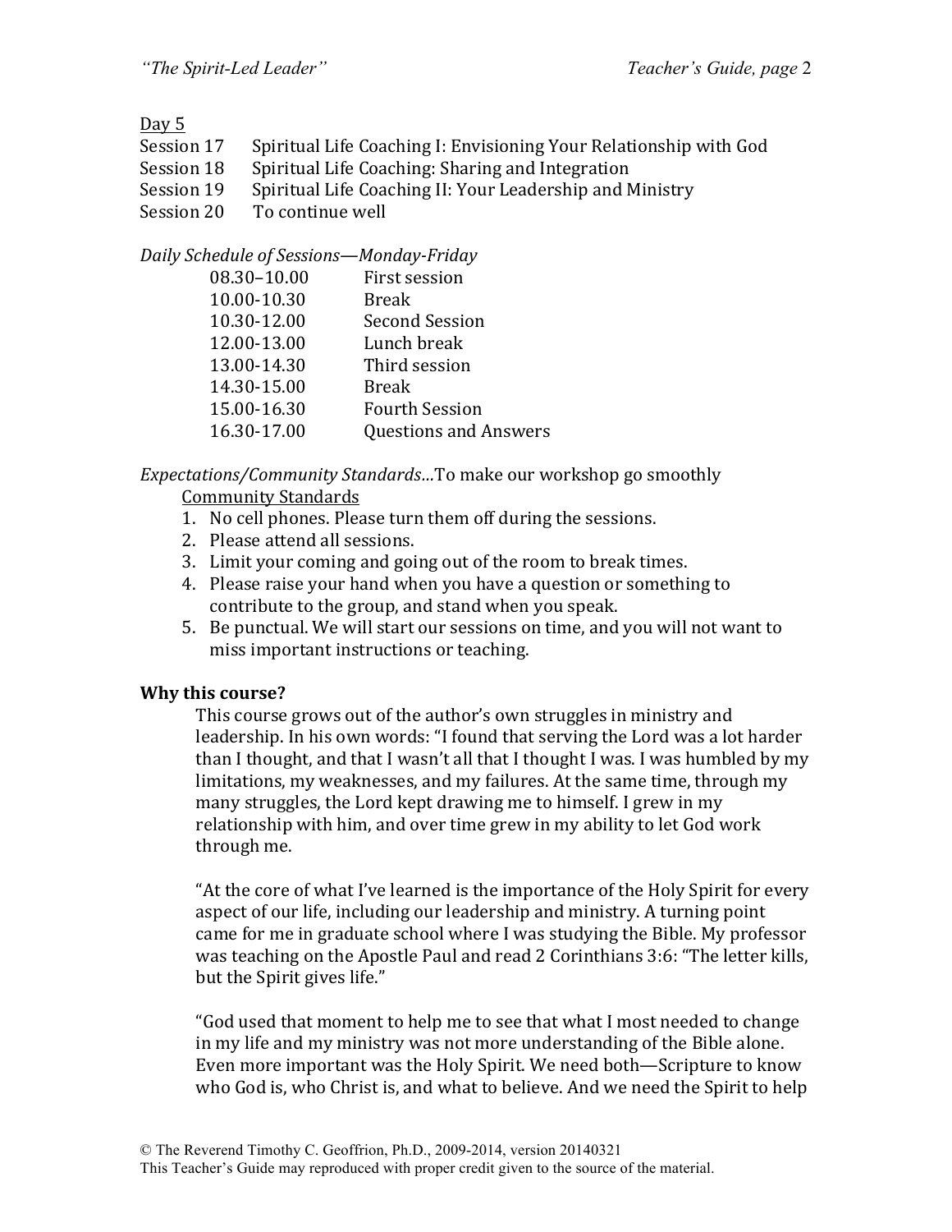Day 5

Session 17 Spiritual Life Coaching I: Envisioning Your Relationship with God
Session 18 Spiritual Life Coaching: Sharing and Integration
Session 19 Spiritual Life Coaching II: Your Leadership and Ministry
Session 20 To continue well

*Daily Schedule of Sessions—Monday-Friday*

| | |
|---|---|
| 08.30–10.00 | First session |
| 10.00-10.30 | Break |
| 10.30-12.00 | Second Session |
| 12.00-13.00 | Lunch break |
| 13.00-14.30 | Third session |
| 14.30-15.00 | Break |
| 15.00-16.30 | Fourth Session |
| 16.30-17.00 | Questions and Answers |

*Expectations/Community Standards…*To make our workshop go smoothly

Community Standards

1. No cell phones. Please turn them off during the sessions.
2. Please attend all sessions.
3. Limit your coming and going out of the room to break times.
4. Please raise your hand when you have a question or something to contribute to the group, and stand when you speak.
5. Be punctual. We will start our sessions on time, and you will not want to miss important instructions or teaching.

**Why this course?**

This course grows out of the author's own struggles in ministry and leadership. In his own words: "I found that serving the Lord was a lot harder than I thought, and that I wasn't all that I thought I was. I was humbled by my limitations, my weaknesses, and my failures. At the same time, through my many struggles, the Lord kept drawing me to himself. I grew in my relationship with him, and over time grew in my ability to let God work through me.

"At the core of what I've learned is the importance of the Holy Spirit for every aspect of our life, including our leadership and ministry. A turning point came for me in graduate school where I was studying the Bible. My professor was teaching on the Apostle Paul and read 2 Corinthians 3:6: "The letter kills, but the Spirit gives life."

"God used that moment to help me to see that what I most needed to change in my life and my ministry was not more understanding of the Bible alone. Even more important was the Holy Spirit. We need both—Scripture to know who God is, who Christ is, and what to believe. And we need the Spirit to help

© The Reverend Timothy C. Geoffrion, Ph.D., 2009-2014, version 20140321
This Teacher's Guide may reproduced with proper credit given to the source of the material.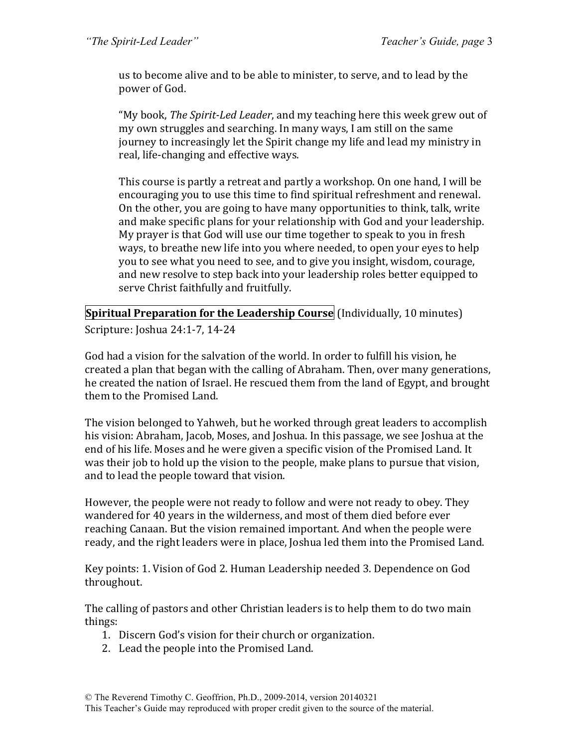us to become alive and to be able to minister, to serve, and to lead by the power of God.

"My book, *The Spirit-Led Leader*, and my teaching here this week grew out of my own struggles and searching. In many ways, I am still on the same journey to increasingly let the Spirit change my life and lead my ministry in real, life-changing and effective ways.

This course is partly a retreat and partly a workshop. On one hand, I will be encouraging you to use this time to find spiritual refreshment and renewal. On the other, you are going to have many opportunities to think, talk, write and make specific plans for your relationship with God and your leadership. My prayer is that God will use our time together to speak to you in fresh ways, to breathe new life into you where needed, to open your eyes to help you to see what you need to see, and to give you insight, wisdom, courage, and new resolve to step back into your leadership roles better equipped to serve Christ faithfully and fruitfully.

**Spiritual Preparation for the Leadership Course** (Individually, 10 minutes)

Scripture: Joshua 24:1-7, 14-24

God had a vision for the salvation of the world. In order to fulfill his vision, he created a plan that began with the calling of Abraham. Then, over many generations, he created the nation of Israel. He rescued them from the land of Egypt, and brought them to the Promised Land.

The vision belonged to Yahweh, but he worked through great leaders to accomplish his vision: Abraham, Jacob, Moses, and Joshua. In this passage, we see Joshua at the end of his life. Moses and he were given a specific vision of the Promised Land. It was their job to hold up the vision to the people, make plans to pursue that vision, and to lead the people toward that vision.

However, the people were not ready to follow and were not ready to obey. They wandered for 40 years in the wilderness, and most of them died before ever reaching Canaan. But the vision remained important. And when the people were ready, and the right leaders were in place, Joshua led them into the Promised Land.

Key points: 1. Vision of God 2. Human Leadership needed 3. Dependence on God throughout.

The calling of pastors and other Christian leaders is to help them to do two main things:

1. Discern God's vision for their church or organization.
2. Lead the people into the Promised Land.

© The Reverend Timothy C. Geoffrion, Ph.D., 2009-2014, version 20140321
This Teacher's Guide may reproduced with proper credit given to the source of the material.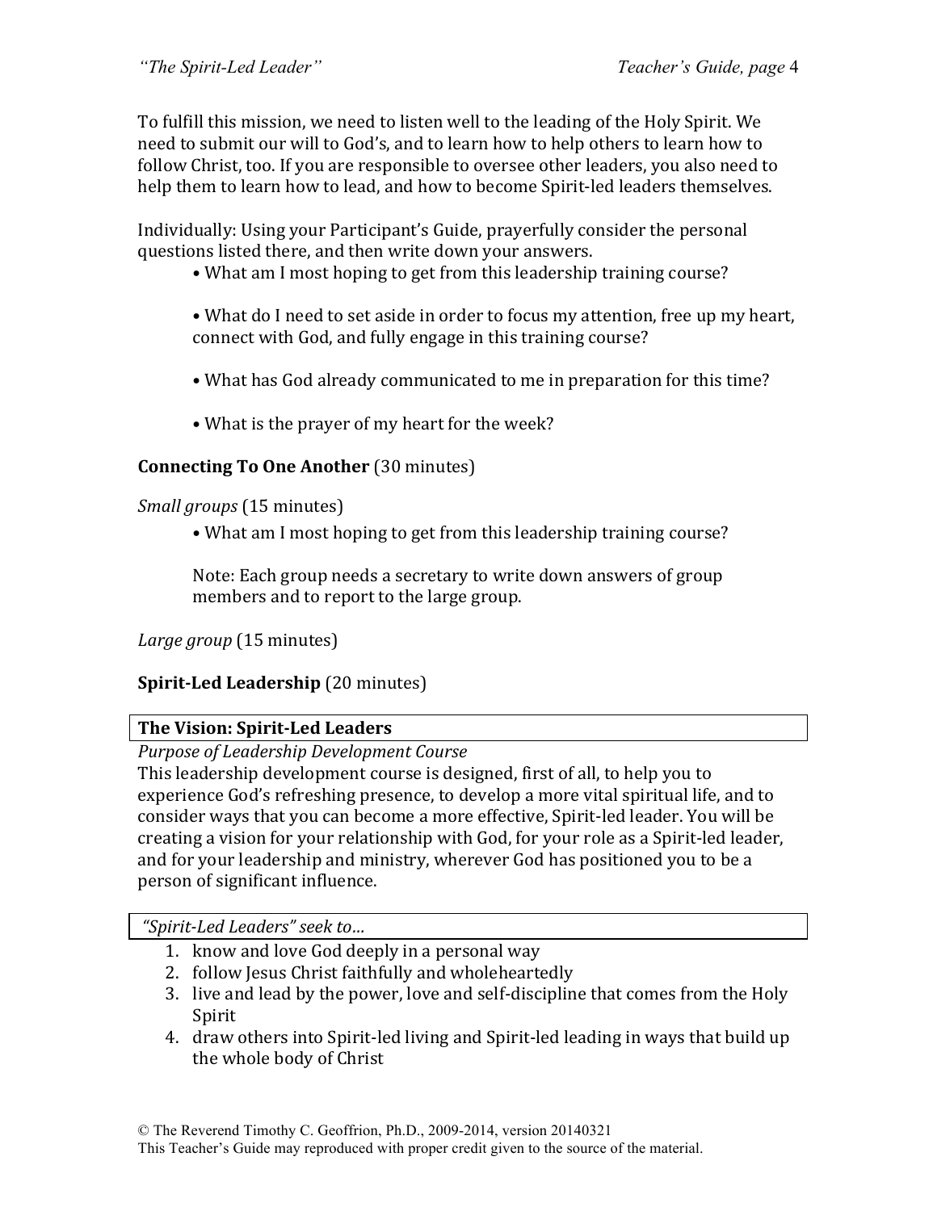To fulfill this mission, we need to listen well to the leading of the Holy Spirit. We need to submit our will to God's, and to learn how to help others to learn how to follow Christ, too. If you are responsible to oversee other leaders, you also need to help them to learn how to lead, and how to become Spirit-led leaders themselves.

Individually: Using your Participant's Guide, prayerfully consider the personal questions listed there, and then write down your answers.

- What am I most hoping to get from this leadership training course?

- What do I need to set aside in order to focus my attention, free up my heart, connect with God, and fully engage in this training course?

- What has God already communicated to me in preparation for this time?

- What is the prayer of my heart for the week?

**Connecting To One Another** (30 minutes)

*Small groups* (15 minutes)

- What am I most hoping to get from this leadership training course?

  Note: Each group needs a secretary to write down answers of group members and to report to the large group.

*Large group* (15 minutes)

**Spirit-Led Leadership** (20 minutes)

**The Vision: Spirit-Led Leaders**

*Purpose of Leadership Development Course*

This leadership development course is designed, first of all, to help you to experience God's refreshing presence, to develop a more vital spiritual life, and to consider ways that you can become a more effective, Spirit-led leader. You will be creating a vision for your relationship with God, for your role as a Spirit-led leader, and for your leadership and ministry, wherever God has positioned you to be a person of significant influence.

*"Spirit-Led Leaders" seek to…*

1. know and love God deeply in a personal way
2. follow Jesus Christ faithfully and wholeheartedly
3. live and lead by the power, love and self-discipline that comes from the Holy Spirit
4. draw others into Spirit-led living and Spirit-led leading in ways that build up the whole body of Christ

© The Reverend Timothy C. Geoffrion, Ph.D., 2009-2014, version 20140321
This Teacher's Guide may reproduced with proper credit given to the source of the material.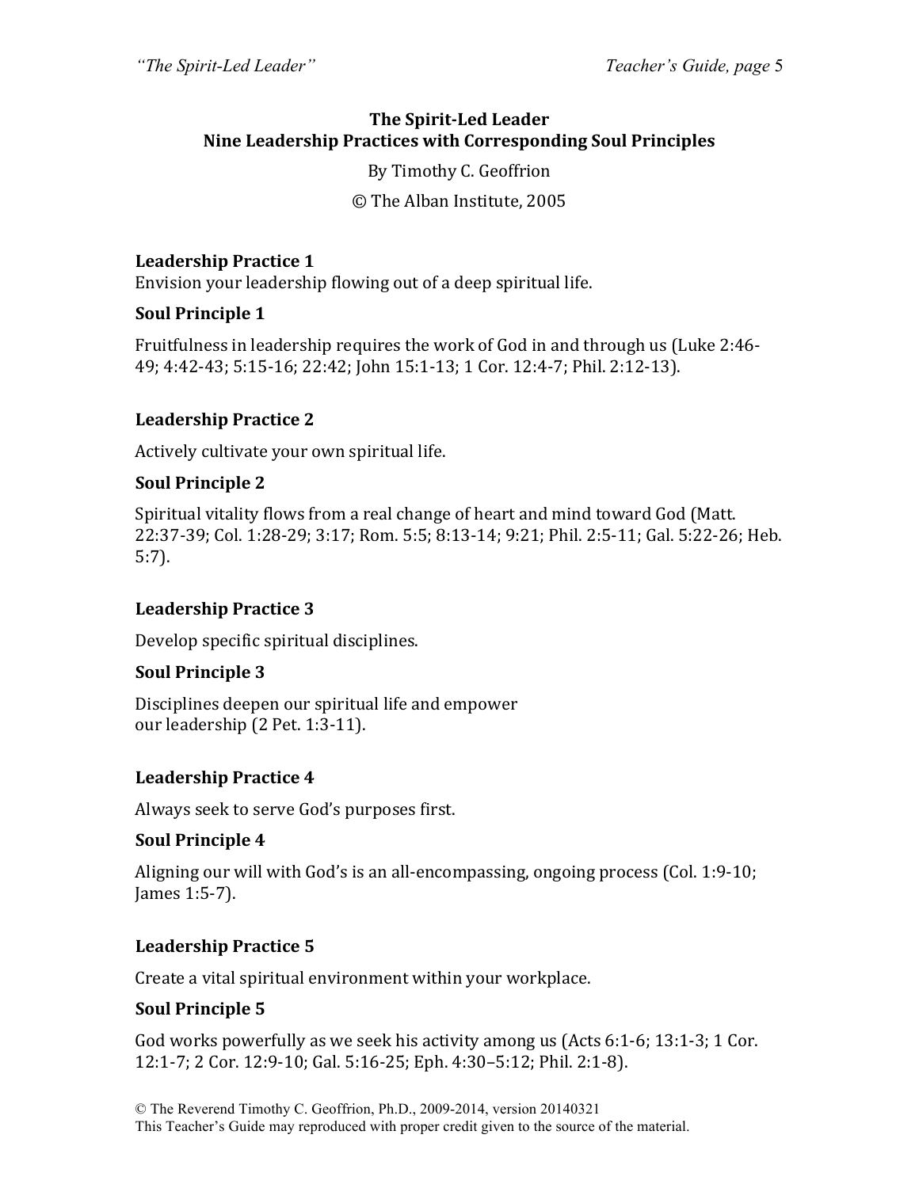**The Spirit-Led Leader**
**Nine Leadership Practices with Corresponding Soul Principles**

By Timothy C. Geoffrion

© The Alban Institute, 2005

**Leadership Practice 1**
Envision your leadership flowing out of a deep spiritual life.

**Soul Principle 1**

Fruitfulness in leadership requires the work of God in and through us (Luke 2:46-49; 4:42-43; 5:15-16; 22:42; John 15:1-13; 1 Cor. 12:4-7; Phil. 2:12-13).

**Leadership Practice 2**

Actively cultivate your own spiritual life.

**Soul Principle 2**

Spiritual vitality flows from a real change of heart and mind toward God (Matt. 22:37-39; Col. 1:28-29; 3:17; Rom. 5:5; 8:13-14; 9:21; Phil. 2:5-11; Gal. 5:22-26; Heb. 5:7).

**Leadership Practice 3**

Develop specific spiritual disciplines.

**Soul Principle 3**

Disciplines deepen our spiritual life and empower our leadership (2 Pet. 1:3-11).

**Leadership Practice 4**

Always seek to serve God's purposes first.

**Soul Principle 4**

Aligning our will with God's is an all-encompassing, ongoing process (Col. 1:9-10; James 1:5-7).

**Leadership Practice 5**

Create a vital spiritual environment within your workplace.

**Soul Principle 5**

God works powerfully as we seek his activity among us (Acts 6:1-6; 13:1-3; 1 Cor. 12:1-7; 2 Cor. 12:9-10; Gal. 5:16-25; Eph. 4:30–5:12; Phil. 2:1-8).

© The Reverend Timothy C. Geoffrion, Ph.D., 2009-2014, version 20140321
This Teacher's Guide may reproduced with proper credit given to the source of the material.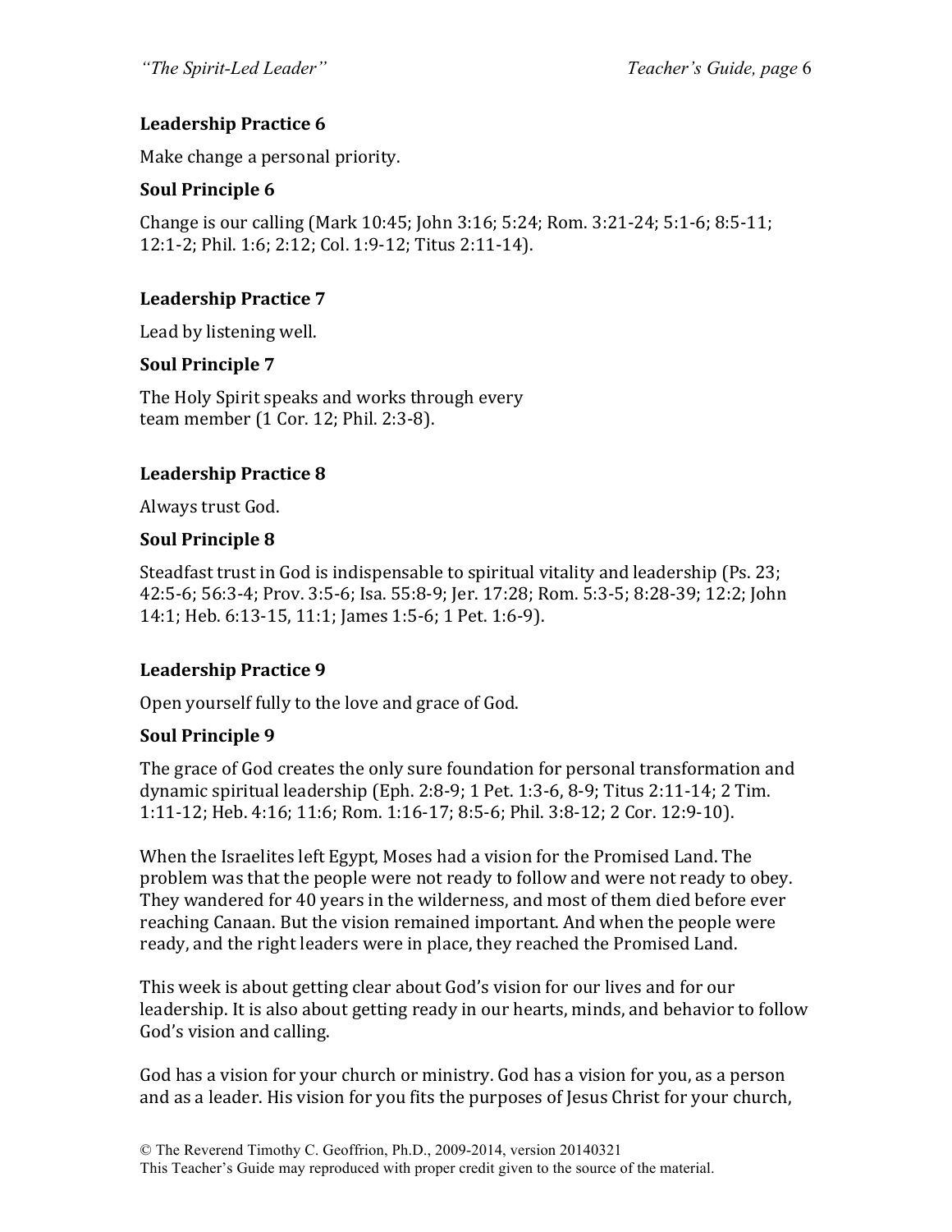**Leadership Practice 6**

Make change a personal priority.

**Soul Principle 6**

Change is our calling (Mark 10:45; John 3:16; 5:24; Rom. 3:21-24; 5:1-6; 8:5-11; 12:1-2; Phil. 1:6; 2:12; Col. 1:9-12; Titus 2:11-14).

**Leadership Practice 7**

Lead by listening well.

**Soul Principle 7**

The Holy Spirit speaks and works through every team member (1 Cor. 12; Phil. 2:3-8).

**Leadership Practice 8**

Always trust God.

**Soul Principle 8**

Steadfast trust in God is indispensable to spiritual vitality and leadership (Ps. 23; 42:5-6; 56:3-4; Prov. 3:5-6; Isa. 55:8-9; Jer. 17:28; Rom. 5:3-5; 8:28-39; 12:2; John 14:1; Heb. 6:13-15, 11:1; James 1:5-6; 1 Pet. 1:6-9).

**Leadership Practice 9**

Open yourself fully to the love and grace of God.

**Soul Principle 9**

The grace of God creates the only sure foundation for personal transformation and dynamic spiritual leadership (Eph. 2:8-9; 1 Pet. 1:3-6, 8-9; Titus 2:11-14; 2 Tim. 1:11-12; Heb. 4:16; 11:6; Rom. 1:16-17; 8:5-6; Phil. 3:8-12; 2 Cor. 12:9-10).

When the Israelites left Egypt, Moses had a vision for the Promised Land. The problem was that the people were not ready to follow and were not ready to obey. They wandered for 40 years in the wilderness, and most of them died before ever reaching Canaan. But the vision remained important. And when the people were ready, and the right leaders were in place, they reached the Promised Land.

This week is about getting clear about God's vision for our lives and for our leadership. It is also about getting ready in our hearts, minds, and behavior to follow God's vision and calling.

God has a vision for your church or ministry. God has a vision for you, as a person and as a leader. His vision for you fits the purposes of Jesus Christ for your church,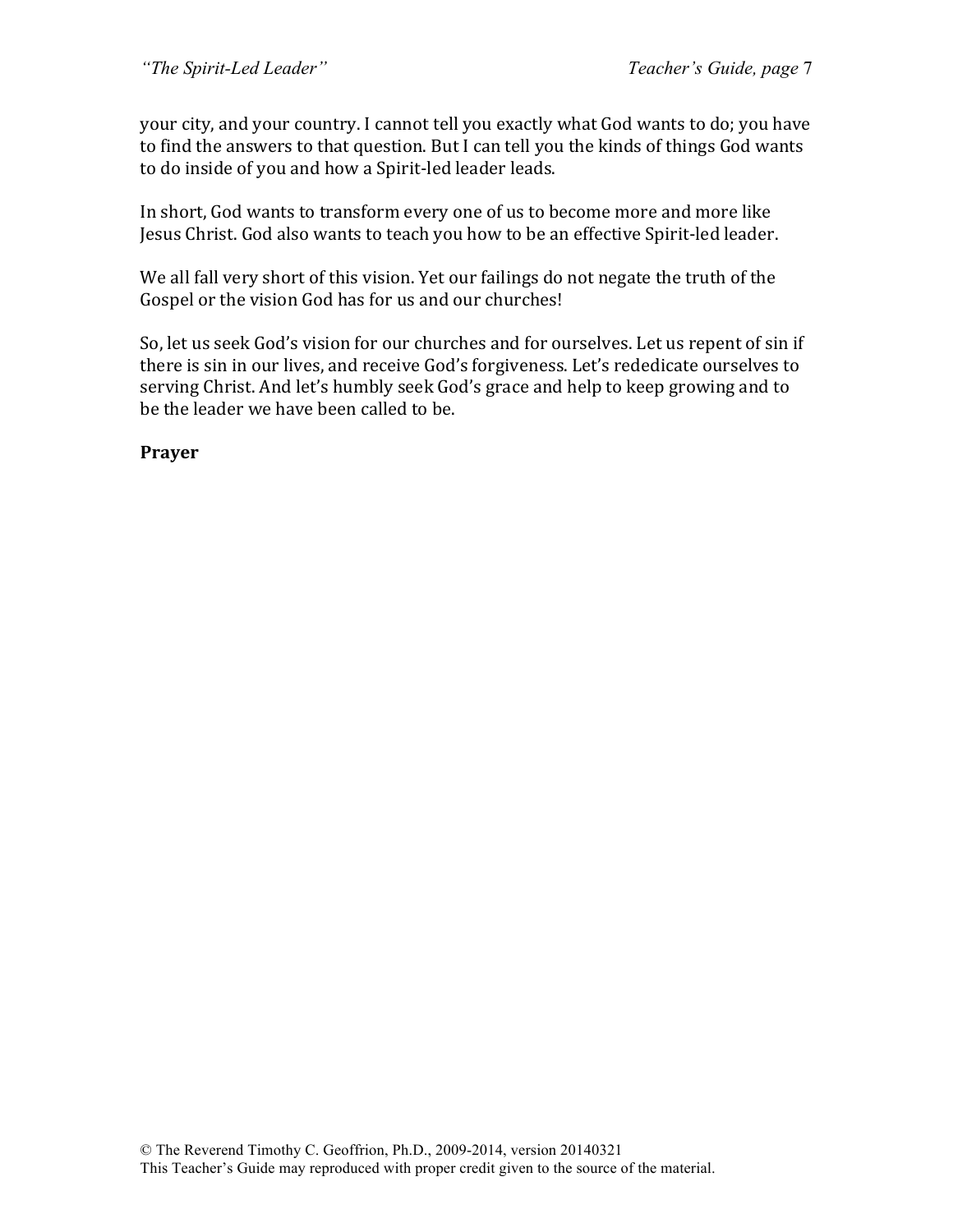your city, and your country. I cannot tell you exactly what God wants to do; you have to find the answers to that question. But I can tell you the kinds of things God wants to do inside of you and how a Spirit-led leader leads.

In short, God wants to transform every one of us to become more and more like Jesus Christ. God also wants to teach you how to be an effective Spirit-led leader.

We all fall very short of this vision. Yet our failings do not negate the truth of the Gospel or the vision God has for us and our churches!

So, let us seek God's vision for our churches and for ourselves. Let us repent of sin if there is sin in our lives, and receive God's forgiveness. Let's rededicate ourselves to serving Christ. And let's humbly seek God's grace and help to keep growing and to be the leader we have been called to be.

**Prayer**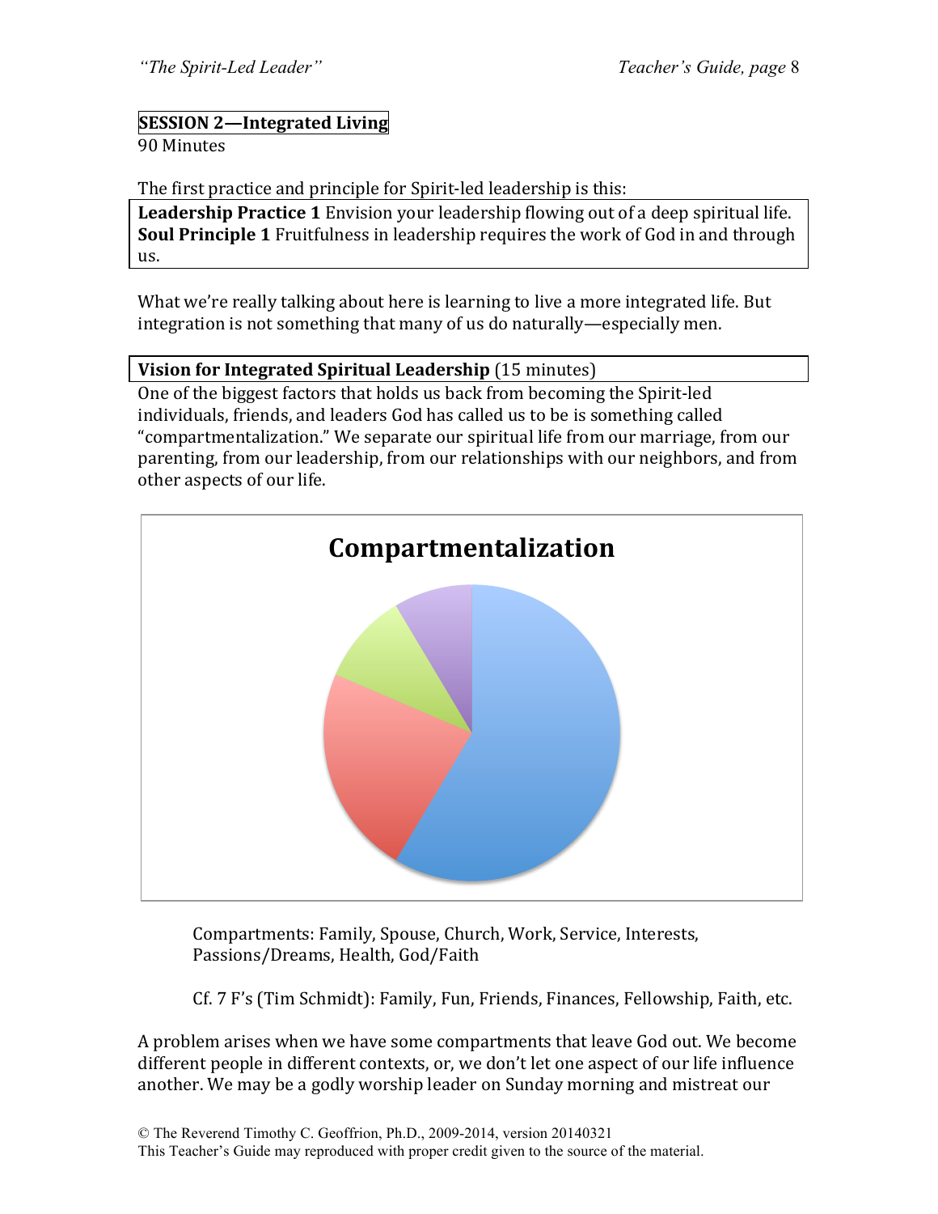**SESSION 2—Integrated Living**

90 Minutes

The first practice and principle for Spirit-led leadership is this:

**Leadership Practice 1** Envision your leadership flowing out of a deep spiritual life.
**Soul Principle 1** Fruitfulness in leadership requires the work of God in and through us.

What we're really talking about here is learning to live a more integrated life. But integration is not something that many of us do naturally—especially men.

**Vision for Integrated Spiritual Leadership** (15 minutes)

One of the biggest factors that holds us back from becoming the Spirit-led individuals, friends, and leaders God has called us to be is something called "compartmentalization." We separate our spiritual life from our marriage, from our parenting, from our leadership, from our relationships with our neighbors, and from other aspects of our life.

**Compartmentalization**

Compartments: Family, Spouse, Church, Work, Service, Interests, Passions/Dreams, Health, God/Faith

Cf. 7 F's (Tim Schmidt): Family, Fun, Friends, Finances, Fellowship, Faith, etc.

A problem arises when we have some compartments that leave God out. We become different people in different contexts, or, we don't let one aspect of our life influence another. We may be a godly worship leader on Sunday morning and mistreat our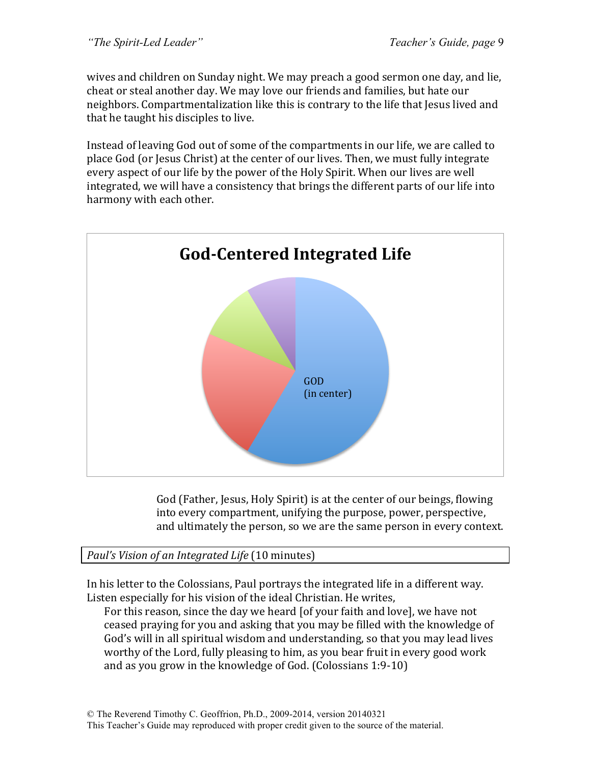wives and children on Sunday night. We may preach a good sermon one day, and lie, cheat or steal another day. We may love our friends and families, but hate our neighbors. Compartmentalization like this is contrary to the life that Jesus lived and that he taught his disciples to live.

Instead of leaving God out of some of the compartments in our life, we are called to place God (or Jesus Christ) at the center of our lives. Then, we must fully integrate every aspect of our life by the power of the Holy Spirit. When our lives are well integrated, we will have a consistency that brings the different parts of our life into harmony with each other.

**God-Centered Integrated Life**

GOD
(in center)

God (Father, Jesus, Holy Spirit) is at the center of our beings, flowing into every compartment, unifying the purpose, power, perspective, and ultimately the person, so we are the same person in every context.

*Paul's Vision of an Integrated Life* (10 minutes)

In his letter to the Colossians, Paul portrays the integrated life in a different way. Listen especially for his vision of the ideal Christian. He writes,

> For this reason, since the day we heard [of your faith and love], we have not ceased praying for you and asking that you may be filled with the knowledge of God's will in all spiritual wisdom and understanding, so that you may lead lives worthy of the Lord, fully pleasing to him, as you bear fruit in every good work and as you grow in the knowledge of God. (Colossians 1:9-10)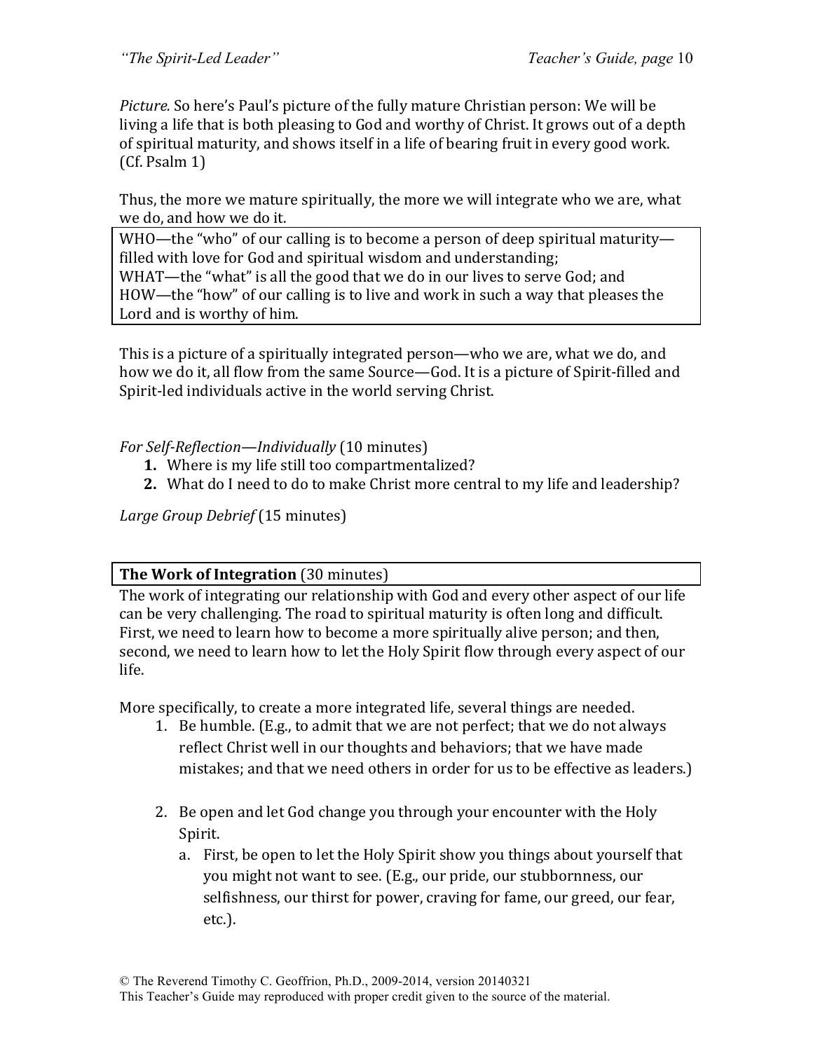*Picture.* So here's Paul's picture of the fully mature Christian person: We will be living a life that is both pleasing to God and worthy of Christ. It grows out of a depth of spiritual maturity, and shows itself in a life of bearing fruit in every good work. (Cf. Psalm 1)

Thus, the more we mature spiritually, the more we will integrate who we are, what we do, and how we do it.

> WHO—the "who" of our calling is to become a person of deep spiritual maturity—filled with love for God and spiritual wisdom and understanding;
> WHAT—the "what" is all the good that we do in our lives to serve God; and
> HOW—the "how" of our calling is to live and work in such a way that pleases the Lord and is worthy of him.

This is a picture of a spiritually integrated person—who we are, what we do, and how we do it, all flow from the same Source—God. It is a picture of Spirit-filled and Spirit-led individuals active in the world serving Christ.

*For Self-Reflection—Individually* (10 minutes)

1. Where is my life still too compartmentalized?
2. What do I need to do to make Christ more central to my life and leadership?

*Large Group Debrief* (15 minutes)

**The Work of Integration** (30 minutes)

The work of integrating our relationship with God and every other aspect of our life can be very challenging. The road to spiritual maturity is often long and difficult. First, we need to learn how to become a more spiritually alive person; and then, second, we need to learn how to let the Holy Spirit flow through every aspect of our life.

More specifically, to create a more integrated life, several things are needed.

1. Be humble. (E.g., to admit that we are not perfect; that we do not always reflect Christ well in our thoughts and behaviors; that we have made mistakes; and that we need others in order for us to be effective as leaders.)

2. Be open and let God change you through your encounter with the Holy Spirit.
   a. First, be open to let the Holy Spirit show you things about yourself that you might not want to see. (E.g., our pride, our stubbornness, our selfishness, our thirst for power, craving for fame, our greed, our fear, etc.).

© The Reverend Timothy C. Geoffrion, Ph.D., 2009-2014, version 20140321
This Teacher's Guide may reproduced with proper credit given to the source of the material.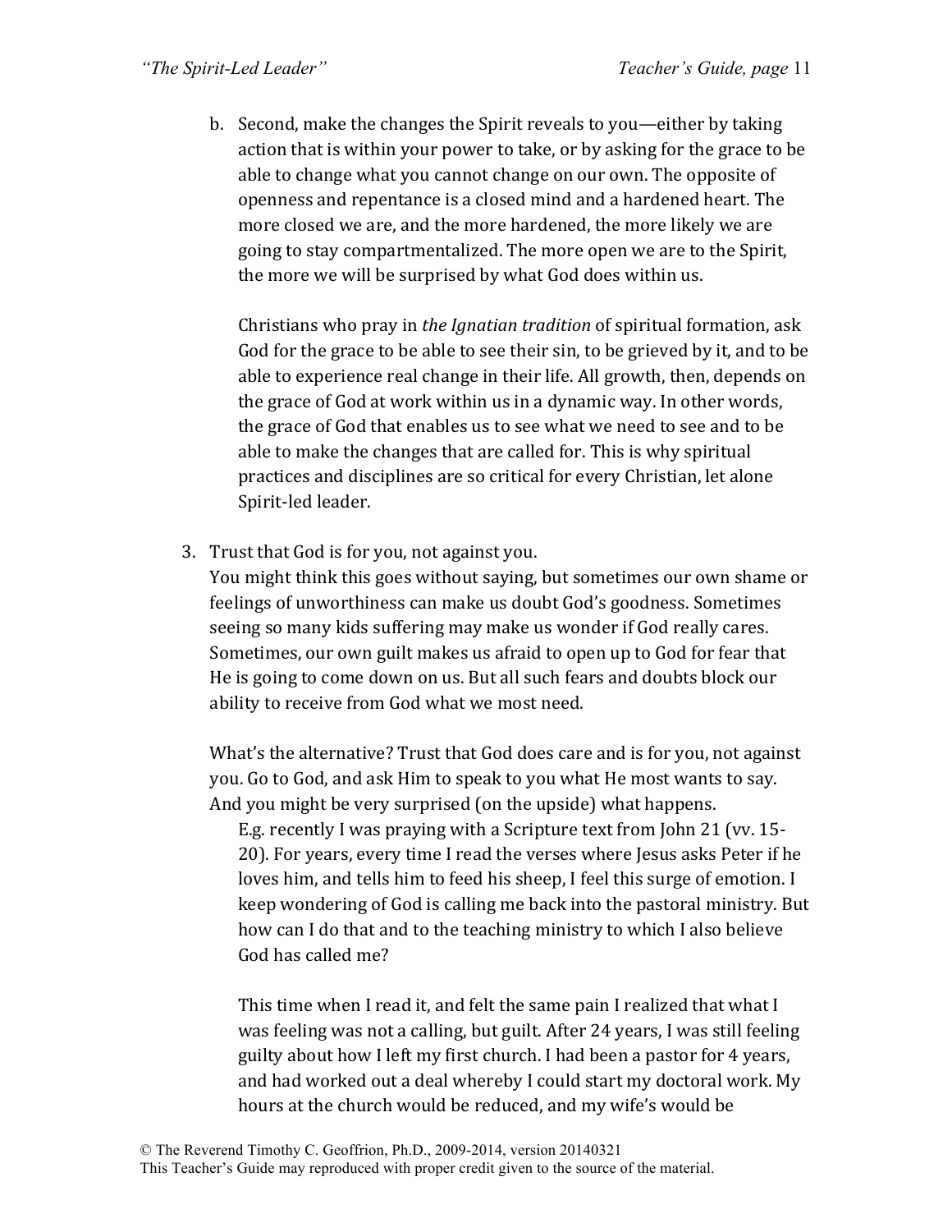b. Second, make the changes the Spirit reveals to you—either by taking action that is within your power to take, or by asking for the grace to be able to change what you cannot change on our own. The opposite of openness and repentance is a closed mind and a hardened heart. The more closed we are, and the more hardened, the more likely we are going to stay compartmentalized. The more open we are to the Spirit, the more we will be surprised by what God does within us.

   Christians who pray in *the Ignatian tradition* of spiritual formation, ask God for the grace to be able to see their sin, to be grieved by it, and to be able to experience real change in their life. All growth, then, depends on the grace of God at work within us in a dynamic way. In other words, the grace of God that enables us to see what we need to see and to be able to make the changes that are called for. This is why spiritual practices and disciplines are so critical for every Christian, let alone Spirit-led leader.

3. Trust that God is for you, not against you.
   You might think this goes without saying, but sometimes our own shame or feelings of unworthiness can make us doubt God's goodness. Sometimes seeing so many kids suffering may make us wonder if God really cares. Sometimes, our own guilt makes us afraid to open up to God for fear that He is going to come down on us. But all such fears and doubts block our ability to receive from God what we most need.

   What's the alternative? Trust that God does care and is for you, not against you. Go to God, and ask Him to speak to you what He most wants to say. And you might be very surprised (on the upside) what happens.

   E.g. recently I was praying with a Scripture text from John 21 (vv. 15-20). For years, every time I read the verses where Jesus asks Peter if he loves him, and tells him to feed his sheep, I feel this surge of emotion. I keep wondering of God is calling me back into the pastoral ministry. But how can I do that and to the teaching ministry to which I also believe God has called me?

   This time when I read it, and felt the same pain I realized that what I was feeling was not a calling, but guilt. After 24 years, I was still feeling guilty about how I left my first church. I had been a pastor for 4 years, and had worked out a deal whereby I could start my doctoral work. My hours at the church would be reduced, and my wife's would be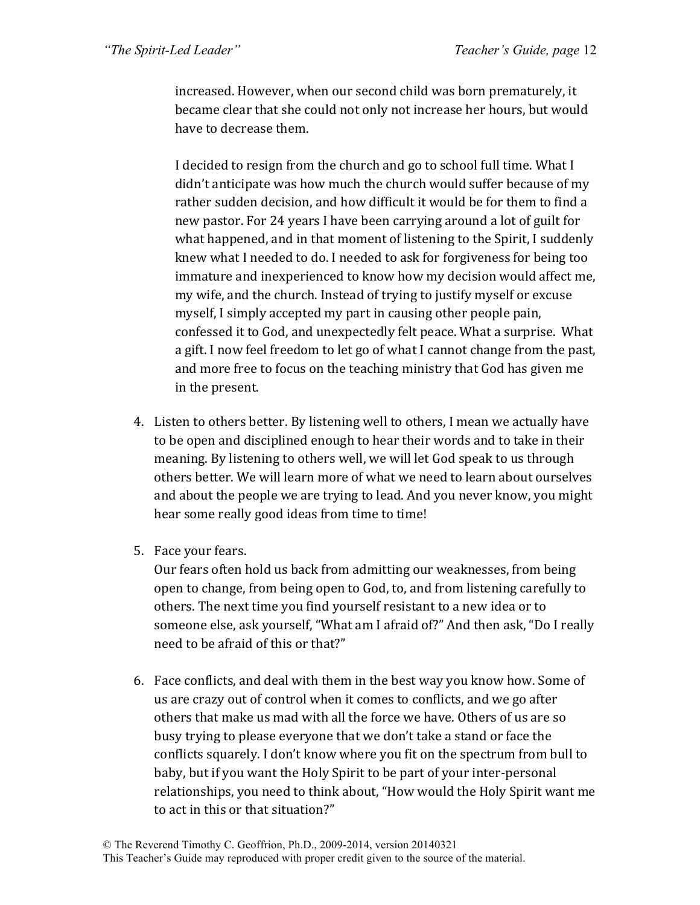increased. However, when our second child was born prematurely, it became clear that she could not only not increase her hours, but would have to decrease them.

I decided to resign from the church and go to school full time. What I didn't anticipate was how much the church would suffer because of my rather sudden decision, and how difficult it would be for them to find a new pastor. For 24 years I have been carrying around a lot of guilt for what happened, and in that moment of listening to the Spirit, I suddenly knew what I needed to do. I needed to ask for forgiveness for being too immature and inexperienced to know how my decision would affect me, my wife, and the church. Instead of trying to justify myself or excuse myself, I simply accepted my part in causing other people pain, confessed it to God, and unexpectedly felt peace. What a surprise. What a gift. I now feel freedom to let go of what I cannot change from the past, and more free to focus on the teaching ministry that God has given me in the present.

4. Listen to others better. By listening well to others, I mean we actually have to be open and disciplined enough to hear their words and to take in their meaning. By listening to others well, we will let God speak to us through others better. We will learn more of what we need to learn about ourselves and about the people we are trying to lead. And you never know, you might hear some really good ideas from time to time!

5. Face your fears.
   Our fears often hold us back from admitting our weaknesses, from being open to change, from being open to God, to, and from listening carefully to others. The next time you find yourself resistant to a new idea or to someone else, ask yourself, "What am I afraid of?" And then ask, "Do I really need to be afraid of this or that?"

6. Face conflicts, and deal with them in the best way you know how. Some of us are crazy out of control when it comes to conflicts, and we go after others that make us mad with all the force we have. Others of us are so busy trying to please everyone that we don't take a stand or face the conflicts squarely. I don't know where you fit on the spectrum from bull to baby, but if you want the Holy Spirit to be part of your inter-personal relationships, you need to think about, "How would the Holy Spirit want me to act in this or that situation?"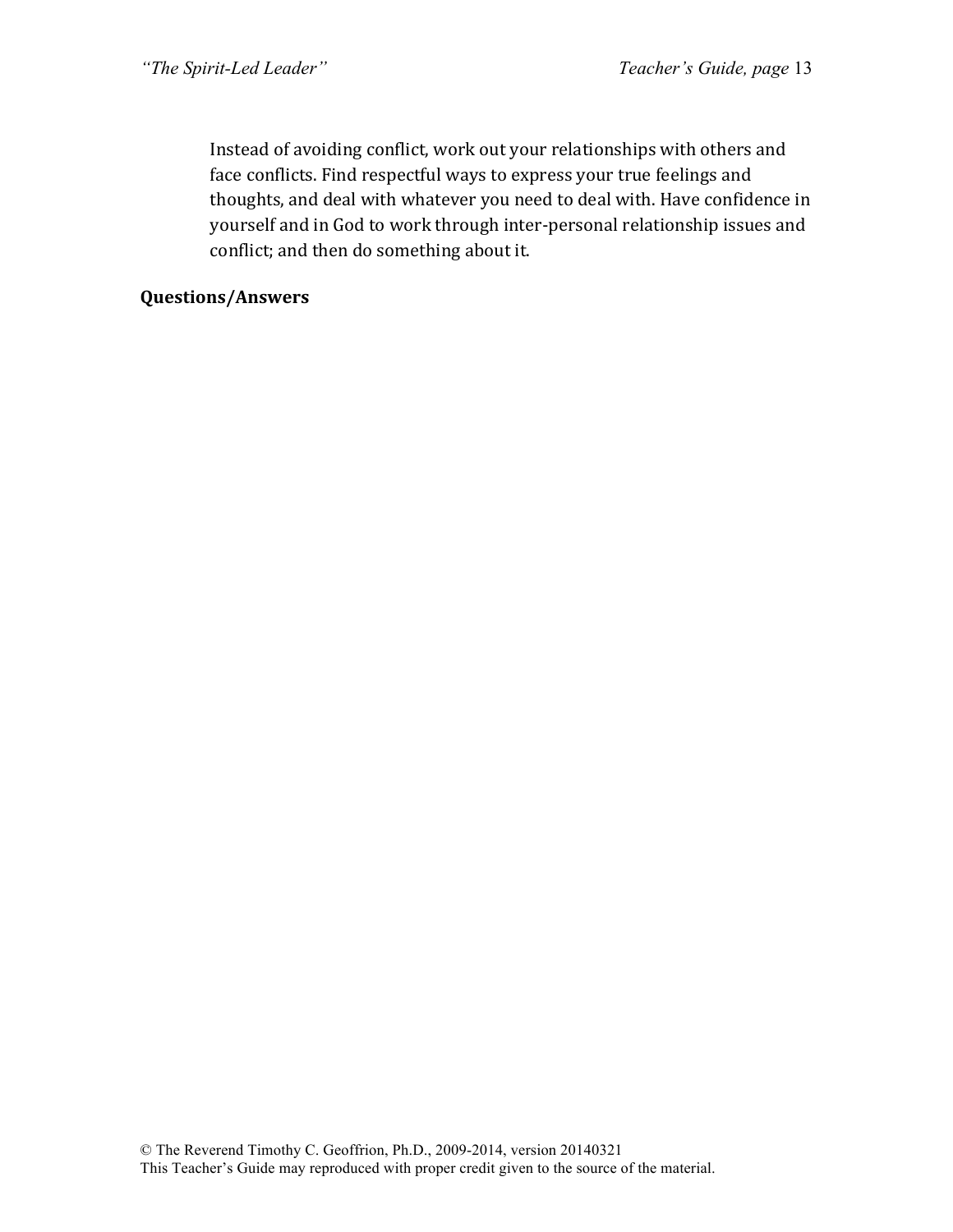Instead of avoiding conflict, work out your relationships with others and face conflicts. Find respectful ways to express your true feelings and thoughts, and deal with whatever you need to deal with. Have confidence in yourself and in God to work through inter-personal relationship issues and conflict; and then do something about it.

**Questions/Answers**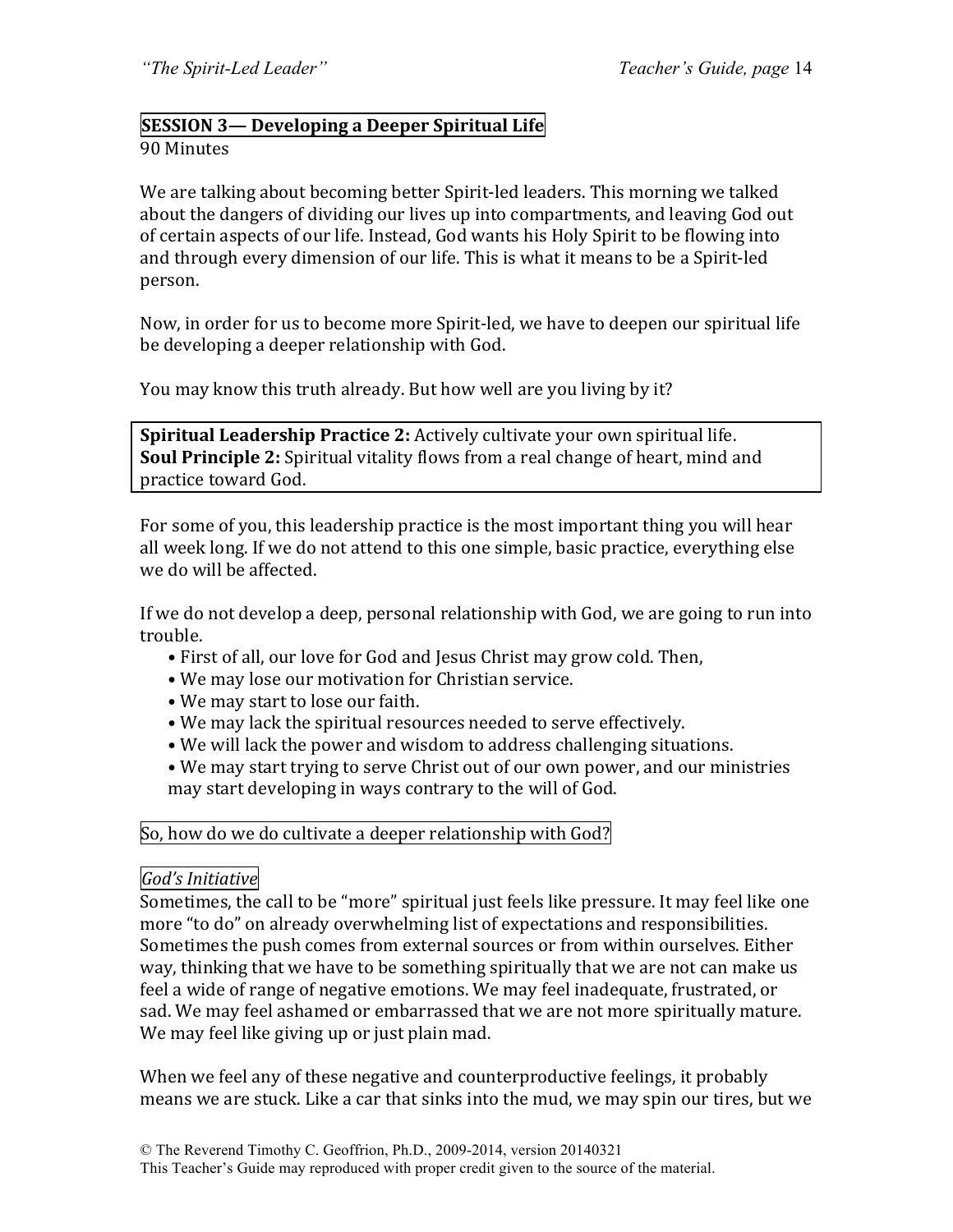## SESSION 3— Developing a Deeper Spiritual Life

90 Minutes

We are talking about becoming better Spirit-led leaders. This morning we talked about the dangers of dividing our lives up into compartments, and leaving God out of certain aspects of our life. Instead, God wants his Holy Spirit to be flowing into and through every dimension of our life. This is what it means to be a Spirit-led person.

Now, in order for us to become more Spirit-led, we have to deepen our spiritual life be developing a deeper relationship with God.

You may know this truth already. But how well are you living by it?

**Spiritual Leadership Practice 2:** Actively cultivate your own spiritual life.
**Soul Principle 2:** Spiritual vitality flows from a real change of heart, mind and practice toward God.

For some of you, this leadership practice is the most important thing you will hear all week long. If we do not attend to this one simple, basic practice, everything else we do will be affected.

If we do not develop a deep, personal relationship with God, we are going to run into trouble.

- First of all, our love for God and Jesus Christ may grow cold. Then,
- We may lose our motivation for Christian service.
- We may start to lose our faith.
- We may lack the spiritual resources needed to serve effectively.
- We will lack the power and wisdom to address challenging situations.
- We may start trying to serve Christ out of our own power, and our ministries may start developing in ways contrary to the will of God.

So, how do we do cultivate a deeper relationship with God?

*God's Initiative*

Sometimes, the call to be "more" spiritual just feels like pressure. It may feel like one more "to do" on already overwhelming list of expectations and responsibilities. Sometimes the push comes from external sources or from within ourselves. Either way, thinking that we have to be something spiritually that we are not can make us feel a wide of range of negative emotions. We may feel inadequate, frustrated, or sad. We may feel ashamed or embarrassed that we are not more spiritually mature. We may feel like giving up or just plain mad.

When we feel any of these negative and counterproductive feelings, it probably means we are stuck. Like a car that sinks into the mud, we may spin our tires, but we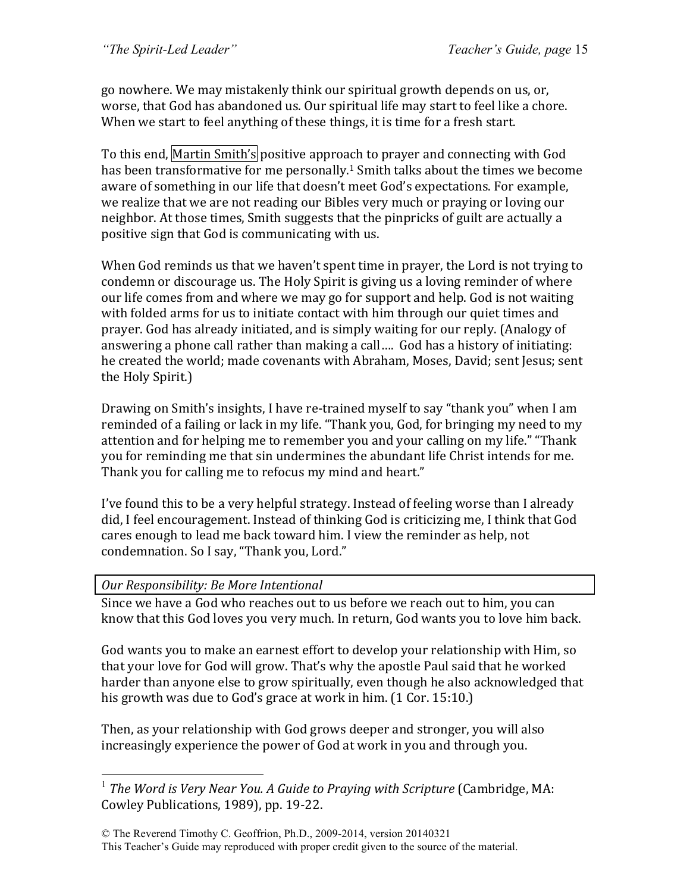go nowhere. We may mistakenly think our spiritual growth depends on us, or, worse, that God has abandoned us. Our spiritual life may start to feel like a chore. When we start to feel anything of these things, it is time for a fresh start.

To this end, Martin Smith's positive approach to prayer and connecting with God has been transformative for me personally.[1] Smith talks about the times we become aware of something in our life that doesn't meet God's expectations. For example, we realize that we are not reading our Bibles very much or praying or loving our neighbor. At those times, Smith suggests that the pinpricks of guilt are actually a positive sign that God is communicating with us.

When God reminds us that we haven't spent time in prayer, the Lord is not trying to condemn or discourage us. The Holy Spirit is giving us a loving reminder of where our life comes from and where we may go for support and help. God is not waiting with folded arms for us to initiate contact with him through our quiet times and prayer. God has already initiated, and is simply waiting for our reply. (Analogy of answering a phone call rather than making a call.... God has a history of initiating: he created the world; made covenants with Abraham, Moses, David; sent Jesus; sent the Holy Spirit.)

Drawing on Smith's insights, I have re-trained myself to say "thank you" when I am reminded of a failing or lack in my life. "Thank you, God, for bringing my need to my attention and for helping me to remember you and your calling on my life." "Thank you for reminding me that sin undermines the abundant life Christ intends for me. Thank you for calling me to refocus my mind and heart."

I've found this to be a very helpful strategy. Instead of feeling worse than I already did, I feel encouragement. Instead of thinking God is criticizing me, I think that God cares enough to lead me back toward him. I view the reminder as help, not condemnation. So I say, "Thank you, Lord."

*Our Responsibility: Be More Intentional*

Since we have a God who reaches out to us before we reach out to him, you can know that this God loves you very much. In return, God wants you to love him back.

God wants you to make an earnest effort to develop your relationship with Him, so that your love for God will grow. That's why the apostle Paul said that he worked harder than anyone else to grow spiritually, even though he also acknowledged that his growth was due to God's grace at work in him. (1 Cor. 15:10.)

Then, as your relationship with God grows deeper and stronger, you will also increasingly experience the power of God at work in you and through you.

---

[1] *The Word is Very Near You. A Guide to Praying with Scripture* (Cambridge, MA: Cowley Publications, 1989), pp. 19-22.

© The Reverend Timothy C. Geoffrion, Ph.D., 2009-2014, version 20140321
This Teacher's Guide may reproduced with proper credit given to the source of the material.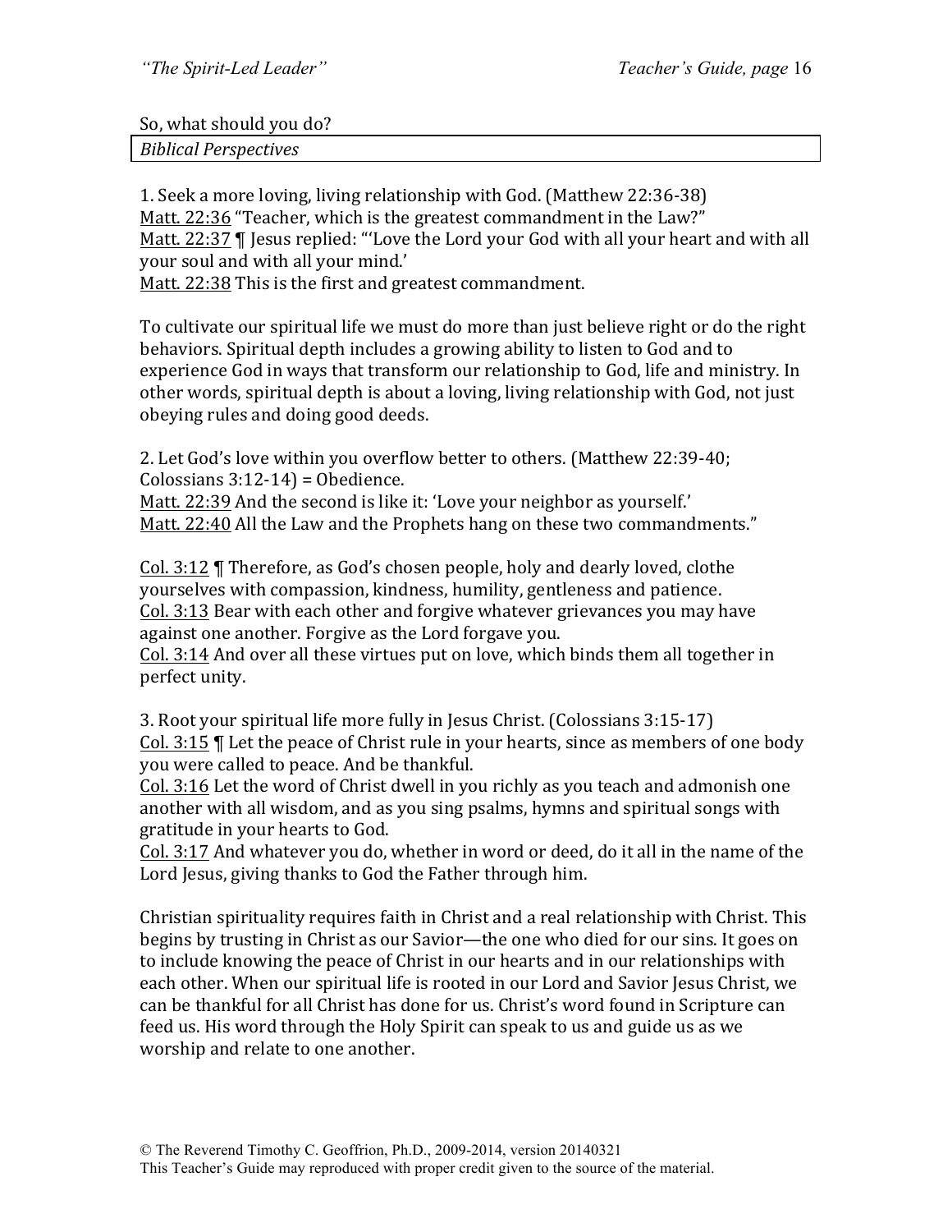So, what should you do?

| *Biblical Perspectives* |
|---|

1. Seek a more loving, living relationship with God. (Matthew 22:36-38)
Matt. 22:36 "Teacher, which is the greatest commandment in the Law?"
Matt. 22:37 ¶ Jesus replied: "'Love the Lord your God with all your heart and with all your soul and with all your mind.'
Matt. 22:38 This is the first and greatest commandment.

To cultivate our spiritual life we must do more than just believe right or do the right behaviors. Spiritual depth includes a growing ability to listen to God and to experience God in ways that transform our relationship to God, life and ministry. In other words, spiritual depth is about a loving, living relationship with God, not just obeying rules and doing good deeds.

2. Let God's love within you overflow better to others. (Matthew 22:39-40; Colossians 3:12-14) = Obedience.
Matt. 22:39 And the second is like it: 'Love your neighbor as yourself.'
Matt. 22:40 All the Law and the Prophets hang on these two commandments."

Col. 3:12 ¶ Therefore, as God's chosen people, holy and dearly loved, clothe yourselves with compassion, kindness, humility, gentleness and patience.
Col. 3:13 Bear with each other and forgive whatever grievances you may have against one another. Forgive as the Lord forgave you.
Col. 3:14 And over all these virtues put on love, which binds them all together in perfect unity.

3. Root your spiritual life more fully in Jesus Christ. (Colossians 3:15-17)
Col. 3:15 ¶ Let the peace of Christ rule in your hearts, since as members of one body you were called to peace. And be thankful.
Col. 3:16 Let the word of Christ dwell in you richly as you teach and admonish one another with all wisdom, and as you sing psalms, hymns and spiritual songs with gratitude in your hearts to God.
Col. 3:17 And whatever you do, whether in word or deed, do it all in the name of the Lord Jesus, giving thanks to God the Father through him.

Christian spirituality requires faith in Christ and a real relationship with Christ. This begins by trusting in Christ as our Savior—the one who died for our sins. It goes on to include knowing the peace of Christ in our hearts and in our relationships with each other. When our spiritual life is rooted in our Lord and Savior Jesus Christ, we can be thankful for all Christ has done for us. Christ's word found in Scripture can feed us. His word through the Holy Spirit can speak to us and guide us as we worship and relate to one another.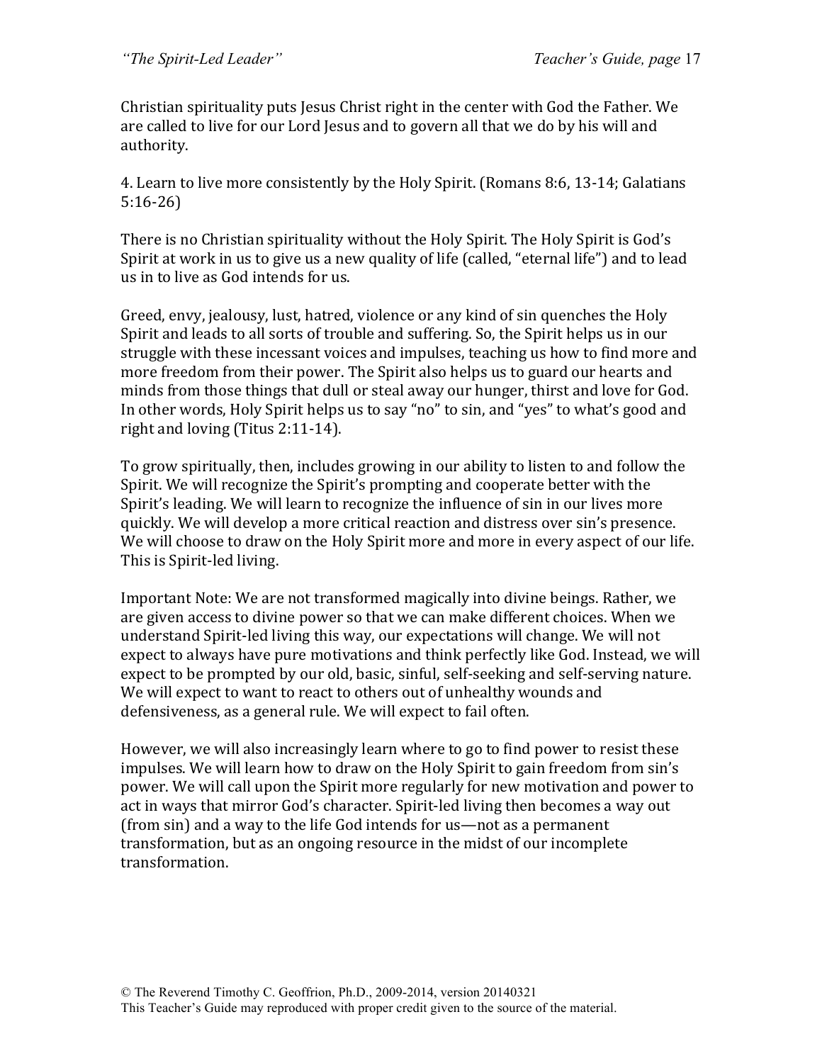Christian spirituality puts Jesus Christ right in the center with God the Father. We are called to live for our Lord Jesus and to govern all that we do by his will and authority.

4. Learn to live more consistently by the Holy Spirit. (Romans 8:6, 13-14; Galatians 5:16-26)

There is no Christian spirituality without the Holy Spirit. The Holy Spirit is God's Spirit at work in us to give us a new quality of life (called, "eternal life") and to lead us in to live as God intends for us.

Greed, envy, jealousy, lust, hatred, violence or any kind of sin quenches the Holy Spirit and leads to all sorts of trouble and suffering. So, the Spirit helps us in our struggle with these incessant voices and impulses, teaching us how to find more and more freedom from their power. The Spirit also helps us to guard our hearts and minds from those things that dull or steal away our hunger, thirst and love for God. In other words, Holy Spirit helps us to say "no" to sin, and "yes" to what's good and right and loving (Titus 2:11-14).

To grow spiritually, then, includes growing in our ability to listen to and follow the Spirit. We will recognize the Spirit's prompting and cooperate better with the Spirit's leading. We will learn to recognize the influence of sin in our lives more quickly. We will develop a more critical reaction and distress over sin's presence. We will choose to draw on the Holy Spirit more and more in every aspect of our life. This is Spirit-led living.

Important Note: We are not transformed magically into divine beings. Rather, we are given access to divine power so that we can make different choices. When we understand Spirit-led living this way, our expectations will change. We will not expect to always have pure motivations and think perfectly like God. Instead, we will expect to be prompted by our old, basic, sinful, self-seeking and self-serving nature. We will expect to want to react to others out of unhealthy wounds and defensiveness, as a general rule. We will expect to fail often.

However, we will also increasingly learn where to go to find power to resist these impulses. We will learn how to draw on the Holy Spirit to gain freedom from sin's power. We will call upon the Spirit more regularly for new motivation and power to act in ways that mirror God's character. Spirit-led living then becomes a way out (from sin) and a way to the life God intends for us—not as a permanent transformation, but as an ongoing resource in the midst of our incomplete transformation.

© The Reverend Timothy C. Geoffrion, Ph.D., 2009-2014, version 20140321
This Teacher's Guide may reproduced with proper credit given to the source of the material.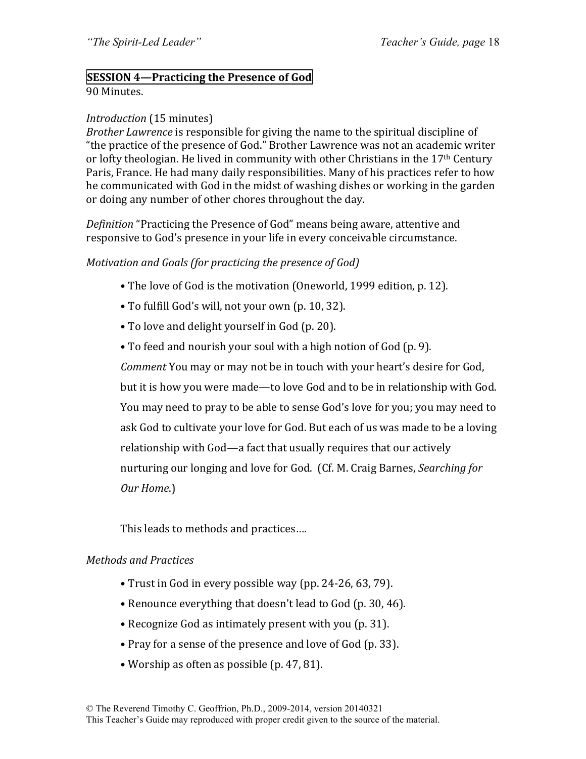**SESSION 4—Practicing the Presence of God**

90 Minutes.

*Introduction* (15 minutes)

*Brother Lawrence* is responsible for giving the name to the spiritual discipline of "the practice of the presence of God." Brother Lawrence was not an academic writer or lofty theologian. He lived in community with other Christians in the 17th Century Paris, France. He had many daily responsibilities. Many of his practices refer to how he communicated with God in the midst of washing dishes or working in the garden or doing any number of other chores throughout the day.

*Definition* "Practicing the Presence of God" means being aware, attentive and responsive to God's presence in your life in every conceivable circumstance.

*Motivation and Goals (for practicing the presence of God)*

- The love of God is the motivation (Oneworld, 1999 edition, p. 12).
- To fulfill God's will, not your own (p. 10, 32).
- To love and delight yourself in God (p. 20).
- To feed and nourish your soul with a high notion of God (p. 9).

*Comment* You may or may not be in touch with your heart's desire for God, but it is how you were made—to love God and to be in relationship with God. You may need to pray to be able to sense God's love for you; you may need to ask God to cultivate your love for God. But each of us was made to be a loving relationship with God—a fact that usually requires that our actively nurturing our longing and love for God. (Cf. M. Craig Barnes, *Searching for Our Home.*)

This leads to methods and practices….

*Methods and Practices*

- Trust in God in every possible way (pp. 24-26, 63, 79).
- Renounce everything that doesn't lead to God (p. 30, 46).
- Recognize God as intimately present with you (p. 31).
- Pray for a sense of the presence and love of God (p. 33).
- Worship as often as possible (p. 47, 81).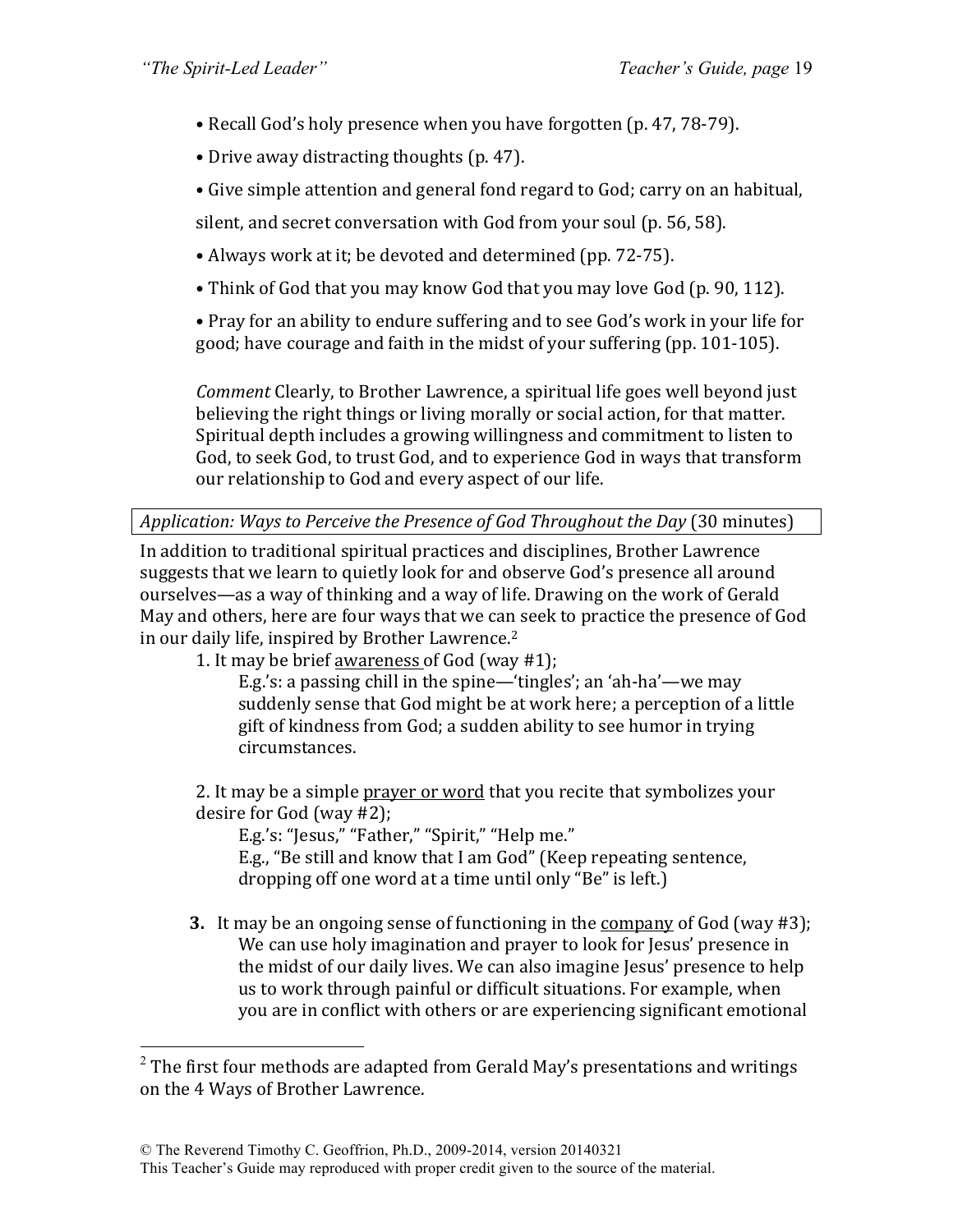- Recall God's holy presence when you have forgotten (p. 47, 78-79).
- Drive away distracting thoughts (p. 47).
- Give simple attention and general fond regard to God; carry on an habitual, silent, and secret conversation with God from your soul (p. 56, 58).
- Always work at it; be devoted and determined (pp. 72-75).
- Think of God that you may know God that you may love God (p. 90, 112).
- Pray for an ability to endure suffering and to see God's work in your life for good; have courage and faith in the midst of your suffering (pp. 101-105).

*Comment* Clearly, to Brother Lawrence, a spiritual life goes well beyond just believing the right things or living morally or social action, for that matter. Spiritual depth includes a growing willingness and commitment to listen to God, to seek God, to trust God, and to experience God in ways that transform our relationship to God and every aspect of our life.

*Application: Ways to Perceive the Presence of God Throughout the Day* (30 minutes)

In addition to traditional spiritual practices and disciplines, Brother Lawrence suggests that we learn to quietly look for and observe God's presence all around ourselves—as a way of thinking and a way of life. Drawing on the work of Gerald May and others, here are four ways that we can seek to practice the presence of God in our daily life, inspired by Brother Lawrence.[2]

1. It may be brief <u>awareness</u> of God (way #1);
   E.g.'s: a passing chill in the spine—'tingles'; an 'ah-ha'—we may suddenly sense that God might be at work here; a perception of a little gift of kindness from God; a sudden ability to see humor in trying circumstances.

2. It may be a simple <u>prayer or word</u> that you recite that symbolizes your desire for God (way #2);
   E.g.'s: "Jesus," "Father," "Spirit," "Help me."
   E.g., "Be still and know that I am God" (Keep repeating sentence, dropping off one word at a time until only "Be" is left.)

3. It may be an ongoing sense of functioning in the <u>company</u> of God (way #3);
   We can use holy imagination and prayer to look for Jesus' presence in the midst of our daily lives. We can also imagine Jesus' presence to help us to work through painful or difficult situations. For example, when you are in conflict with others or are experiencing significant emotional

[2] The first four methods are adapted from Gerald May's presentations and writings on the 4 Ways of Brother Lawrence.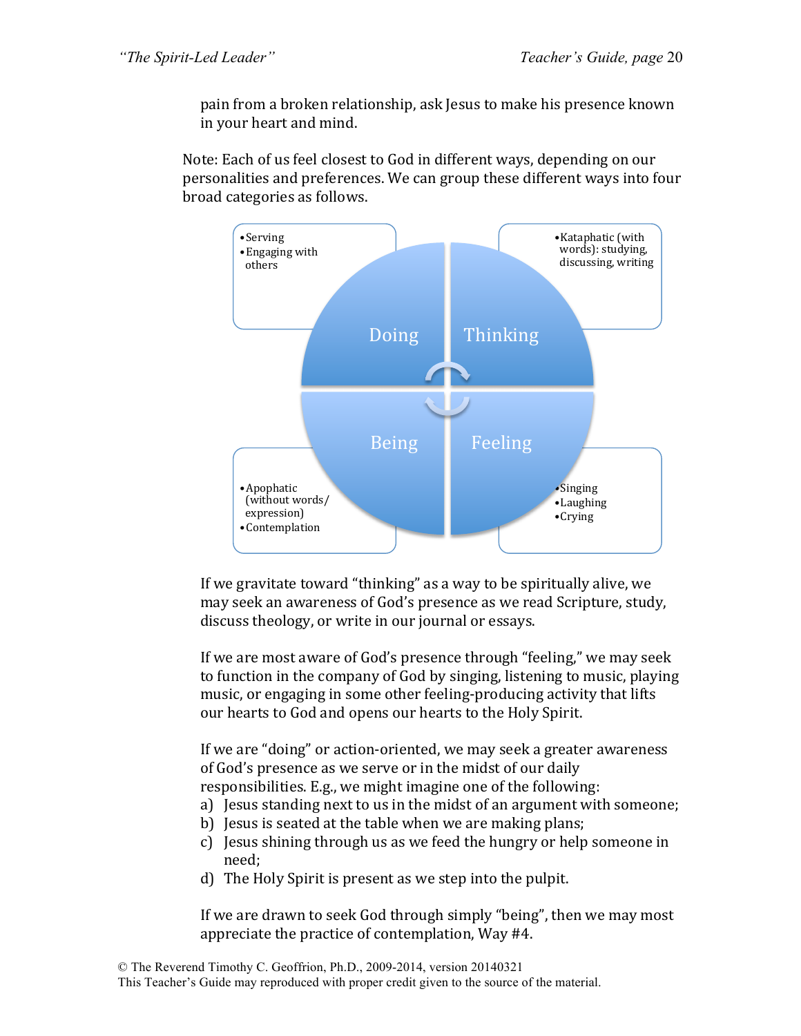pain from a broken relationship, ask Jesus to make his presence known in your heart and mind.

Note: Each of us feel closest to God in different ways, depending on our personalities and preferences. We can group these different ways into four broad categories as follows.

**Doing**
- Serving
- Engaging with others

**Thinking**
- Kataphatic (with words): studying, discussing, writing

**Being**
- Apophatic (without words/ expression)
- Contemplation

**Feeling**
- Singing
- Laughing
- Crying

If we gravitate toward "thinking" as a way to be spiritually alive, we may seek an awareness of God's presence as we read Scripture, study, discuss theology, or write in our journal or essays.

If we are most aware of God's presence through "feeling," we may seek to function in the company of God by singing, listening to music, playing music, or engaging in some other feeling-producing activity that lifts our hearts to God and opens our hearts to the Holy Spirit.

If we are "doing" or action-oriented, we may seek a greater awareness of God's presence as we serve or in the midst of our daily responsibilities. E.g., we might imagine one of the following:

a) Jesus standing next to us in the midst of an argument with someone;
b) Jesus is seated at the table when we are making plans;
c) Jesus shining through us as we feed the hungry or help someone in need;
d) The Holy Spirit is present as we step into the pulpit.

If we are drawn to seek God through simply "being", then we may most appreciate the practice of contemplation, Way #4.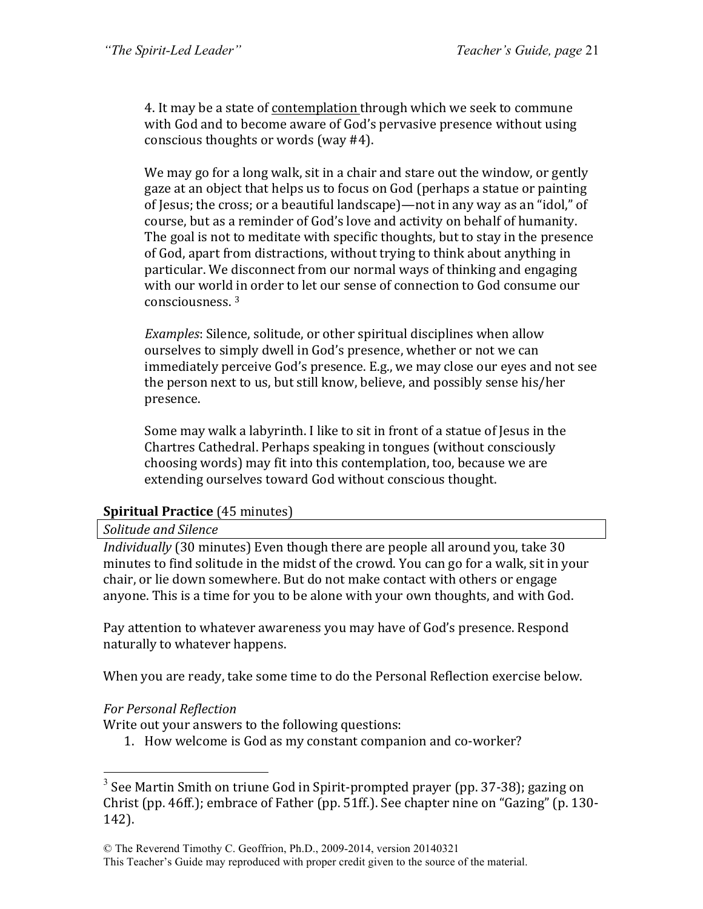4. It may be a state of contemplation through which we seek to commune with God and to become aware of God's pervasive presence without using conscious thoughts or words (way #4).

We may go for a long walk, sit in a chair and stare out the window, or gently gaze at an object that helps us to focus on God (perhaps a statue or painting of Jesus; the cross; or a beautiful landscape)—not in any way as an "idol," of course, but as a reminder of God's love and activity on behalf of humanity. The goal is not to meditate with specific thoughts, but to stay in the presence of God, apart from distractions, without trying to think about anything in particular. We disconnect from our normal ways of thinking and engaging with our world in order to let our sense of connection to God consume our consciousness. [3]

*Examples*: Silence, solitude, or other spiritual disciplines when allow ourselves to simply dwell in God's presence, whether or not we can immediately perceive God's presence. E.g., we may close our eyes and not see the person next to us, but still know, believe, and possibly sense his/her presence.

Some may walk a labyrinth. I like to sit in front of a statue of Jesus in the Chartres Cathedral. Perhaps speaking in tongues (without consciously choosing words) may fit into this contemplation, too, because we are extending ourselves toward God without conscious thought.

**Spiritual Practice** (45 minutes)

*Solitude and Silence*

*Individually* (30 minutes) Even though there are people all around you, take 30 minutes to find solitude in the midst of the crowd. You can go for a walk, sit in your chair, or lie down somewhere. But do not make contact with others or engage anyone. This is a time for you to be alone with your own thoughts, and with God.

Pay attention to whatever awareness you may have of God's presence. Respond naturally to whatever happens.

When you are ready, take some time to do the Personal Reflection exercise below.

*For Personal Reflection*

Write out your answers to the following questions:

1. How welcome is God as my constant companion and co-worker?

---

[3] See Martin Smith on triune God in Spirit-prompted prayer (pp. 37-38); gazing on Christ (pp. 46ff.); embrace of Father (pp. 51ff.). See chapter nine on "Gazing" (p. 130-142).

© The Reverend Timothy C. Geoffrion, Ph.D., 2009-2014, version 20140321
This Teacher's Guide may reproduced with proper credit given to the source of the material.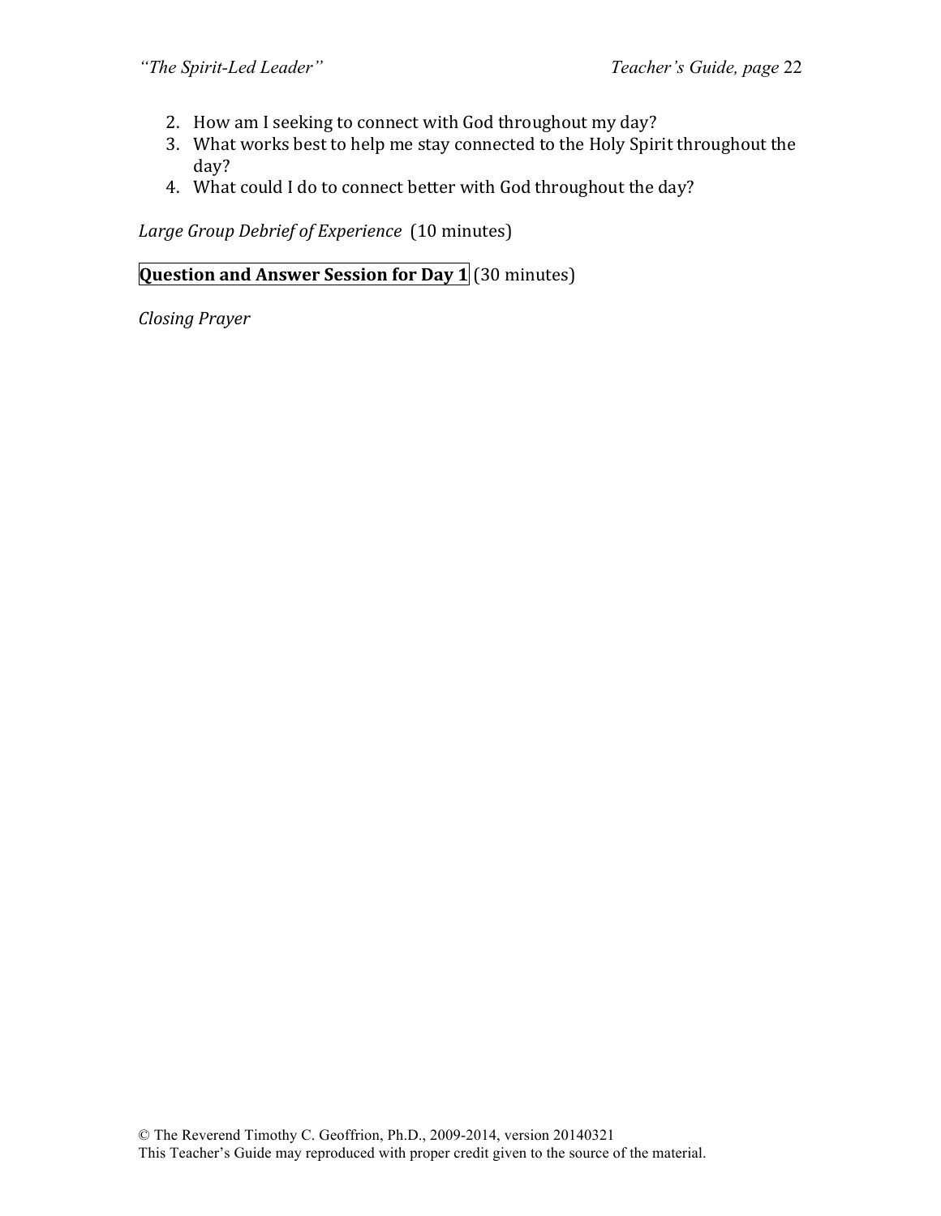2. How am I seeking to connect with God throughout my day?
3. What works best to help me stay connected to the Holy Spirit throughout the day?
4. What could I do to connect better with God throughout the day?

*Large Group Debrief of Experience* (10 minutes)

**Question and Answer Session for Day 1** (30 minutes)

*Closing Prayer*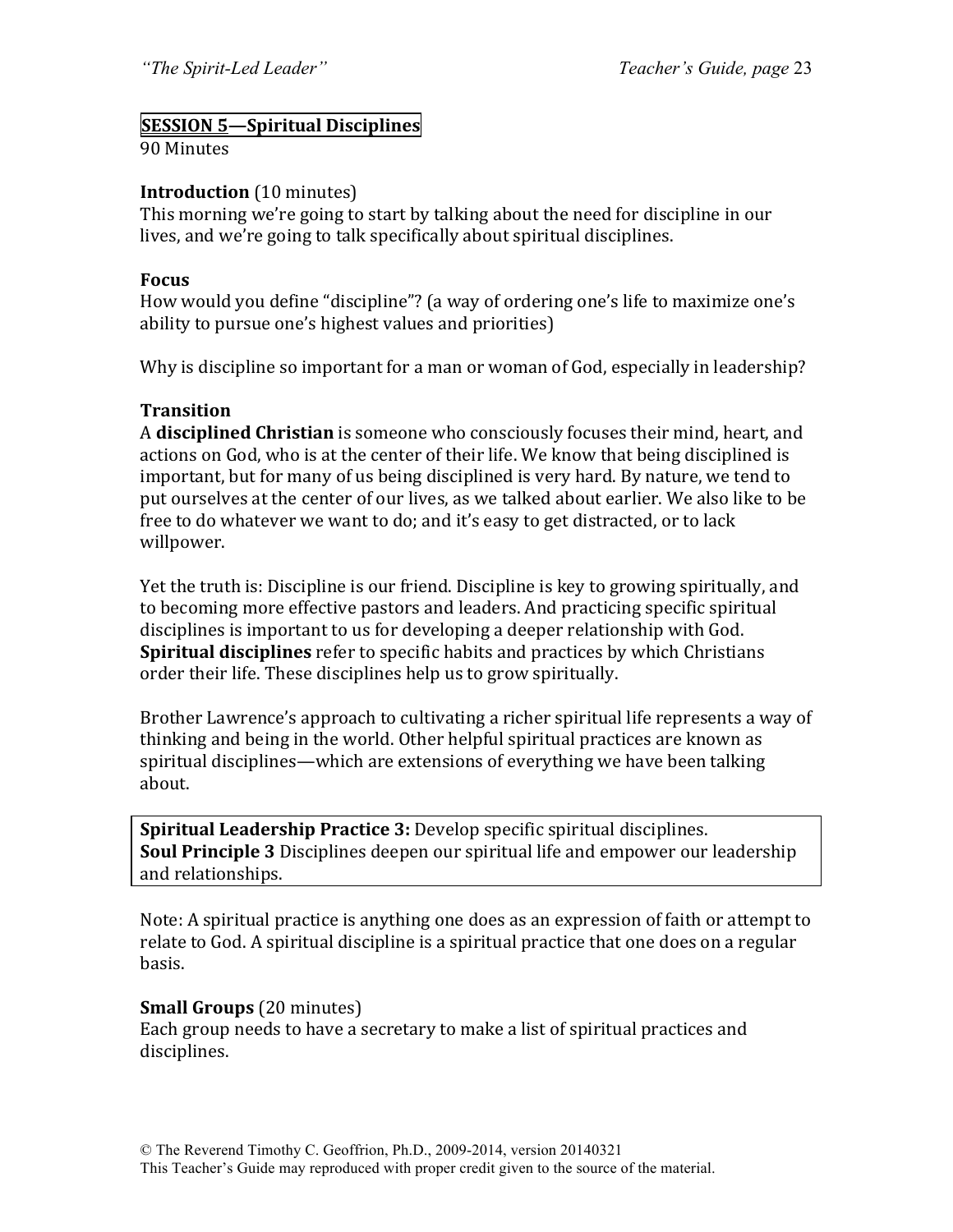## SESSION 5—Spiritual Disciplines

90 Minutes

**Introduction** (10 minutes)
This morning we're going to start by talking about the need for discipline in our lives, and we're going to talk specifically about spiritual disciplines.

**Focus**
How would you define "discipline"? (a way of ordering one's life to maximize one's ability to pursue one's highest values and priorities)

Why is discipline so important for a man or woman of God, especially in leadership?

**Transition**
A **disciplined Christian** is someone who consciously focuses their mind, heart, and actions on God, who is at the center of their life. We know that being disciplined is important, but for many of us being disciplined is very hard. By nature, we tend to put ourselves at the center of our lives, as we talked about earlier. We also like to be free to do whatever we want to do; and it's easy to get distracted, or to lack willpower.

Yet the truth is: Discipline is our friend. Discipline is key to growing spiritually, and to becoming more effective pastors and leaders. And practicing specific spiritual disciplines is important to us for developing a deeper relationship with God. **Spiritual disciplines** refer to specific habits and practices by which Christians order their life. These disciplines help us to grow spiritually.

Brother Lawrence's approach to cultivating a richer spiritual life represents a way of thinking and being in the world. Other helpful spiritual practices are known as spiritual disciplines—which are extensions of everything we have been talking about.

**Spiritual Leadership Practice 3:** Develop specific spiritual disciplines.
**Soul Principle 3** Disciplines deepen our spiritual life and empower our leadership and relationships.

Note: A spiritual practice is anything one does as an expression of faith or attempt to relate to God. A spiritual discipline is a spiritual practice that one does on a regular basis.

**Small Groups** (20 minutes)
Each group needs to have a secretary to make a list of spiritual practices and disciplines.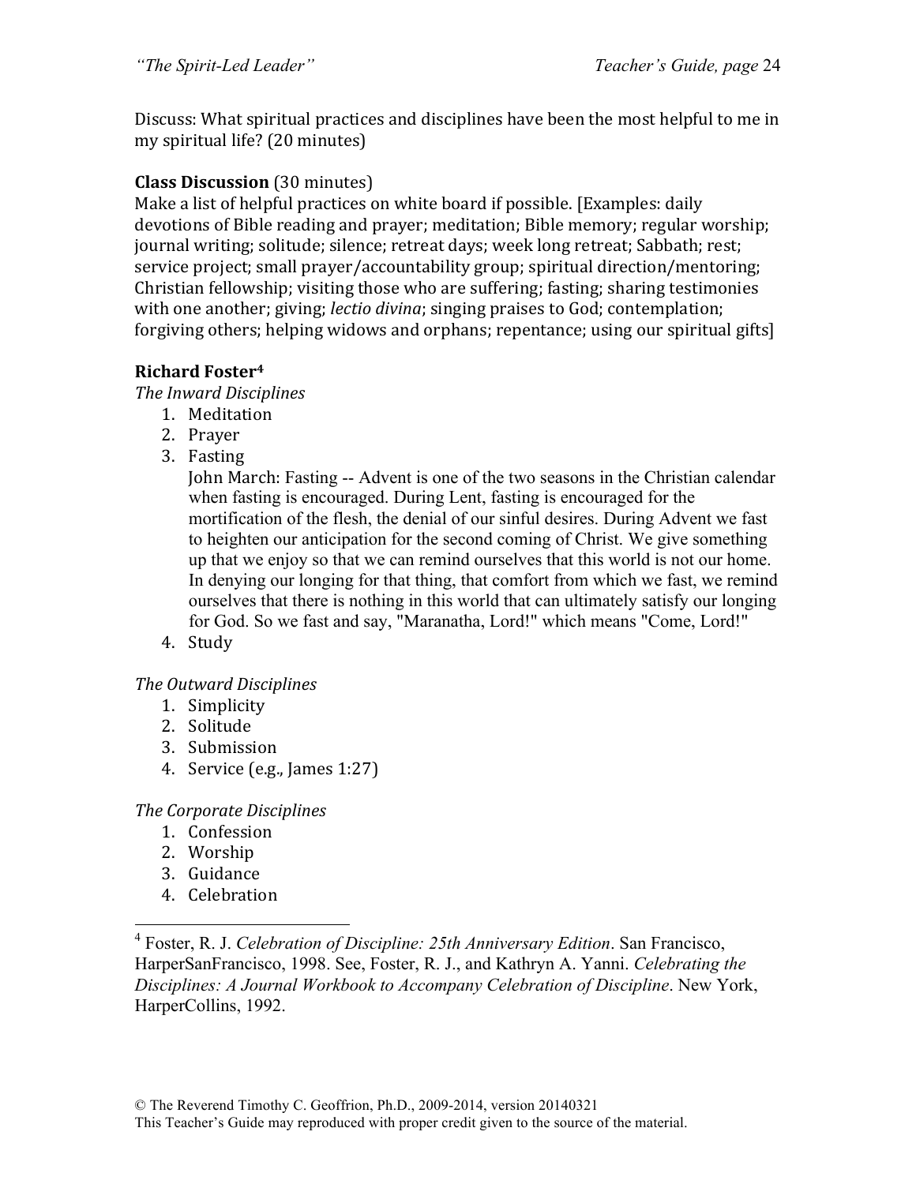Discuss: What spiritual practices and disciplines have been the most helpful to me in my spiritual life? (20 minutes)

**Class Discussion** (30 minutes)
Make a list of helpful practices on white board if possible. [Examples: daily devotions of Bible reading and prayer; meditation; Bible memory; regular worship; journal writing; solitude; silence; retreat days; week long retreat; Sabbath; rest; service project; small prayer/accountability group; spiritual direction/mentoring; Christian fellowship; visiting those who are suffering; fasting; sharing testimonies with one another; giving; *lectio divina*; singing praises to God; contemplation; forgiving others; helping widows and orphans; repentance; using our spiritual gifts]

**Richard Foster[4]**

*The Inward Disciplines*

1. Meditation
2. Prayer
3. Fasting
   John March: Fasting -- Advent is one of the two seasons in the Christian calendar when fasting is encouraged. During Lent, fasting is encouraged for the mortification of the flesh, the denial of our sinful desires. During Advent we fast to heighten our anticipation for the second coming of Christ. We give something up that we enjoy so that we can remind ourselves that this world is not our home. In denying our longing for that thing, that comfort from which we fast, we remind ourselves that there is nothing in this world that can ultimately satisfy our longing for God. So we fast and say, "Maranatha, Lord!" which means "Come, Lord!"
4. Study

*The Outward Disciplines*

1. Simplicity
2. Solitude
3. Submission
4. Service (e.g., James 1:27)

*The Corporate Disciplines*

1. Confession
2. Worship
3. Guidance
4. Celebration

---

[4] Foster, R. J. *Celebration of Discipline: 25th Anniversary Edition*. San Francisco, HarperSanFrancisco, 1998. See, Foster, R. J., and Kathryn A. Yanni. *Celebrating the Disciplines: A Journal Workbook to Accompany Celebration of Discipline*. New York, HarperCollins, 1992.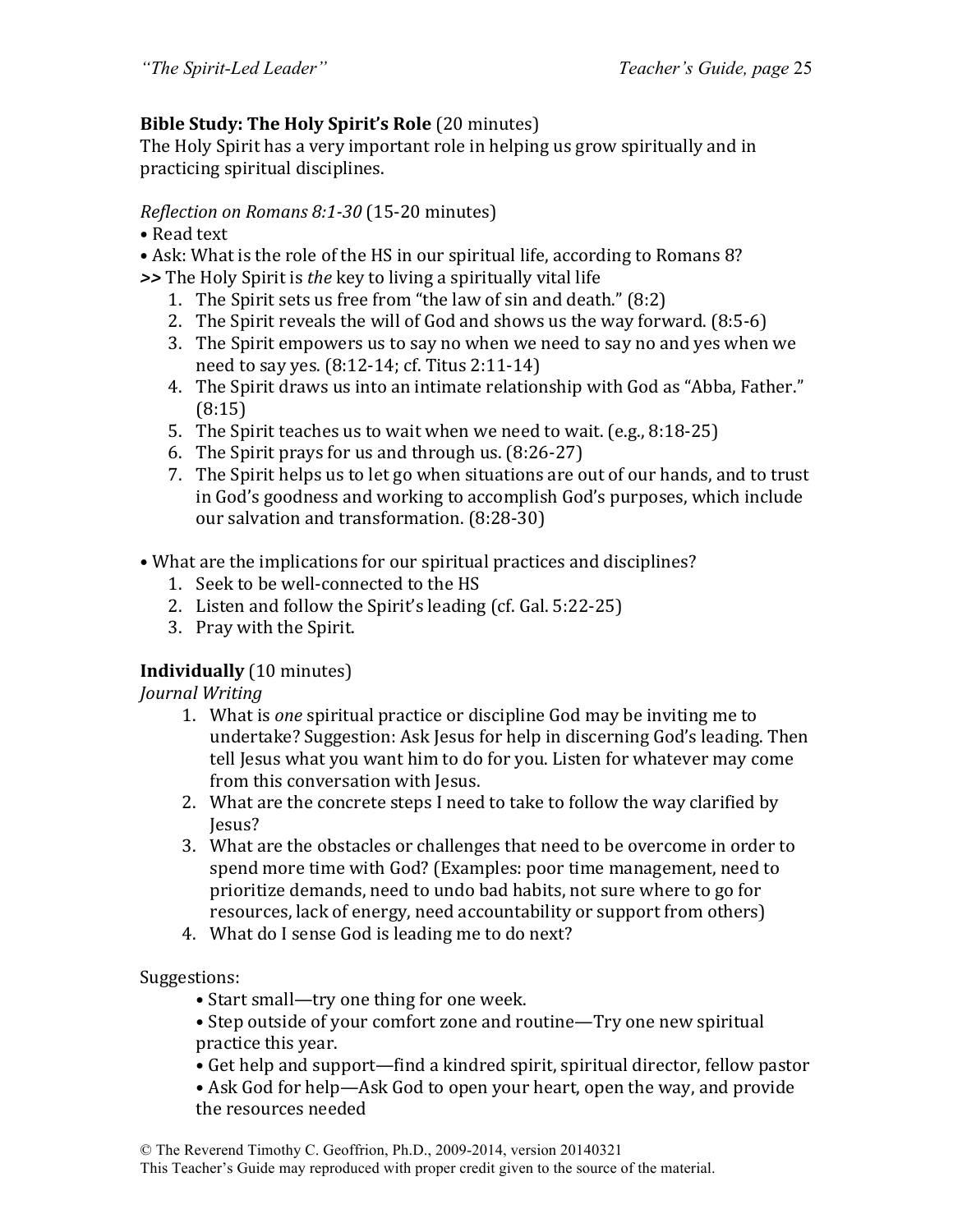**Bible Study: The Holy Spirit's Role** (20 minutes)
The Holy Spirit has a very important role in helping us grow spiritually and in practicing spiritual disciplines.

*Reflection on Romans 8:1-30* (15-20 minutes)

- Read text
- Ask: What is the role of the HS in our spiritual life, according to Romans 8?

**>>** The Holy Spirit is *the* key to living a spiritually vital life

1. The Spirit sets us free from "the law of sin and death." (8:2)
2. The Spirit reveals the will of God and shows us the way forward. (8:5-6)
3. The Spirit empowers us to say no when we need to say no and yes when we need to say yes. (8:12-14; cf. Titus 2:11-14)
4. The Spirit draws us into an intimate relationship with God as "Abba, Father." (8:15)
5. The Spirit teaches us to wait when we need to wait. (e.g., 8:18-25)
6. The Spirit prays for us and through us. (8:26-27)
7. The Spirit helps us to let go when situations are out of our hands, and to trust in God's goodness and working to accomplish God's purposes, which include our salvation and transformation. (8:28-30)

- What are the implications for our spiritual practices and disciplines?
  1. Seek to be well-connected to the HS
  2. Listen and follow the Spirit's leading (cf. Gal. 5:22-25)
  3. Pray with the Spirit.

**Individually** (10 minutes)
*Journal Writing*

1. What is *one* spiritual practice or discipline God may be inviting me to undertake? Suggestion: Ask Jesus for help in discerning God's leading. Then tell Jesus what you want him to do for you. Listen for whatever may come from this conversation with Jesus.
2. What are the concrete steps I need to take to follow the way clarified by Jesus?
3. What are the obstacles or challenges that need to be overcome in order to spend more time with God? (Examples: poor time management, need to prioritize demands, need to undo bad habits, not sure where to go for resources, lack of energy, need accountability or support from others)
4. What do I sense God is leading me to do next?

Suggestions:

- Start small—try one thing for one week.
- Step outside of your comfort zone and routine—Try one new spiritual practice this year.
- Get help and support—find a kindred spirit, spiritual director, fellow pastor
- Ask God for help—Ask God to open your heart, open the way, and provide the resources needed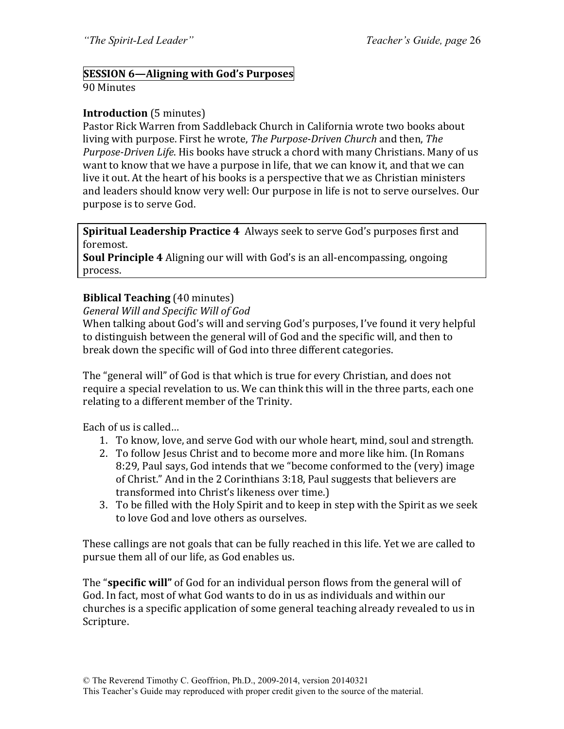## SESSION 6—Aligning with God's Purposes

90 Minutes

**Introduction** (5 minutes)
Pastor Rick Warren from Saddleback Church in California wrote two books about living with purpose. First he wrote, *The Purpose-Driven Church* and then, *The Purpose-Driven Life*. His books have struck a chord with many Christians. Many of us want to know that we have a purpose in life, that we can know it, and that we can live it out. At the heart of his books is a perspective that we as Christian ministers and leaders should know very well: Our purpose in life is not to serve ourselves. Our purpose is to serve God.

> **Spiritual Leadership Practice 4** Always seek to serve God's purposes first and foremost.
> **Soul Principle 4** Aligning our will with God's is an all-encompassing, ongoing process.

**Biblical Teaching** (40 minutes)
*General Will and Specific Will of God*
When talking about God's will and serving God's purposes, I've found it very helpful to distinguish between the general will of God and the specific will, and then to break down the specific will of God into three different categories.

The "general will" of God is that which is true for every Christian, and does not require a special revelation to us. We can think this will in the three parts, each one relating to a different member of the Trinity.

Each of us is called…

1. To know, love, and serve God with our whole heart, mind, soul and strength.
2. To follow Jesus Christ and to become more and more like him. (In Romans 8:29, Paul says, God intends that we "become conformed to the (very) image of Christ." And in the 2 Corinthians 3:18, Paul suggests that believers are transformed into Christ's likeness over time.)
3. To be filled with the Holy Spirit and to keep in step with the Spirit as we seek to love God and love others as ourselves.

These callings are not goals that can be fully reached in this life. Yet we are called to pursue them all of our life, as God enables us.

The "**specific will"** of God for an individual person flows from the general will of God. In fact, most of what God wants to do in us as individuals and within our churches is a specific application of some general teaching already revealed to us in Scripture.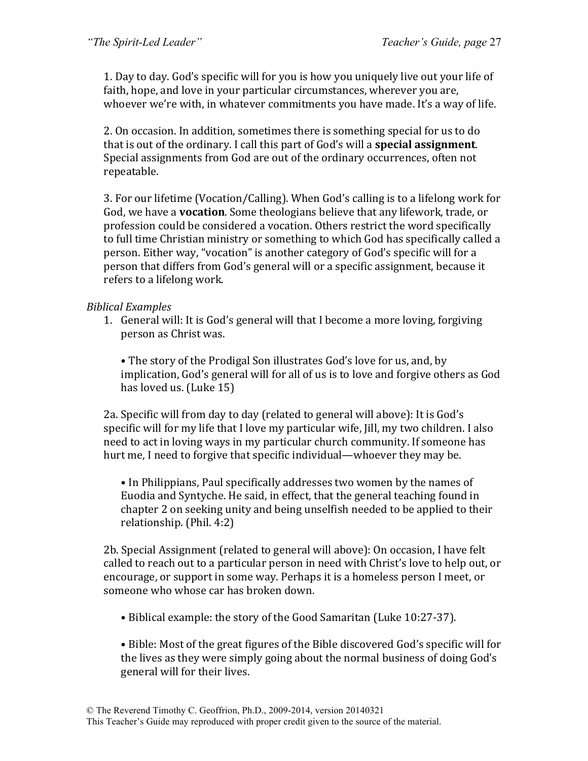1. Day to day. God's specific will for you is how you uniquely live out your life of faith, hope, and love in your particular circumstances, wherever you are, whoever we're with, in whatever commitments you have made. It's a way of life.

2. On occasion. In addition, sometimes there is something special for us to do that is out of the ordinary. I call this part of God's will a **special assignment**. Special assignments from God are out of the ordinary occurrences, often not repeatable.

3. For our lifetime (Vocation/Calling). When God's calling is to a lifelong work for God, we have a **vocation**. Some theologians believe that any lifework, trade, or profession could be considered a vocation. Others restrict the word specifically to full time Christian ministry or something to which God has specifically called a person. Either way, "vocation" is another category of God's specific will for a person that differs from God's general will or a specific assignment, because it refers to a lifelong work.

*Biblical Examples*

1. General will: It is God's general will that I become a more loving, forgiving person as Christ was.

   • The story of the Prodigal Son illustrates God's love for us, and, by implication, God's general will for all of us is to love and forgive others as God has loved us. (Luke 15)

2a. Specific will from day to day (related to general will above): It is God's specific will for my life that I love my particular wife, Jill, my two children. I also need to act in loving ways in my particular church community. If someone has hurt me, I need to forgive that specific individual—whoever they may be.

   • In Philippians, Paul specifically addresses two women by the names of Euodia and Syntyche. He said, in effect, that the general teaching found in chapter 2 on seeking unity and being unselfish needed to be applied to their relationship. (Phil. 4:2)

2b. Special Assignment (related to general will above): On occasion, I have felt called to reach out to a particular person in need with Christ's love to help out, or encourage, or support in some way. Perhaps it is a homeless person I meet, or someone who whose car has broken down.

   • Biblical example: the story of the Good Samaritan (Luke 10:27-37).

   • Bible: Most of the great figures of the Bible discovered God's specific will for the lives as they were simply going about the normal business of doing God's general will for their lives.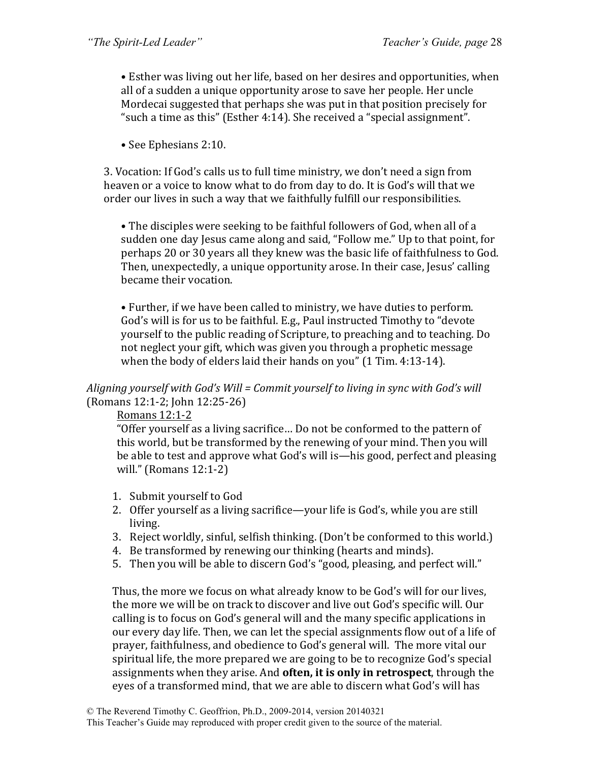• Esther was living out her life, based on her desires and opportunities, when all of a sudden a unique opportunity arose to save her people. Her uncle Mordecai suggested that perhaps she was put in that position precisely for "such a time as this" (Esther 4:14). She received a "special assignment".

• See Ephesians 2:10.

3. Vocation: If God's calls us to full time ministry, we don't need a sign from heaven or a voice to know what to do from day to do. It is God's will that we order our lives in such a way that we faithfully fulfill our responsibilities.

• The disciples were seeking to be faithful followers of God, when all of a sudden one day Jesus came along and said, "Follow me." Up to that point, for perhaps 20 or 30 years all they knew was the basic life of faithfulness to God. Then, unexpectedly, a unique opportunity arose. In their case, Jesus' calling became their vocation.

• Further, if we have been called to ministry, we have duties to perform. God's will is for us to be faithful. E.g., Paul instructed Timothy to "devote yourself to the public reading of Scripture, to preaching and to teaching. Do not neglect your gift, which was given you through a prophetic message when the body of elders laid their hands on you" (1 Tim. 4:13-14).

*Aligning yourself with God's Will = Commit yourself to living in sync with God's will* (Romans 12:1-2; John 12:25-26)

<u>Romans 12:1-2</u>

"Offer yourself as a living sacrifice… Do not be conformed to the pattern of this world, but be transformed by the renewing of your mind. Then you will be able to test and approve what God's will is—his good, perfect and pleasing will." (Romans 12:1-2)

1. Submit yourself to God
2. Offer yourself as a living sacrifice—your life is God's, while you are still living.
3. Reject worldly, sinful, selfish thinking. (Don't be conformed to this world.)
4. Be transformed by renewing our thinking (hearts and minds).
5. Then you will be able to discern God's "good, pleasing, and perfect will."

Thus, the more we focus on what already know to be God's will for our lives, the more we will be on track to discover and live out God's specific will. Our calling is to focus on God's general will and the many specific applications in our every day life. Then, we can let the special assignments flow out of a life of prayer, faithfulness, and obedience to God's general will. The more vital our spiritual life, the more prepared we are going to be to recognize God's special assignments when they arise. And **often, it is only in retrospect**, through the eyes of a transformed mind, that we are able to discern what God's will has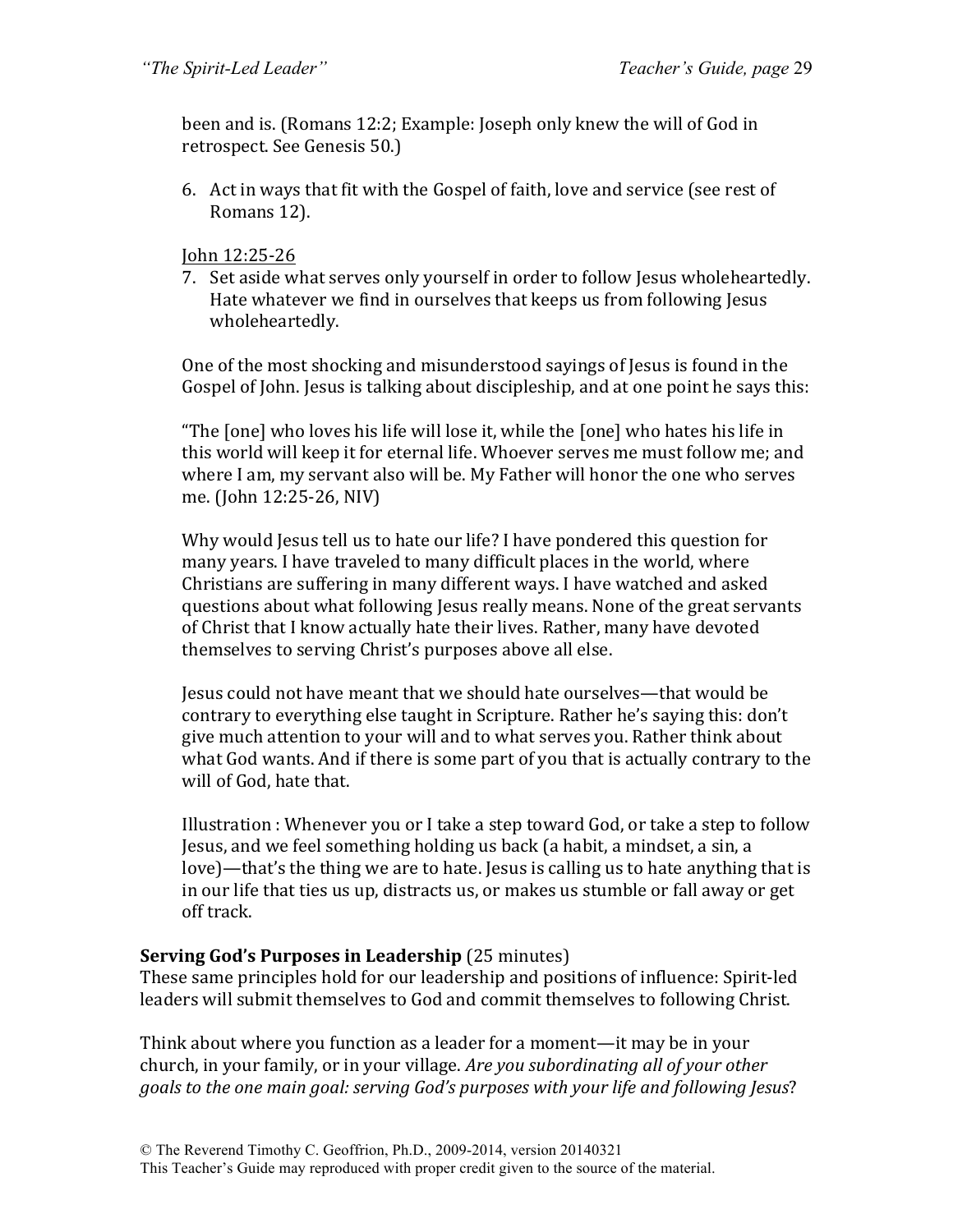been and is. (Romans 12:2; Example: Joseph only knew the will of God in retrospect. See Genesis 50.)

6. Act in ways that fit with the Gospel of faith, love and service (see rest of Romans 12).

<u>John 12:25-26</u>

7. Set aside what serves only yourself in order to follow Jesus wholeheartedly. Hate whatever we find in ourselves that keeps us from following Jesus wholeheartedly.

One of the most shocking and misunderstood sayings of Jesus is found in the Gospel of John. Jesus is talking about discipleship, and at one point he says this:

"The [one] who loves his life will lose it, while the [one] who hates his life in this world will keep it for eternal life. Whoever serves me must follow me; and where I am, my servant also will be. My Father will honor the one who serves me. (John 12:25-26, NIV)

Why would Jesus tell us to hate our life? I have pondered this question for many years. I have traveled to many difficult places in the world, where Christians are suffering in many different ways. I have watched and asked questions about what following Jesus really means. None of the great servants of Christ that I know actually hate their lives. Rather, many have devoted themselves to serving Christ's purposes above all else.

Jesus could not have meant that we should hate ourselves—that would be contrary to everything else taught in Scripture. Rather he's saying this: don't give much attention to your will and to what serves you. Rather think about what God wants. And if there is some part of you that is actually contrary to the will of God, hate that.

Illustration : Whenever you or I take a step toward God, or take a step to follow Jesus, and we feel something holding us back (a habit, a mindset, a sin, a love)—that's the thing we are to hate. Jesus is calling us to hate anything that is in our life that ties us up, distracts us, or makes us stumble or fall away or get off track.

**Serving God's Purposes in Leadership** (25 minutes)

These same principles hold for our leadership and positions of influence: Spirit-led leaders will submit themselves to God and commit themselves to following Christ.

Think about where you function as a leader for a moment—it may be in your church, in your family, or in your village. *Are you subordinating all of your other goals to the one main goal: serving God's purposes with your life and following Jesus*?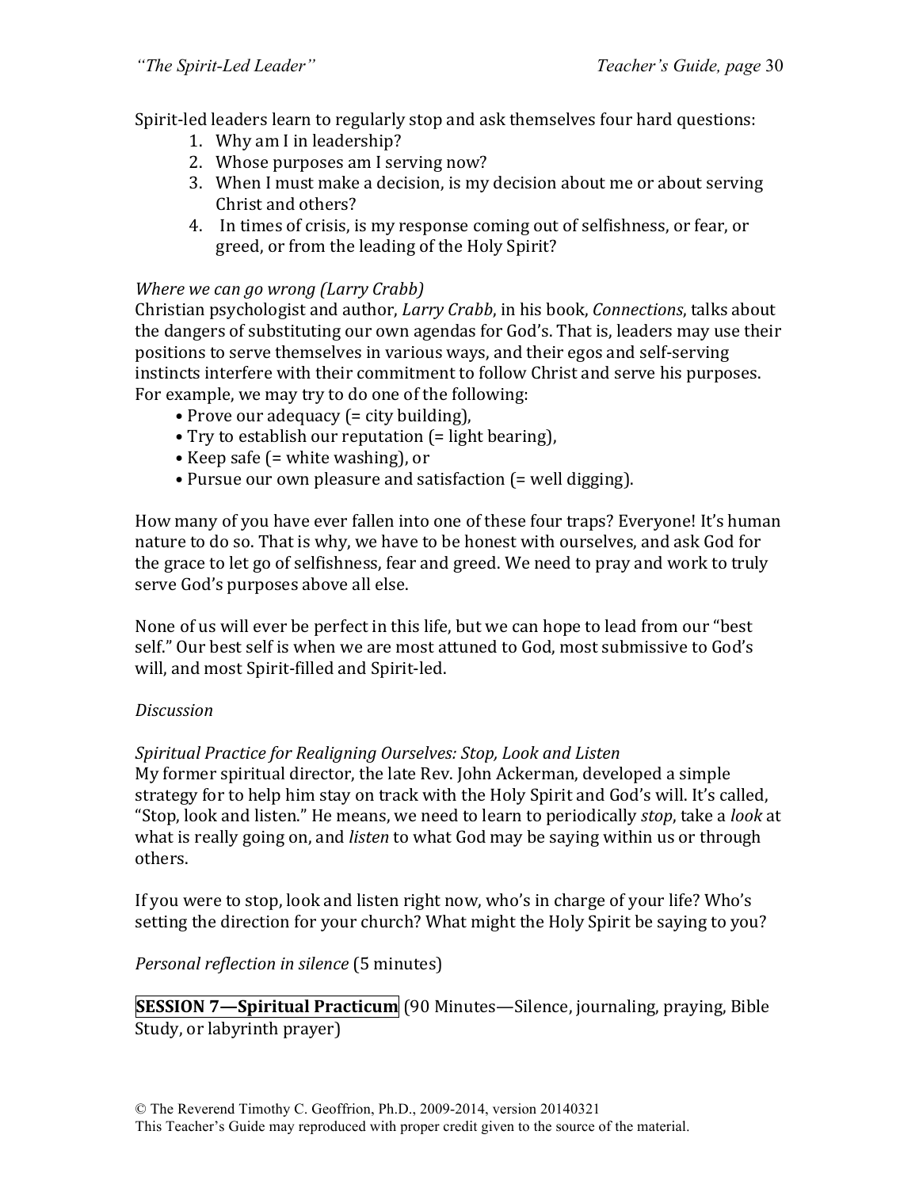Spirit-led leaders learn to regularly stop and ask themselves four hard questions:

1. Why am I in leadership?
2. Whose purposes am I serving now?
3. When I must make a decision, is my decision about me or about serving Christ and others?
4. In times of crisis, is my response coming out of selfishness, or fear, or greed, or from the leading of the Holy Spirit?

*Where we can go wrong (Larry Crabb)*
Christian psychologist and author, *Larry Crabb*, in his book, *Connections*, talks about the dangers of substituting our own agendas for God's. That is, leaders may use their positions to serve themselves in various ways, and their egos and self-serving instincts interfere with their commitment to follow Christ and serve his purposes. For example, we may try to do one of the following:

- Prove our adequacy (= city building),
- Try to establish our reputation (= light bearing),
- Keep safe (= white washing), or
- Pursue our own pleasure and satisfaction (= well digging).

How many of you have ever fallen into one of these four traps? Everyone! It's human nature to do so. That is why, we have to be honest with ourselves, and ask God for the grace to let go of selfishness, fear and greed. We need to pray and work to truly serve God's purposes above all else.

None of us will ever be perfect in this life, but we can hope to lead from our "best self." Our best self is when we are most attuned to God, most submissive to God's will, and most Spirit-filled and Spirit-led.

*Discussion*

*Spiritual Practice for Realigning Ourselves: Stop, Look and Listen*
My former spiritual director, the late Rev. John Ackerman, developed a simple strategy for to help him stay on track with the Holy Spirit and God's will. It's called, "Stop, look and listen." He means, we need to learn to periodically *stop*, take a *look* at what is really going on, and *listen* to what God may be saying within us or through others.

If you were to stop, look and listen right now, who's in charge of your life? Who's setting the direction for your church? What might the Holy Spirit be saying to you?

*Personal reflection in silence* (5 minutes)

**SESSION 7—Spiritual Practicum** (90 Minutes—Silence, journaling, praying, Bible Study, or labyrinth prayer)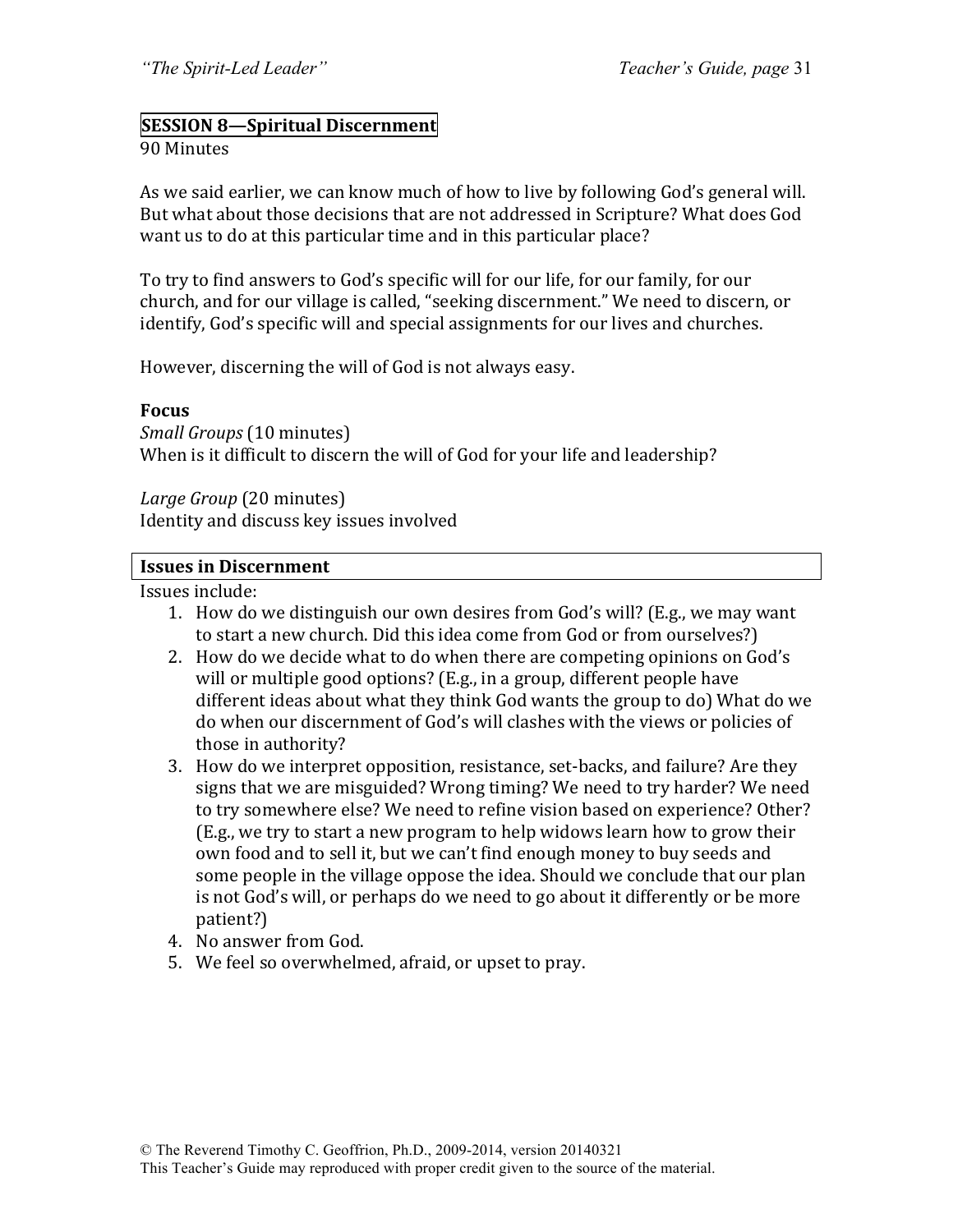## SESSION 8—Spiritual Discernment

90 Minutes

As we said earlier, we can know much of how to live by following God's general will. But what about those decisions that are not addressed in Scripture? What does God want us to do at this particular time and in this particular place?

To try to find answers to God's specific will for our life, for our family, for our church, and for our village is called, "seeking discernment." We need to discern, or identify, God's specific will and special assignments for our lives and churches.

However, discerning the will of God is not always easy.

### Focus

*Small Groups* (10 minutes)
When is it difficult to discern the will of God for your life and leadership?

*Large Group* (20 minutes)
Identity and discuss key issues involved

### Issues in Discernment

Issues include:

1. How do we distinguish our own desires from God's will? (E.g., we may want to start a new church. Did this idea come from God or from ourselves?)
2. How do we decide what to do when there are competing opinions on God's will or multiple good options? (E.g., in a group, different people have different ideas about what they think God wants the group to do) What do we do when our discernment of God's will clashes with the views or policies of those in authority?
3. How do we interpret opposition, resistance, set-backs, and failure? Are they signs that we are misguided? Wrong timing? We need to try harder? We need to try somewhere else? We need to refine vision based on experience? Other? (E.g., we try to start a new program to help widows learn how to grow their own food and to sell it, but we can't find enough money to buy seeds and some people in the village oppose the idea. Should we conclude that our plan is not God's will, or perhaps do we need to go about it differently or be more patient?)
4. No answer from God.
5. We feel so overwhelmed, afraid, or upset to pray.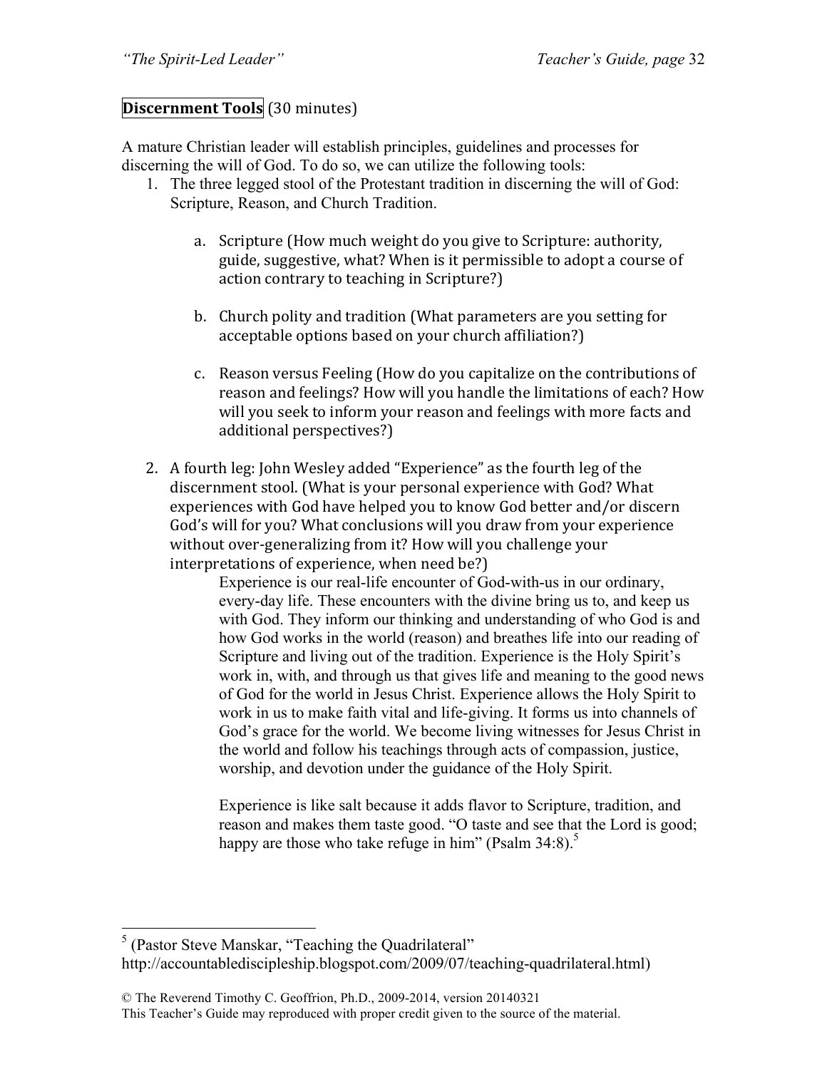**Discernment Tools** (30 minutes)

A mature Christian leader will establish principles, guidelines and processes for discerning the will of God. To do so, we can utilize the following tools:

1. The three legged stool of the Protestant tradition in discerning the will of God: Scripture, Reason, and Church Tradition.

    a. Scripture (How much weight do you give to Scripture: authority, guide, suggestive, what? When is it permissible to adopt a course of action contrary to teaching in Scripture?)

    b. Church polity and tradition (What parameters are you setting for acceptable options based on your church affiliation?)

    c. Reason versus Feeling (How do you capitalize on the contributions of reason and feelings? How will you handle the limitations of each? How will you seek to inform your reason and feelings with more facts and additional perspectives?)

2. A fourth leg: John Wesley added "Experience" as the fourth leg of the discernment stool. (What is your personal experience with God? What experiences with God have helped you to know God better and/or discern God's will for you? What conclusions will you draw from your experience without over-generalizing from it? How will you challenge your interpretations of experience, when need be?)

    > Experience is our real-life encounter of God-with-us in our ordinary, every-day life. These encounters with the divine bring us to, and keep us with God. They inform our thinking and understanding of who God is and how God works in the world (reason) and breathes life into our reading of Scripture and living out of the tradition. Experience is the Holy Spirit's work in, with, and through us that gives life and meaning to the good news of God for the world in Jesus Christ. Experience allows the Holy Spirit to work in us to make faith vital and life-giving. It forms us into channels of God's grace for the world. We become living witnesses for Jesus Christ in the world and follow his teachings through acts of compassion, justice, worship, and devotion under the guidance of the Holy Spirit.
    >
    > Experience is like salt because it adds flavor to Scripture, tradition, and reason and makes them taste good. "O taste and see that the Lord is good; happy are those who take refuge in him" (Psalm 34:8).[5]

---

[5] (Pastor Steve Manskar, "Teaching the Quadrilateral" http://accountablediscipleship.blogspot.com/2009/07/teaching-quadrilateral.html)

© The Reverend Timothy C. Geoffrion, Ph.D., 2009-2014, version 20140321
This Teacher's Guide may reproduced with proper credit given to the source of the material.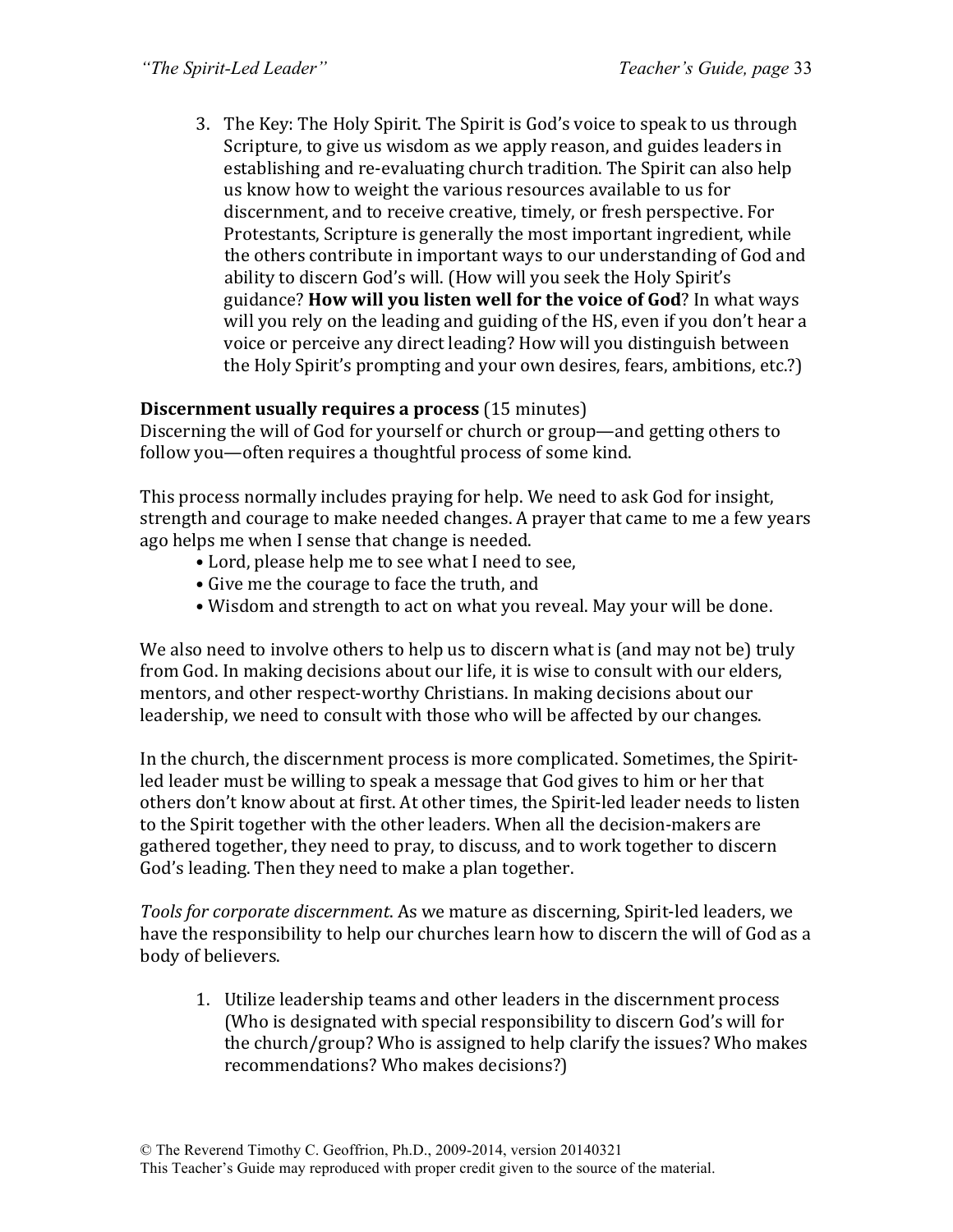3. The Key: The Holy Spirit. The Spirit is God's voice to speak to us through Scripture, to give us wisdom as we apply reason, and guides leaders in establishing and re-evaluating church tradition. The Spirit can also help us know how to weight the various resources available to us for discernment, and to receive creative, timely, or fresh perspective. For Protestants, Scripture is generally the most important ingredient, while the others contribute in important ways to our understanding of God and ability to discern God's will. (How will you seek the Holy Spirit's guidance? **How will you listen well for the voice of God**? In what ways will you rely on the leading and guiding of the HS, even if you don't hear a voice or perceive any direct leading? How will you distinguish between the Holy Spirit's prompting and your own desires, fears, ambitions, etc.?)

**Discernment usually requires a process** (15 minutes)
Discerning the will of God for yourself or church or group—and getting others to follow you—often requires a thoughtful process of some kind.

This process normally includes praying for help. We need to ask God for insight, strength and courage to make needed changes. A prayer that came to me a few years ago helps me when I sense that change is needed.

- Lord, please help me to see what I need to see,
- Give me the courage to face the truth, and
- Wisdom and strength to act on what you reveal. May your will be done.

We also need to involve others to help us to discern what is (and may not be) truly from God. In making decisions about our life, it is wise to consult with our elders, mentors, and other respect-worthy Christians. In making decisions about our leadership, we need to consult with those who will be affected by our changes.

In the church, the discernment process is more complicated. Sometimes, the Spirit-led leader must be willing to speak a message that God gives to him or her that others don't know about at first. At other times, the Spirit-led leader needs to listen to the Spirit together with the other leaders. When all the decision-makers are gathered together, they need to pray, to discuss, and to work together to discern God's leading. Then they need to make a plan together.

*Tools for corporate discernment*. As we mature as discerning, Spirit-led leaders, we have the responsibility to help our churches learn how to discern the will of God as a body of believers.

1. Utilize leadership teams and other leaders in the discernment process (Who is designated with special responsibility to discern God's will for the church/group? Who is assigned to help clarify the issues? Who makes recommendations? Who makes decisions?)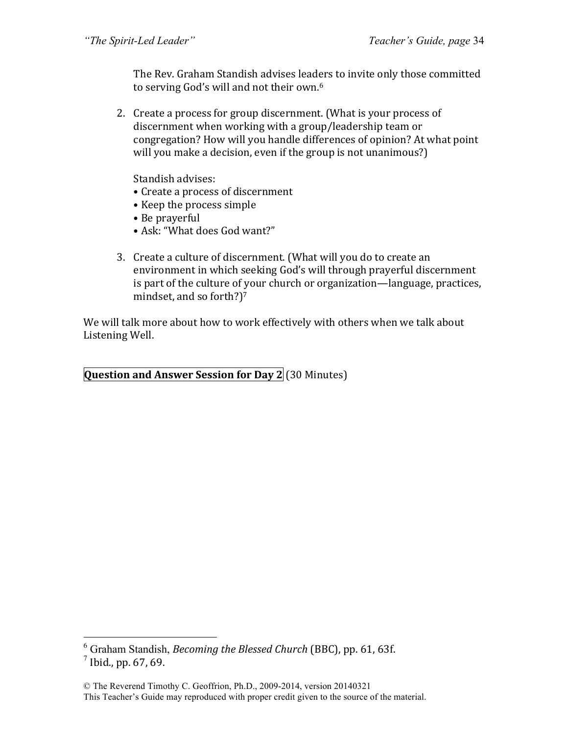The Rev. Graham Standish advises leaders to invite only those committed to serving God's will and not their own.[6]

2. Create a process for group discernment. (What is your process of discernment when working with a group/leadership team or congregation? How will you handle differences of opinion? At what point will you make a decision, even if the group is not unanimous?)

   Standish advises:
   - Create a process of discernment
   - Keep the process simple
   - Be prayerful
   - Ask: "What does God want?"

3. Create a culture of discernment. (What will you do to create an environment in which seeking God's will through prayerful discernment is part of the culture of your church or organization—language, practices, mindset, and so forth?)[7]

We will talk more about how to work effectively with others when we talk about Listening Well.

**Question and Answer Session for Day 2** (30 Minutes)

---

[6] Graham Standish, *Becoming the Blessed Church* (BBC), pp. 61, 63f.

[7] Ibid., pp. 67, 69.

© The Reverend Timothy C. Geoffrion, Ph.D., 2009-2014, version 20140321
This Teacher's Guide may reproduced with proper credit given to the source of the material.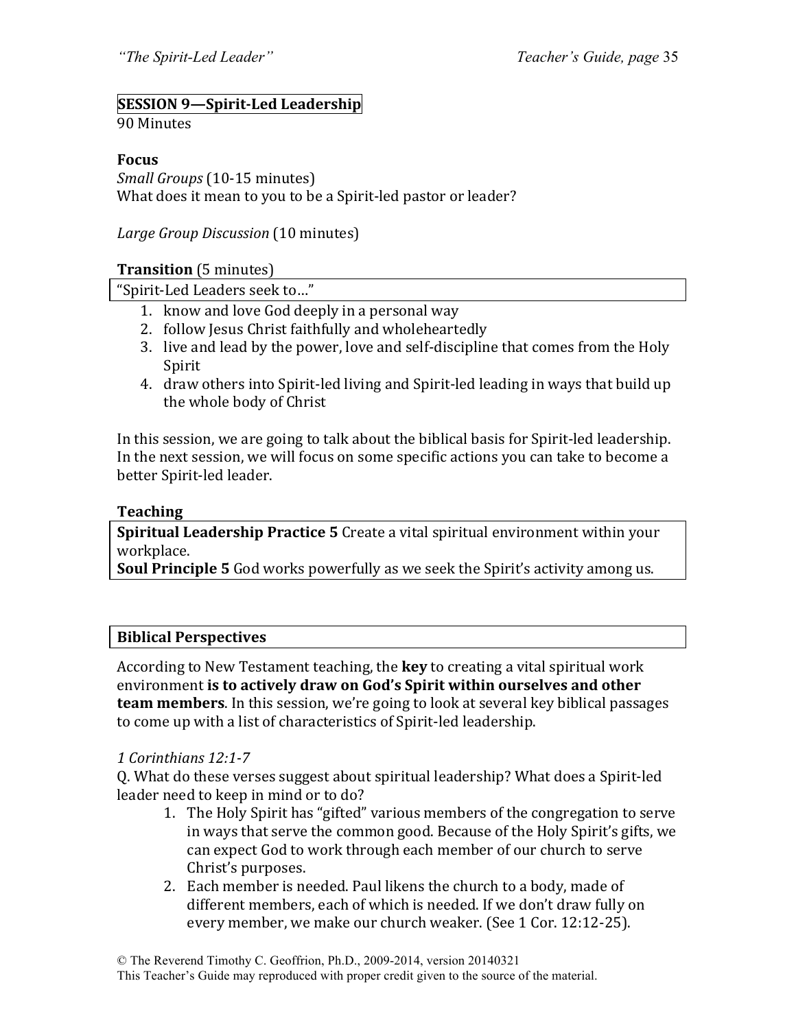## SESSION 9—Spirit-Led Leadership

90 Minutes

**Focus**

*Small Groups* (10-15 minutes)
What does it mean to you to be a Spirit-led pastor or leader?

*Large Group Discussion* (10 minutes)

**Transition** (5 minutes)

"Spirit-Led Leaders seek to…"

1. know and love God deeply in a personal way
2. follow Jesus Christ faithfully and wholeheartedly
3. live and lead by the power, love and self-discipline that comes from the Holy Spirit
4. draw others into Spirit-led living and Spirit-led leading in ways that build up the whole body of Christ

In this session, we are going to talk about the biblical basis for Spirit-led leadership. In the next session, we will focus on some specific actions you can take to become a better Spirit-led leader.

**Teaching**

**Spiritual Leadership Practice 5** Create a vital spiritual environment within your workplace.
**Soul Principle 5** God works powerfully as we seek the Spirit's activity among us.

### Biblical Perspectives

According to New Testament teaching, the **key** to creating a vital spiritual work environment **is to actively draw on God's Spirit within ourselves and other team members**. In this session, we're going to look at several key biblical passages to come up with a list of characteristics of Spirit-led leadership.

*1 Corinthians 12:1-7*

Q. What do these verses suggest about spiritual leadership? What does a Spirit-led leader need to keep in mind or to do?

1. The Holy Spirit has "gifted" various members of the congregation to serve in ways that serve the common good. Because of the Holy Spirit's gifts, we can expect God to work through each member of our church to serve Christ's purposes.
2. Each member is needed. Paul likens the church to a body, made of different members, each of which is needed. If we don't draw fully on every member, we make our church weaker. (See 1 Cor. 12:12-25).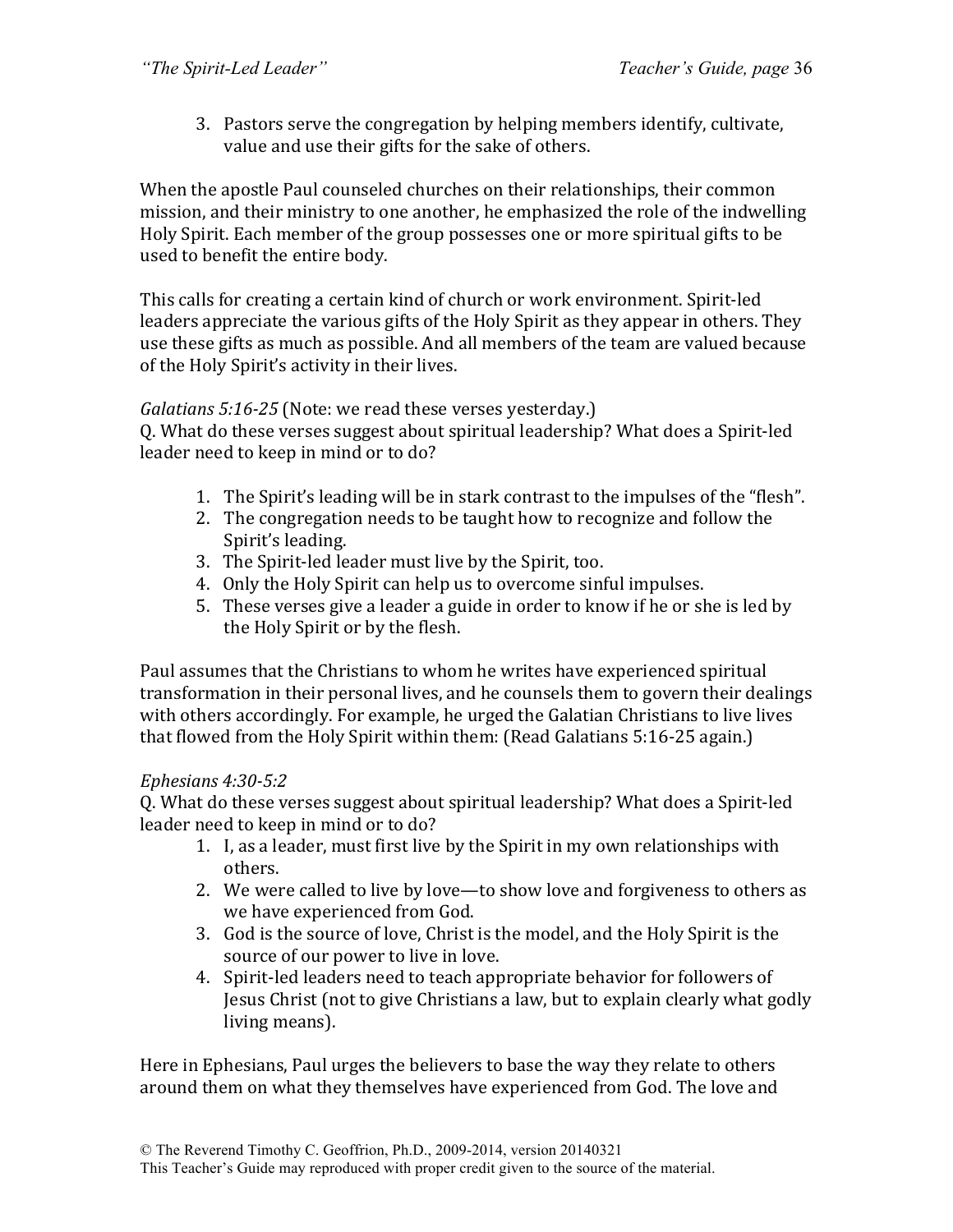3. Pastors serve the congregation by helping members identify, cultivate, value and use their gifts for the sake of others.

When the apostle Paul counseled churches on their relationships, their common mission, and their ministry to one another, he emphasized the role of the indwelling Holy Spirit. Each member of the group possesses one or more spiritual gifts to be used to benefit the entire body.

This calls for creating a certain kind of church or work environment. Spirit-led leaders appreciate the various gifts of the Holy Spirit as they appear in others. They use these gifts as much as possible. And all members of the team are valued because of the Holy Spirit's activity in their lives.

*Galatians 5:16-25* (Note: we read these verses yesterday.)
Q. What do these verses suggest about spiritual leadership? What does a Spirit-led leader need to keep in mind or to do?

1. The Spirit's leading will be in stark contrast to the impulses of the "flesh".
2. The congregation needs to be taught how to recognize and follow the Spirit's leading.
3. The Spirit-led leader must live by the Spirit, too.
4. Only the Holy Spirit can help us to overcome sinful impulses.
5. These verses give a leader a guide in order to know if he or she is led by the Holy Spirit or by the flesh.

Paul assumes that the Christians to whom he writes have experienced spiritual transformation in their personal lives, and he counsels them to govern their dealings with others accordingly. For example, he urged the Galatian Christians to live lives that flowed from the Holy Spirit within them: (Read Galatians 5:16-25 again.)

*Ephesians 4:30-5:2*
Q. What do these verses suggest about spiritual leadership? What does a Spirit-led leader need to keep in mind or to do?

1. I, as a leader, must first live by the Spirit in my own relationships with others.
2. We were called to live by love—to show love and forgiveness to others as we have experienced from God.
3. God is the source of love, Christ is the model, and the Holy Spirit is the source of our power to live in love.
4. Spirit-led leaders need to teach appropriate behavior for followers of Jesus Christ (not to give Christians a law, but to explain clearly what godly living means).

Here in Ephesians, Paul urges the believers to base the way they relate to others around them on what they themselves have experienced from God. The love and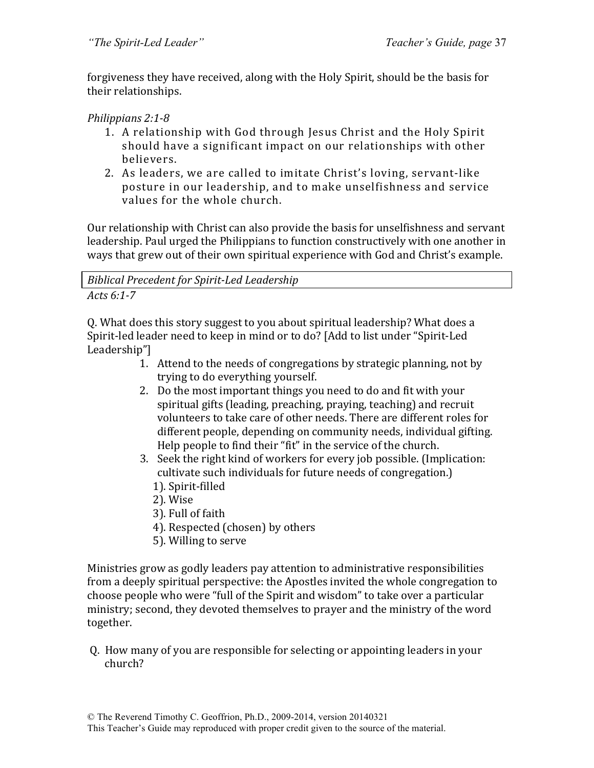forgiveness they have received, along with the Holy Spirit, should be the basis for their relationships.

*Philippians 2:1-8*

1. A relationship with God through Jesus Christ and the Holy Spirit should have a significant impact on our relationships with other believers.
2. As leaders, we are called to imitate Christ's loving, servant-like posture in our leadership, and to make unselfishness and service values for the whole church.

Our relationship with Christ can also provide the basis for unselfishness and servant leadership. Paul urged the Philippians to function constructively with one another in ways that grew out of their own spiritual experience with God and Christ's example.

*Biblical Precedent for Spirit-Led Leadership*

*Acts 6:1-7*

Q. What does this story suggest to you about spiritual leadership? What does a Spirit-led leader need to keep in mind or to do? [Add to list under "Spirit-Led Leadership"]

1. Attend to the needs of congregations by strategic planning, not by trying to do everything yourself.
2. Do the most important things you need to do and fit with your spiritual gifts (leading, preaching, praying, teaching) and recruit volunteers to take care of other needs. There are different roles for different people, depending on community needs, individual gifting. Help people to find their "fit" in the service of the church.
3. Seek the right kind of workers for every job possible. (Implication: cultivate such individuals for future needs of congregation.)
   1). Spirit-filled
   2). Wise
   3). Full of faith
   4). Respected (chosen) by others
   5). Willing to serve

Ministries grow as godly leaders pay attention to administrative responsibilities from a deeply spiritual perspective: the Apostles invited the whole congregation to choose people who were "full of the Spirit and wisdom" to take over a particular ministry; second, they devoted themselves to prayer and the ministry of the word together.

Q. How many of you are responsible for selecting or appointing leaders in your church?

© The Reverend Timothy C. Geoffrion, Ph.D., 2009-2014, version 20140321
This Teacher's Guide may reproduced with proper credit given to the source of the material.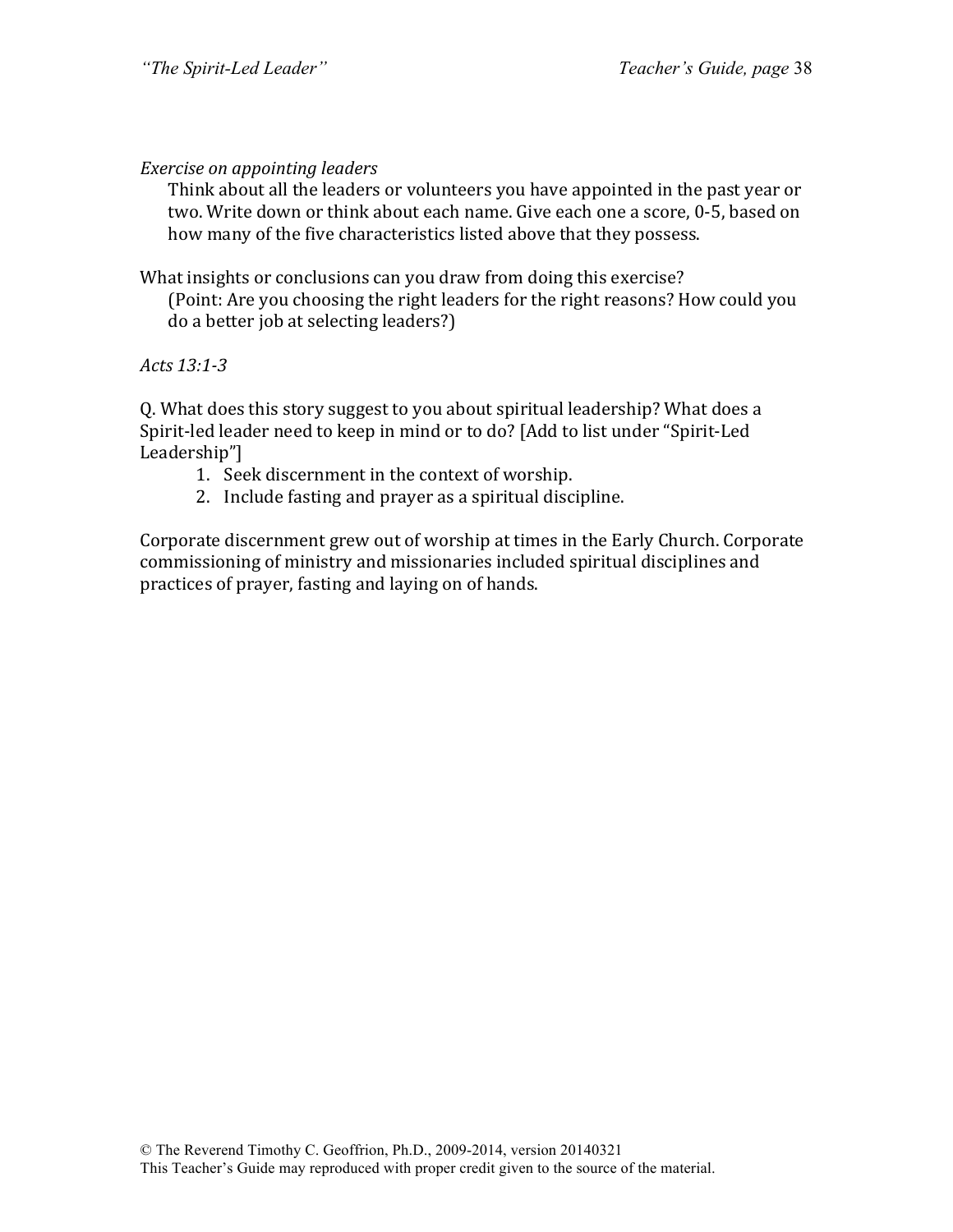*Exercise on appointing leaders*

Think about all the leaders or volunteers you have appointed in the past year or two. Write down or think about each name. Give each one a score, 0-5, based on how many of the five characteristics listed above that they possess.

What insights or conclusions can you draw from doing this exercise?

(Point: Are you choosing the right leaders for the right reasons? How could you do a better job at selecting leaders?)

*Acts 13:1-3*

Q. What does this story suggest to you about spiritual leadership? What does a Spirit-led leader need to keep in mind or to do? [Add to list under "Spirit-Led Leadership"]

1. Seek discernment in the context of worship.
2. Include fasting and prayer as a spiritual discipline.

Corporate discernment grew out of worship at times in the Early Church. Corporate commissioning of ministry and missionaries included spiritual disciplines and practices of prayer, fasting and laying on of hands.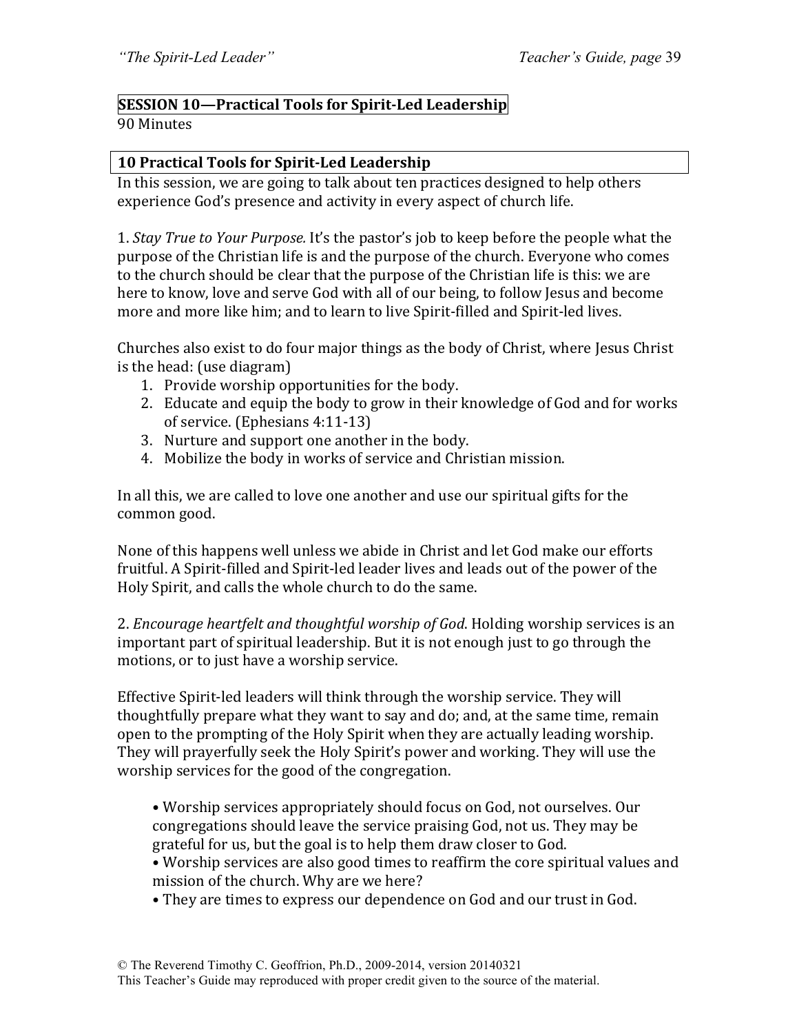## SESSION 10—Practical Tools for Spirit-Led Leadership

90 Minutes

### 10 Practical Tools for Spirit-Led Leadership

In this session, we are going to talk about ten practices designed to help others experience God's presence and activity in every aspect of church life.

1. *Stay True to Your Purpose.* It's the pastor's job to keep before the people what the purpose of the Christian life is and the purpose of the church. Everyone who comes to the church should be clear that the purpose of the Christian life is this: we are here to know, love and serve God with all of our being, to follow Jesus and become more and more like him; and to learn to live Spirit-filled and Spirit-led lives.

Churches also exist to do four major things as the body of Christ, where Jesus Christ is the head: (use diagram)

1. Provide worship opportunities for the body.
2. Educate and equip the body to grow in their knowledge of God and for works of service. (Ephesians 4:11-13)
3. Nurture and support one another in the body.
4. Mobilize the body in works of service and Christian mission.

In all this, we are called to love one another and use our spiritual gifts for the common good.

None of this happens well unless we abide in Christ and let God make our efforts fruitful. A Spirit-filled and Spirit-led leader lives and leads out of the power of the Holy Spirit, and calls the whole church to do the same.

2. *Encourage heartfelt and thoughtful worship of God*. Holding worship services is an important part of spiritual leadership. But it is not enough just to go through the motions, or to just have a worship service.

Effective Spirit-led leaders will think through the worship service. They will thoughtfully prepare what they want to say and do; and, at the same time, remain open to the prompting of the Holy Spirit when they are actually leading worship. They will prayerfully seek the Holy Spirit's power and working. They will use the worship services for the good of the congregation.

- Worship services appropriately should focus on God, not ourselves. Our congregations should leave the service praising God, not us. They may be grateful for us, but the goal is to help them draw closer to God.
- Worship services are also good times to reaffirm the core spiritual values and mission of the church. Why are we here?
- They are times to express our dependence on God and our trust in God.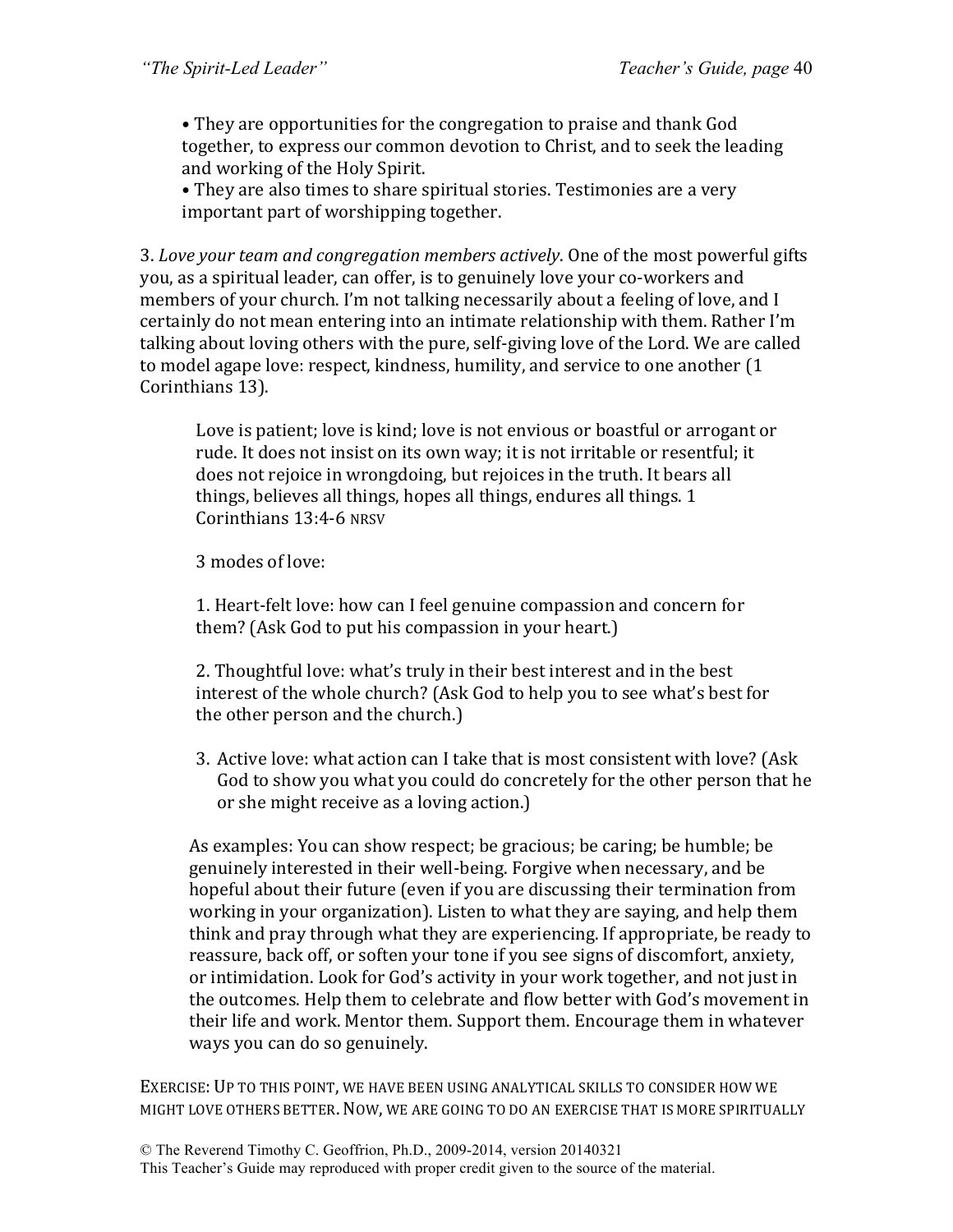• They are opportunities for the congregation to praise and thank God together, to express our common devotion to Christ, and to seek the leading and working of the Holy Spirit.
• They are also times to share spiritual stories. Testimonies are a very important part of worshipping together.

3. *Love your team and congregation members actively*. One of the most powerful gifts you, as a spiritual leader, can offer, is to genuinely love your co-workers and members of your church. I'm not talking necessarily about a feeling of love, and I certainly do not mean entering into an intimate relationship with them. Rather I'm talking about loving others with the pure, self-giving love of the Lord. We are called to model agape love: respect, kindness, humility, and service to one another (1 Corinthians 13).

> Love is patient; love is kind; love is not envious or boastful or arrogant or rude. It does not insist on its own way; it is not irritable or resentful; it does not rejoice in wrongdoing, but rejoices in the truth. It bears all things, believes all things, hopes all things, endures all things. 1 Corinthians 13:4-6 NRSV
>
> 3 modes of love:
>
> 1. Heart-felt love: how can I feel genuine compassion and concern for them? (Ask God to put his compassion in your heart.)
>
> 2. Thoughtful love: what's truly in their best interest and in the best interest of the whole church? (Ask God to help you to see what's best for the other person and the church.)
>
> 3. Active love: what action can I take that is most consistent with love? (Ask God to show you what you could do concretely for the other person that he or she might receive as a loving action.)
>
> As examples: You can show respect; be gracious; be caring; be humble; be genuinely interested in their well-being. Forgive when necessary, and be hopeful about their future (even if you are discussing their termination from working in your organization). Listen to what they are saying, and help them think and pray through what they are experiencing. If appropriate, be ready to reassure, back off, or soften your tone if you see signs of discomfort, anxiety, or intimidation. Look for God's activity in your work together, and not just in the outcomes. Help them to celebrate and flow better with God's movement in their life and work. Mentor them. Support them. Encourage them in whatever ways you can do so genuinely.

EXERCISE: UP TO THIS POINT, WE HAVE BEEN USING ANALYTICAL SKILLS TO CONSIDER HOW WE MIGHT LOVE OTHERS BETTER. NOW, WE ARE GOING TO DO AN EXERCISE THAT IS MORE SPIRITUALLY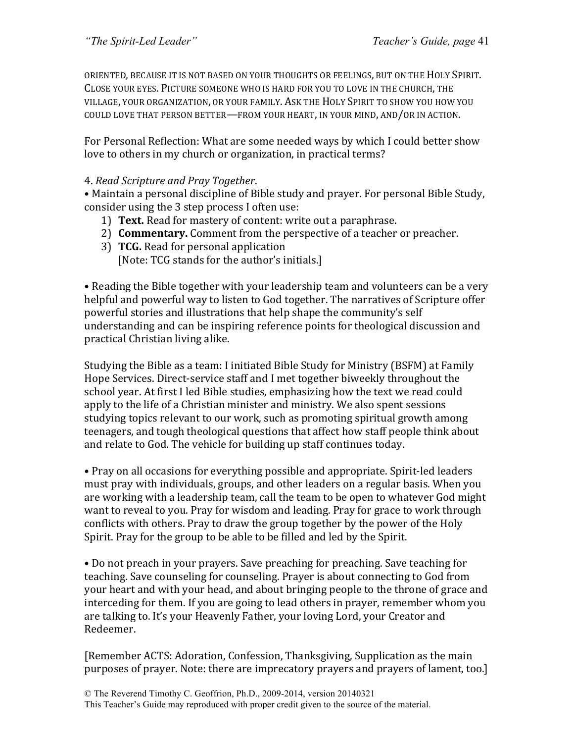ORIENTED, BECAUSE IT IS NOT BASED ON YOUR THOUGHTS OR FEELINGS, BUT ON THE HOLY SPIRIT. CLOSE YOUR EYES. PICTURE SOMEONE WHO IS HARD FOR YOU TO LOVE IN THE CHURCH, THE VILLAGE, YOUR ORGANIZATION, OR YOUR FAMILY. ASK THE HOLY SPIRIT TO SHOW YOU HOW YOU COULD LOVE THAT PERSON BETTER—FROM YOUR HEART, IN YOUR MIND, AND/OR IN ACTION.

For Personal Reflection: What are some needed ways by which I could better show love to others in my church or organization, in practical terms?

4. *Read Scripture and Pray Together*.

• Maintain a personal discipline of Bible study and prayer. For personal Bible Study, consider using the 3 step process I often use:

1) **Text.** Read for mastery of content: write out a paraphrase.
2) **Commentary.** Comment from the perspective of a teacher or preacher.
3) **TCG.** Read for personal application
   [Note: TCG stands for the author's initials.]

• Reading the Bible together with your leadership team and volunteers can be a very helpful and powerful way to listen to God together. The narratives of Scripture offer powerful stories and illustrations that help shape the community's self understanding and can be inspiring reference points for theological discussion and practical Christian living alike.

Studying the Bible as a team: I initiated Bible Study for Ministry (BSFM) at Family Hope Services. Direct-service staff and I met together biweekly throughout the school year. At first I led Bible studies, emphasizing how the text we read could apply to the life of a Christian minister and ministry. We also spent sessions studying topics relevant to our work, such as promoting spiritual growth among teenagers, and tough theological questions that affect how staff people think about and relate to God. The vehicle for building up staff continues today.

• Pray on all occasions for everything possible and appropriate. Spirit-led leaders must pray with individuals, groups, and other leaders on a regular basis. When you are working with a leadership team, call the team to be open to whatever God might want to reveal to you. Pray for wisdom and leading. Pray for grace to work through conflicts with others. Pray to draw the group together by the power of the Holy Spirit. Pray for the group to be able to be filled and led by the Spirit.

• Do not preach in your prayers. Save preaching for preaching. Save teaching for teaching. Save counseling for counseling. Prayer is about connecting to God from your heart and with your head, and about bringing people to the throne of grace and interceding for them. If you are going to lead others in prayer, remember whom you are talking to. It's your Heavenly Father, your loving Lord, your Creator and Redeemer.

[Remember ACTS: Adoration, Confession, Thanksgiving, Supplication as the main purposes of prayer. Note: there are imprecatory prayers and prayers of lament, too.]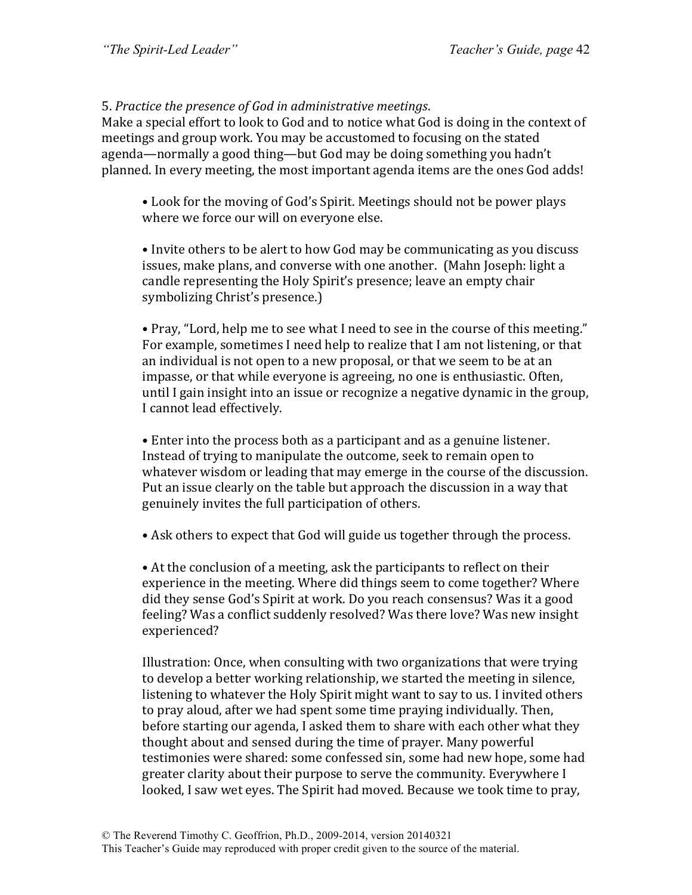5. *Practice the presence of God in administrative meetings*.
Make a special effort to look to God and to notice what God is doing in the context of meetings and group work. You may be accustomed to focusing on the stated agenda—normally a good thing—but God may be doing something you hadn't planned. In every meeting, the most important agenda items are the ones God adds!

> • Look for the moving of God's Spirit. Meetings should not be power plays where we force our will on everyone else.
>
> • Invite others to be alert to how God may be communicating as you discuss issues, make plans, and converse with one another. (Mahn Joseph: light a candle representing the Holy Spirit's presence; leave an empty chair symbolizing Christ's presence.)
>
> • Pray, "Lord, help me to see what I need to see in the course of this meeting." For example, sometimes I need help to realize that I am not listening, or that an individual is not open to a new proposal, or that we seem to be at an impasse, or that while everyone is agreeing, no one is enthusiastic. Often, until I gain insight into an issue or recognize a negative dynamic in the group, I cannot lead effectively.
>
> • Enter into the process both as a participant and as a genuine listener. Instead of trying to manipulate the outcome, seek to remain open to whatever wisdom or leading that may emerge in the course of the discussion. Put an issue clearly on the table but approach the discussion in a way that genuinely invites the full participation of others.
>
> • Ask others to expect that God will guide us together through the process.
>
> • At the conclusion of a meeting, ask the participants to reflect on their experience in the meeting. Where did things seem to come together? Where did they sense God's Spirit at work. Do you reach consensus? Was it a good feeling? Was a conflict suddenly resolved? Was there love? Was new insight experienced?
>
> Illustration: Once, when consulting with two organizations that were trying to develop a better working relationship, we started the meeting in silence, listening to whatever the Holy Spirit might want to say to us. I invited others to pray aloud, after we had spent some time praying individually. Then, before starting our agenda, I asked them to share with each other what they thought about and sensed during the time of prayer. Many powerful testimonies were shared: some confessed sin, some had new hope, some had greater clarity about their purpose to serve the community. Everywhere I looked, I saw wet eyes. The Spirit had moved. Because we took time to pray,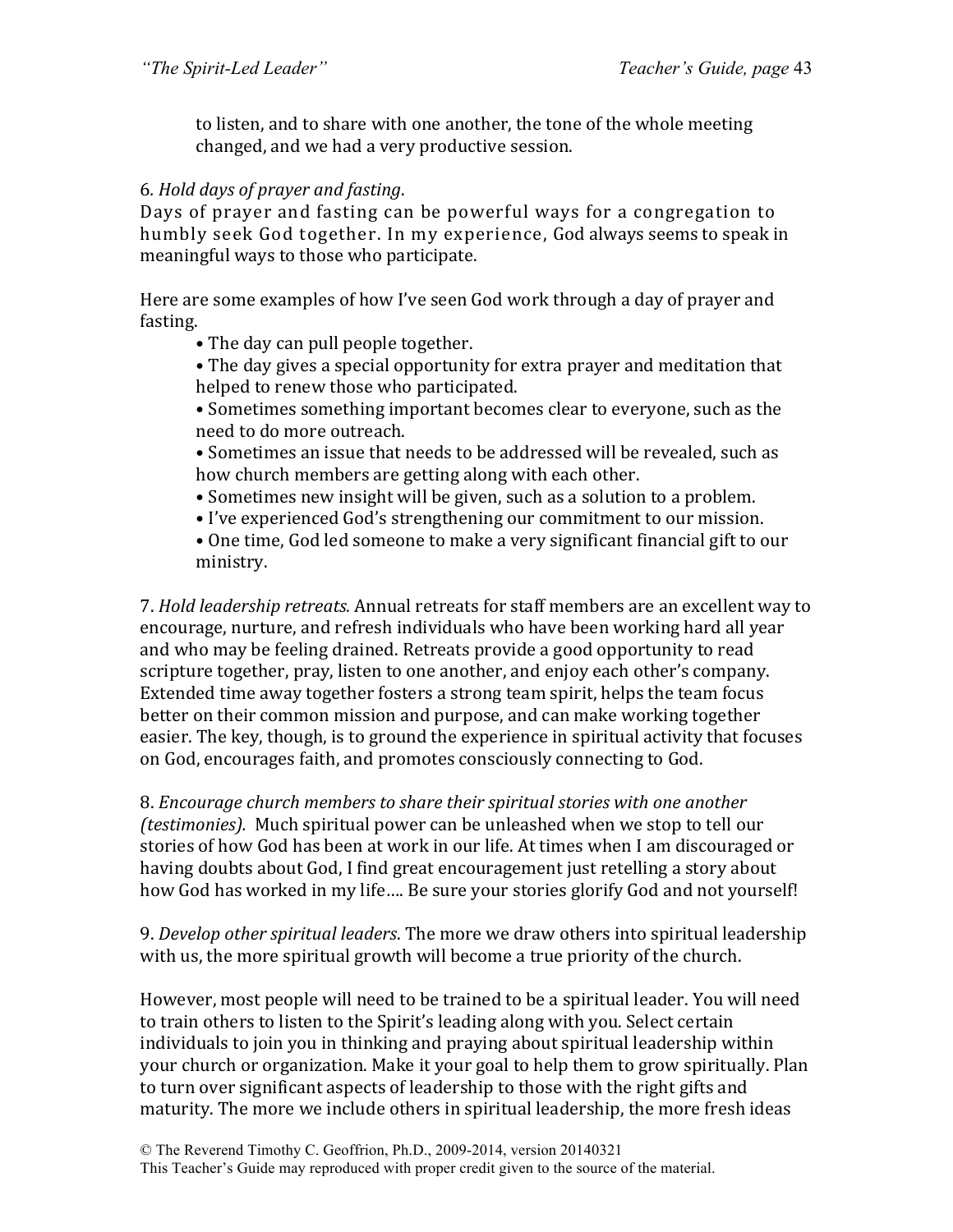to listen, and to share with one another, the tone of the whole meeting changed, and we had a very productive session.

6. *Hold days of prayer and fasting*.
Days of prayer and fasting can be powerful ways for a congregation to humbly seek God together. In my experience, God always seems to speak in meaningful ways to those who participate.

Here are some examples of how I've seen God work through a day of prayer and fasting.

- The day can pull people together.
- The day gives a special opportunity for extra prayer and meditation that helped to renew those who participated.
- Sometimes something important becomes clear to everyone, such as the need to do more outreach.
- Sometimes an issue that needs to be addressed will be revealed, such as how church members are getting along with each other.
- Sometimes new insight will be given, such as a solution to a problem.
- I've experienced God's strengthening our commitment to our mission.
- One time, God led someone to make a very significant financial gift to our ministry.

7. *Hold leadership retreats.* Annual retreats for staff members are an excellent way to encourage, nurture, and refresh individuals who have been working hard all year and who may be feeling drained. Retreats provide a good opportunity to read scripture together, pray, listen to one another, and enjoy each other's company. Extended time away together fosters a strong team spirit, helps the team focus better on their common mission and purpose, and can make working together easier. The key, though, is to ground the experience in spiritual activity that focuses on God, encourages faith, and promotes consciously connecting to God.

8. *Encourage church members to share their spiritual stories with one another (testimonies).* Much spiritual power can be unleashed when we stop to tell our stories of how God has been at work in our life. At times when I am discouraged or having doubts about God, I find great encouragement just retelling a story about how God has worked in my life…. Be sure your stories glorify God and not yourself!

9. *Develop other spiritual leaders*. The more we draw others into spiritual leadership with us, the more spiritual growth will become a true priority of the church.

However, most people will need to be trained to be a spiritual leader. You will need to train others to listen to the Spirit's leading along with you. Select certain individuals to join you in thinking and praying about spiritual leadership within your church or organization. Make it your goal to help them to grow spiritually. Plan to turn over significant aspects of leadership to those with the right gifts and maturity. The more we include others in spiritual leadership, the more fresh ideas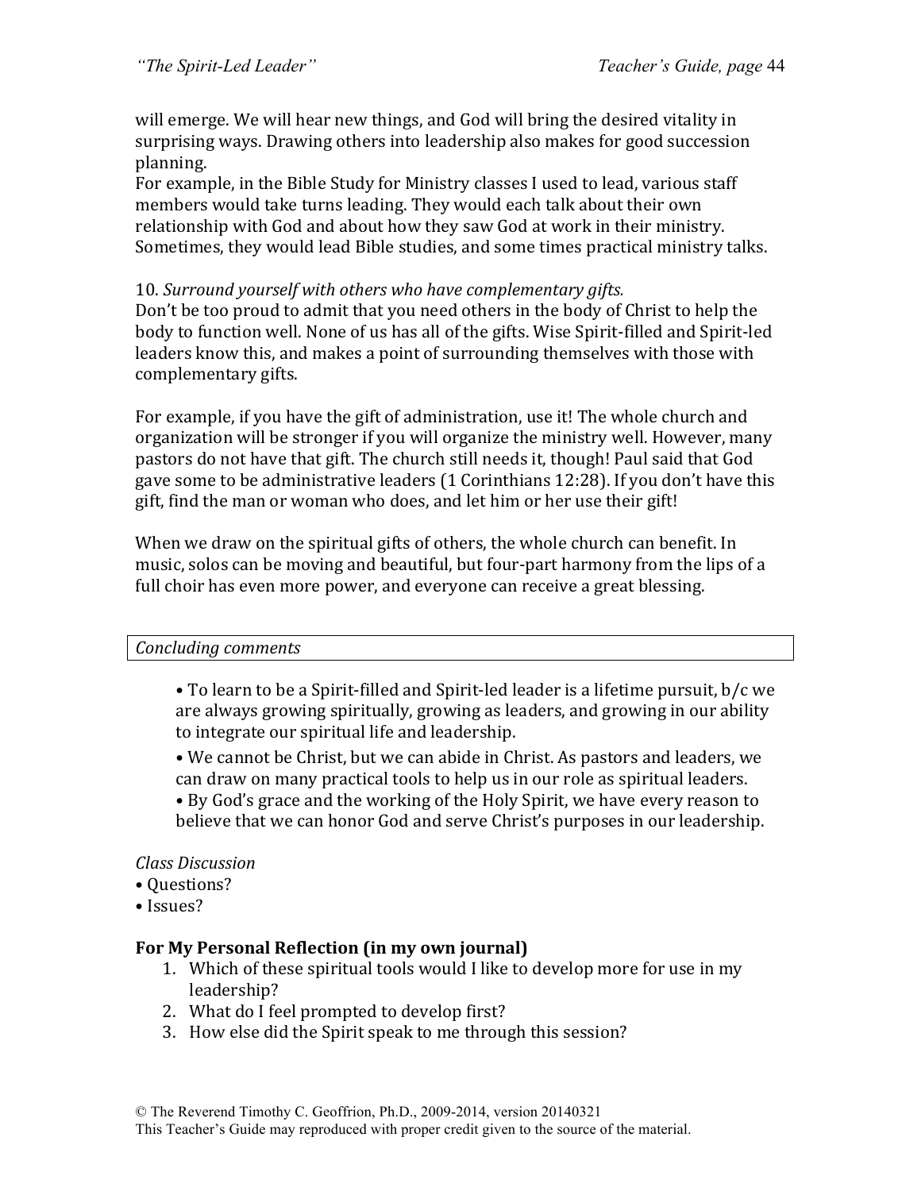will emerge. We will hear new things, and God will bring the desired vitality in surprising ways. Drawing others into leadership also makes for good succession planning.
For example, in the Bible Study for Ministry classes I used to lead, various staff members would take turns leading. They would each talk about their own relationship with God and about how they saw God at work in their ministry. Sometimes, they would lead Bible studies, and some times practical ministry talks.

10. *Surround yourself with others who have complementary gifts.*
Don't be too proud to admit that you need others in the body of Christ to help the body to function well. None of us has all of the gifts. Wise Spirit-filled and Spirit-led leaders know this, and makes a point of surrounding themselves with those with complementary gifts.

For example, if you have the gift of administration, use it! The whole church and organization will be stronger if you will organize the ministry well. However, many pastors do not have that gift. The church still needs it, though! Paul said that God gave some to be administrative leaders (1 Corinthians 12:28). If you don't have this gift, find the man or woman who does, and let him or her use their gift!

When we draw on the spiritual gifts of others, the whole church can benefit. In music, solos can be moving and beautiful, but four-part harmony from the lips of a full choir has even more power, and everyone can receive a great blessing.

*Concluding comments*

- To learn to be a Spirit-filled and Spirit-led leader is a lifetime pursuit, b/c we are always growing spiritually, growing as leaders, and growing in our ability to integrate our spiritual life and leadership.
- We cannot be Christ, but we can abide in Christ. As pastors and leaders, we can draw on many practical tools to help us in our role as spiritual leaders.
- By God's grace and the working of the Holy Spirit, we have every reason to believe that we can honor God and serve Christ's purposes in our leadership.

*Class Discussion*
- Questions?
- Issues?

**For My Personal Reflection (in my own journal)**

1. Which of these spiritual tools would I like to develop more for use in my leadership?
2. What do I feel prompted to develop first?
3. How else did the Spirit speak to me through this session?

© The Reverend Timothy C. Geoffrion, Ph.D., 2009-2014, version 20140321
This Teacher's Guide may reproduced with proper credit given to the source of the material.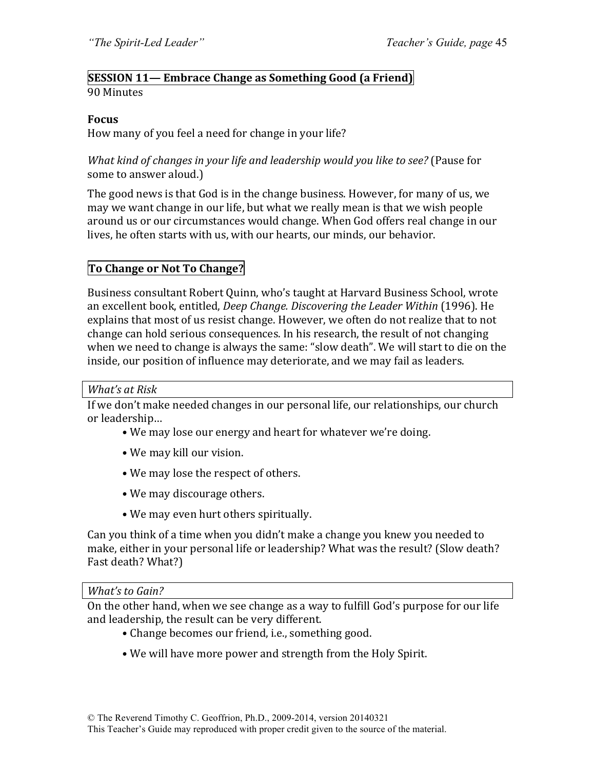## SESSION 11— Embrace Change as Something Good (a Friend)

90 Minutes

**Focus**

How many of you feel a need for change in your life?

*What kind of changes in your life and leadership would you like to see?* (Pause for some to answer aloud.)

The good news is that God is in the change business. However, for many of us, we may we want change in our life, but what we really mean is that we wish people around us or our circumstances would change. When God offers real change in our lives, he often starts with us, with our hearts, our minds, our behavior.

### To Change or Not To Change?

Business consultant Robert Quinn, who's taught at Harvard Business School, wrote an excellent book, entitled, *Deep Change. Discovering the Leader Within* (1996). He explains that most of us resist change. However, we often do not realize that to not change can hold serious consequences. In his research, the result of not changing when we need to change is always the same: "slow death". We will start to die on the inside, our position of influence may deteriorate, and we may fail as leaders.

*What's at Risk*

If we don't make needed changes in our personal life, our relationships, our church or leadership…

- We may lose our energy and heart for whatever we're doing.
- We may kill our vision.
- We may lose the respect of others.
- We may discourage others.
- We may even hurt others spiritually.

Can you think of a time when you didn't make a change you knew you needed to make, either in your personal life or leadership? What was the result? (Slow death? Fast death? What?)

*What's to Gain?*

On the other hand, when we see change as a way to fulfill God's purpose for our life and leadership, the result can be very different.

- Change becomes our friend, i.e., something good.
- We will have more power and strength from the Holy Spirit.

© The Reverend Timothy C. Geoffrion, Ph.D., 2009-2014, version 20140321
This Teacher's Guide may reproduced with proper credit given to the source of the material.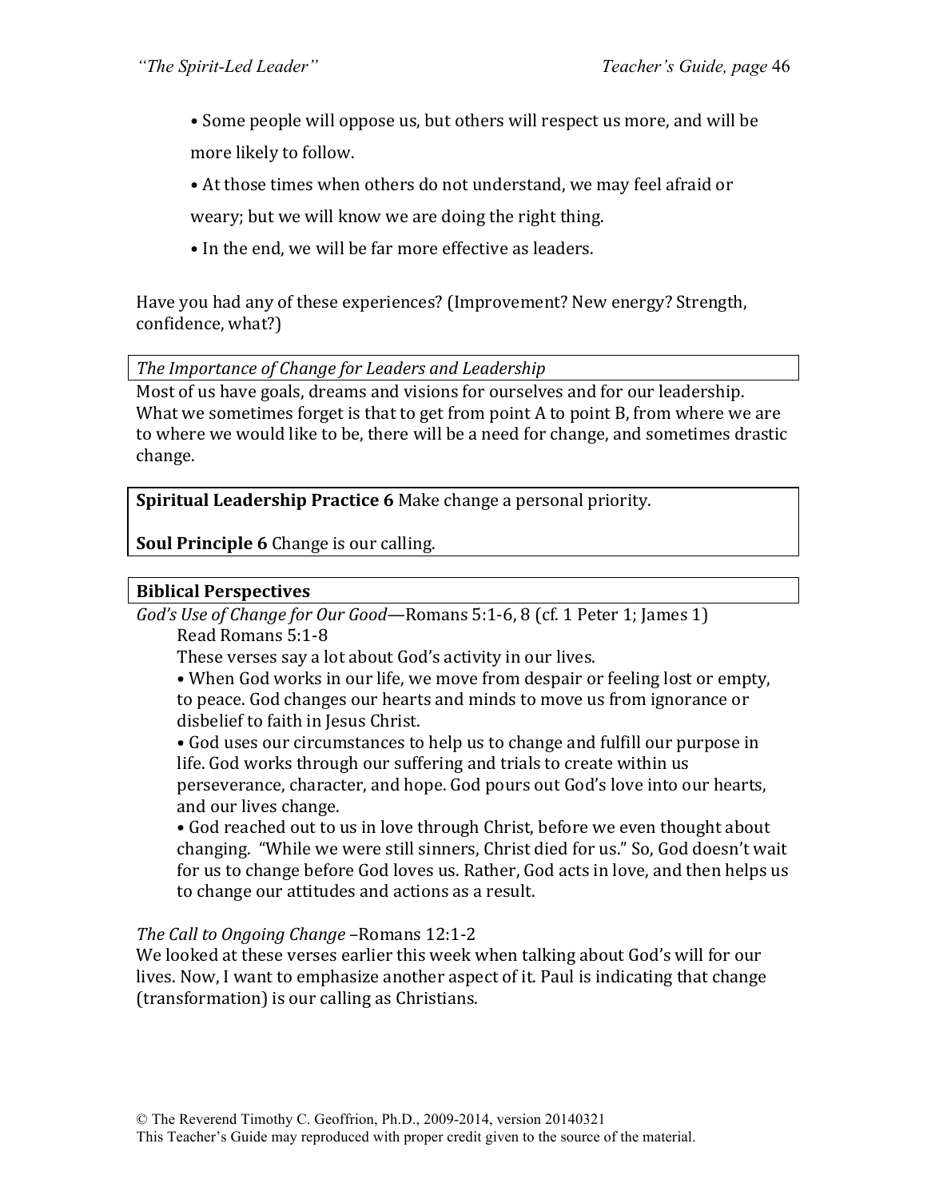- Some people will oppose us, but others will respect us more, and will be more likely to follow.
- At those times when others do not understand, we may feel afraid or weary; but we will know we are doing the right thing.
- In the end, we will be far more effective as leaders.

Have you had any of these experiences? (Improvement? New energy? Strength, confidence, what?)

*The Importance of Change for Leaders and Leadership*

Most of us have goals, dreams and visions for ourselves and for our leadership. What we sometimes forget is that to get from point A to point B, from where we are to where we would like to be, there will be a need for change, and sometimes drastic change.

**Spiritual Leadership Practice 6** Make change a personal priority.

**Soul Principle 6** Change is our calling.

**Biblical Perspectives**

*God's Use of Change for Our Good*—Romans 5:1-6, 8 (cf. 1 Peter 1; James 1)

Read Romans 5:1-8

These verses say a lot about God's activity in our lives.

- When God works in our life, we move from despair or feeling lost or empty, to peace. God changes our hearts and minds to move us from ignorance or disbelief to faith in Jesus Christ.
- God uses our circumstances to help us to change and fulfill our purpose in life. God works through our suffering and trials to create within us perseverance, character, and hope. God pours out God's love into our hearts, and our lives change.
- God reached out to us in love through Christ, before we even thought about changing. "While we were still sinners, Christ died for us." So, God doesn't wait for us to change before God loves us. Rather, God acts in love, and then helps us to change our attitudes and actions as a result.

*The Call to Ongoing Change* –Romans 12:1-2

We looked at these verses earlier this week when talking about God's will for our lives. Now, I want to emphasize another aspect of it. Paul is indicating that change (transformation) is our calling as Christians.

© The Reverend Timothy C. Geoffrion, Ph.D., 2009-2014, version 20140321
This Teacher's Guide may reproduced with proper credit given to the source of the material.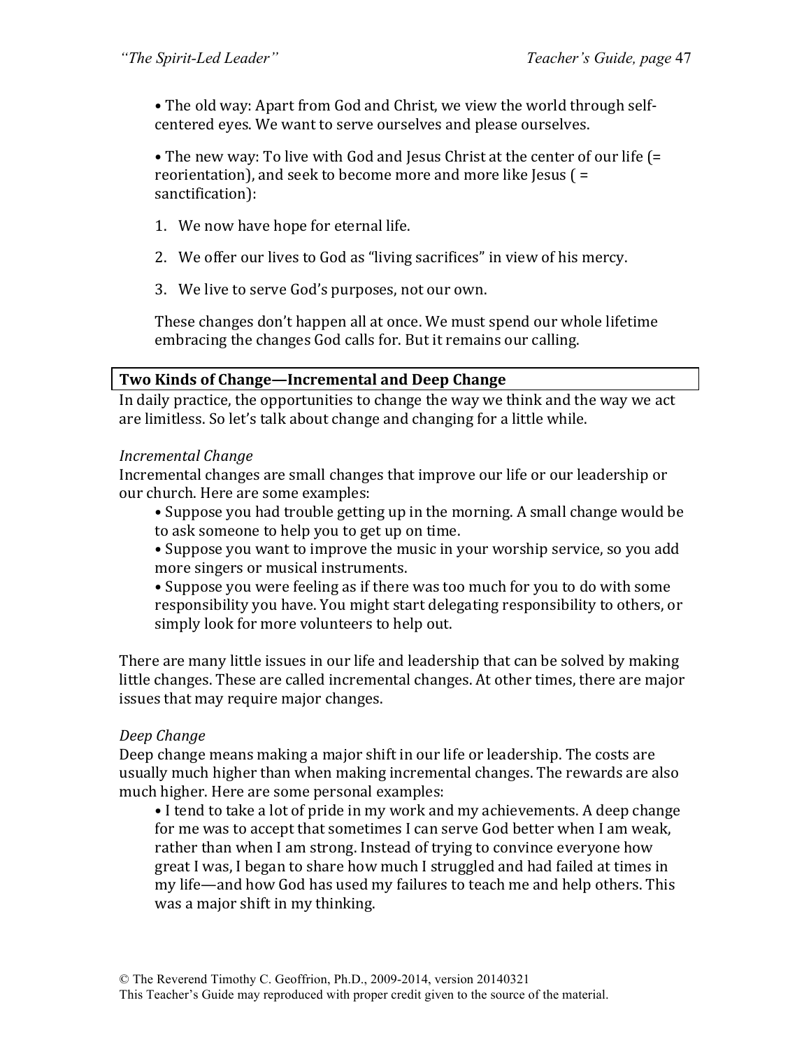• The old way: Apart from God and Christ, we view the world through self-centered eyes. We want to serve ourselves and please ourselves.

• The new way: To live with God and Jesus Christ at the center of our life (= reorientation), and seek to become more and more like Jesus ( = sanctification):

1. We now have hope for eternal life.
2. We offer our lives to God as "living sacrifices" in view of his mercy.
3. We live to serve God's purposes, not our own.

These changes don't happen all at once. We must spend our whole lifetime embracing the changes God calls for. But it remains our calling.

## Two Kinds of Change—Incremental and Deep Change

In daily practice, the opportunities to change the way we think and the way we act are limitless. So let's talk about change and changing for a little while.

*Incremental Change*

Incremental changes are small changes that improve our life or our leadership or our church. Here are some examples:

- Suppose you had trouble getting up in the morning. A small change would be to ask someone to help you to get up on time.
- Suppose you want to improve the music in your worship service, so you add more singers or musical instruments.
- Suppose you were feeling as if there was too much for you to do with some responsibility you have. You might start delegating responsibility to others, or simply look for more volunteers to help out.

There are many little issues in our life and leadership that can be solved by making little changes. These are called incremental changes. At other times, there are major issues that may require major changes.

*Deep Change*

Deep change means making a major shift in our life or leadership. The costs are usually much higher than when making incremental changes. The rewards are also much higher. Here are some personal examples:

- I tend to take a lot of pride in my work and my achievements. A deep change for me was to accept that sometimes I can serve God better when I am weak, rather than when I am strong. Instead of trying to convince everyone how great I was, I began to share how much I struggled and had failed at times in my life—and how God has used my failures to teach me and help others. This was a major shift in my thinking.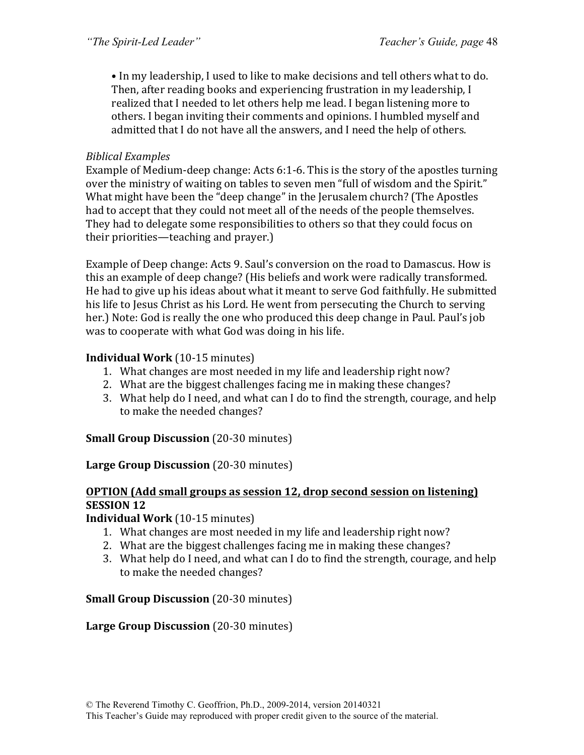• In my leadership, I used to like to make decisions and tell others what to do. Then, after reading books and experiencing frustration in my leadership, I realized that I needed to let others help me lead. I began listening more to others. I began inviting their comments and opinions. I humbled myself and admitted that I do not have all the answers, and I need the help of others.

*Biblical Examples*

Example of Medium-deep change: Acts 6:1-6. This is the story of the apostles turning over the ministry of waiting on tables to seven men "full of wisdom and the Spirit." What might have been the "deep change" in the Jerusalem church? (The Apostles had to accept that they could not meet all of the needs of the people themselves. They had to delegate some responsibilities to others so that they could focus on their priorities—teaching and prayer.)

Example of Deep change: Acts 9. Saul's conversion on the road to Damascus. How is this an example of deep change? (His beliefs and work were radically transformed. He had to give up his ideas about what it meant to serve God faithfully. He submitted his life to Jesus Christ as his Lord. He went from persecuting the Church to serving her.) Note: God is really the one who produced this deep change in Paul. Paul's job was to cooperate with what God was doing in his life.

**Individual Work** (10-15 minutes)

1. What changes are most needed in my life and leadership right now?
2. What are the biggest challenges facing me in making these changes?
3. What help do I need, and what can I do to find the strength, courage, and help to make the needed changes?

**Small Group Discussion** (20-30 minutes)

**Large Group Discussion** (20-30 minutes)

**<u>OPTION (Add small groups as session 12, drop second session on listening)</u>**

**SESSION 12**

**Individual Work** (10-15 minutes)

1. What changes are most needed in my life and leadership right now?
2. What are the biggest challenges facing me in making these changes?
3. What help do I need, and what can I do to find the strength, courage, and help to make the needed changes?

**Small Group Discussion** (20-30 minutes)

**Large Group Discussion** (20-30 minutes)

© The Reverend Timothy C. Geoffrion, Ph.D., 2009-2014, version 20140321
This Teacher's Guide may reproduced with proper credit given to the source of the material.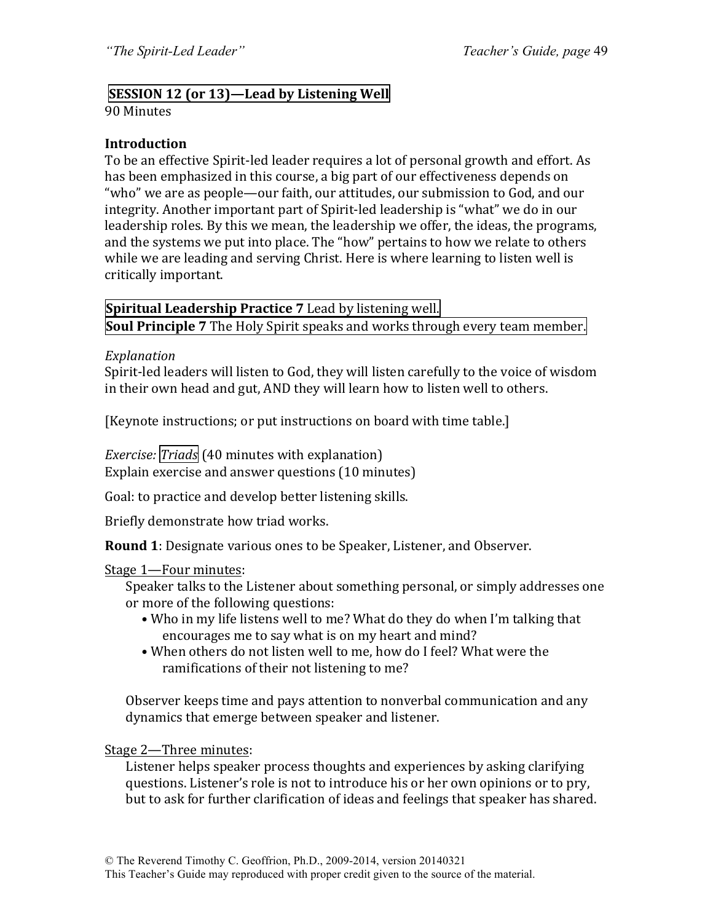**SESSION 12 (or 13)—Lead by Listening Well**

90 Minutes

**Introduction**

To be an effective Spirit-led leader requires a lot of personal growth and effort. As has been emphasized in this course, a big part of our effectiveness depends on "who" we are as people—our faith, our attitudes, our submission to God, and our integrity. Another important part of Spirit-led leadership is "what" we do in our leadership roles. By this we mean, the leadership we offer, the ideas, the programs, and the systems we put into place. The "how" pertains to how we relate to others while we are leading and serving Christ. Here is where learning to listen well is critically important.

**Spiritual Leadership Practice 7** Lead by listening well.
**Soul Principle 7** The Holy Spirit speaks and works through every team member.

*Explanation*

Spirit-led leaders will listen to God, they will listen carefully to the voice of wisdom in their own head and gut, AND they will learn how to listen well to others.

[Keynote instructions; or put instructions on board with time table.]

*Exercise: Triads* (40 minutes with explanation)
Explain exercise and answer questions (10 minutes)

Goal: to practice and develop better listening skills.

Briefly demonstrate how triad works.

**Round 1**: Designate various ones to be Speaker, Listener, and Observer.

<u>Stage 1—Four minutes</u>:

Speaker talks to the Listener about something personal, or simply addresses one or more of the following questions:

- Who in my life listens well to me? What do they do when I'm talking that encourages me to say what is on my heart and mind?
- When others do not listen well to me, how do I feel? What were the ramifications of their not listening to me?

Observer keeps time and pays attention to nonverbal communication and any dynamics that emerge between speaker and listener.

<u>Stage 2—Three minutes</u>:

Listener helps speaker process thoughts and experiences by asking clarifying questions. Listener's role is not to introduce his or her own opinions or to pry, but to ask for further clarification of ideas and feelings that speaker has shared.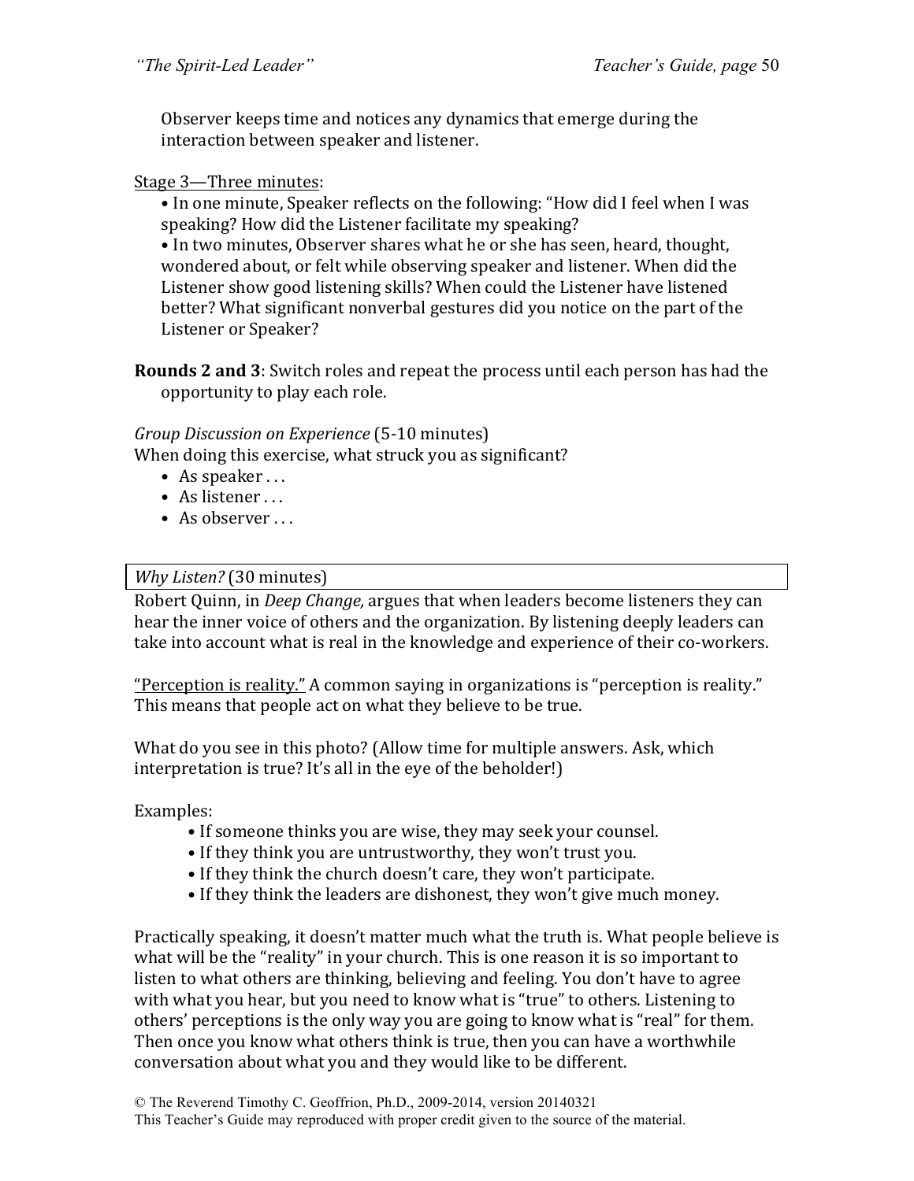Observer keeps time and notices any dynamics that emerge during the interaction between speaker and listener.

Stage 3—Three minutes:

- In one minute, Speaker reflects on the following: "How did I feel when I was speaking? How did the Listener facilitate my speaking?
- In two minutes, Observer shares what he or she has seen, heard, thought, wondered about, or felt while observing speaker and listener. When did the Listener show good listening skills? When could the Listener have listened better? What significant nonverbal gestures did you notice on the part of the Listener or Speaker?

**Rounds 2 and 3**: Switch roles and repeat the process until each person has had the opportunity to play each role.

*Group Discussion on Experience* (5-10 minutes)
When doing this exercise, what struck you as significant?

- As speaker . . .
- As listener . . .
- As observer . . .

*Why Listen?* (30 minutes)

Robert Quinn, in *Deep Change,* argues that when leaders become listeners they can hear the inner voice of others and the organization. By listening deeply leaders can take into account what is real in the knowledge and experience of their co-workers.

"Perception is reality." A common saying in organizations is "perception is reality." This means that people act on what they believe to be true.

What do you see in this photo? (Allow time for multiple answers. Ask, which interpretation is true? It's all in the eye of the beholder!)

Examples:

- If someone thinks you are wise, they may seek your counsel.
- If they think you are untrustworthy, they won't trust you.
- If they think the church doesn't care, they won't participate.
- If they think the leaders are dishonest, they won't give much money.

Practically speaking, it doesn't matter much what the truth is. What people believe is what will be the "reality" in your church. This is one reason it is so important to listen to what others are thinking, believing and feeling. You don't have to agree with what you hear, but you need to know what is "true" to others. Listening to others' perceptions is the only way you are going to know what is "real" for them. Then once you know what others think is true, then you can have a worthwhile conversation about what you and they would like to be different.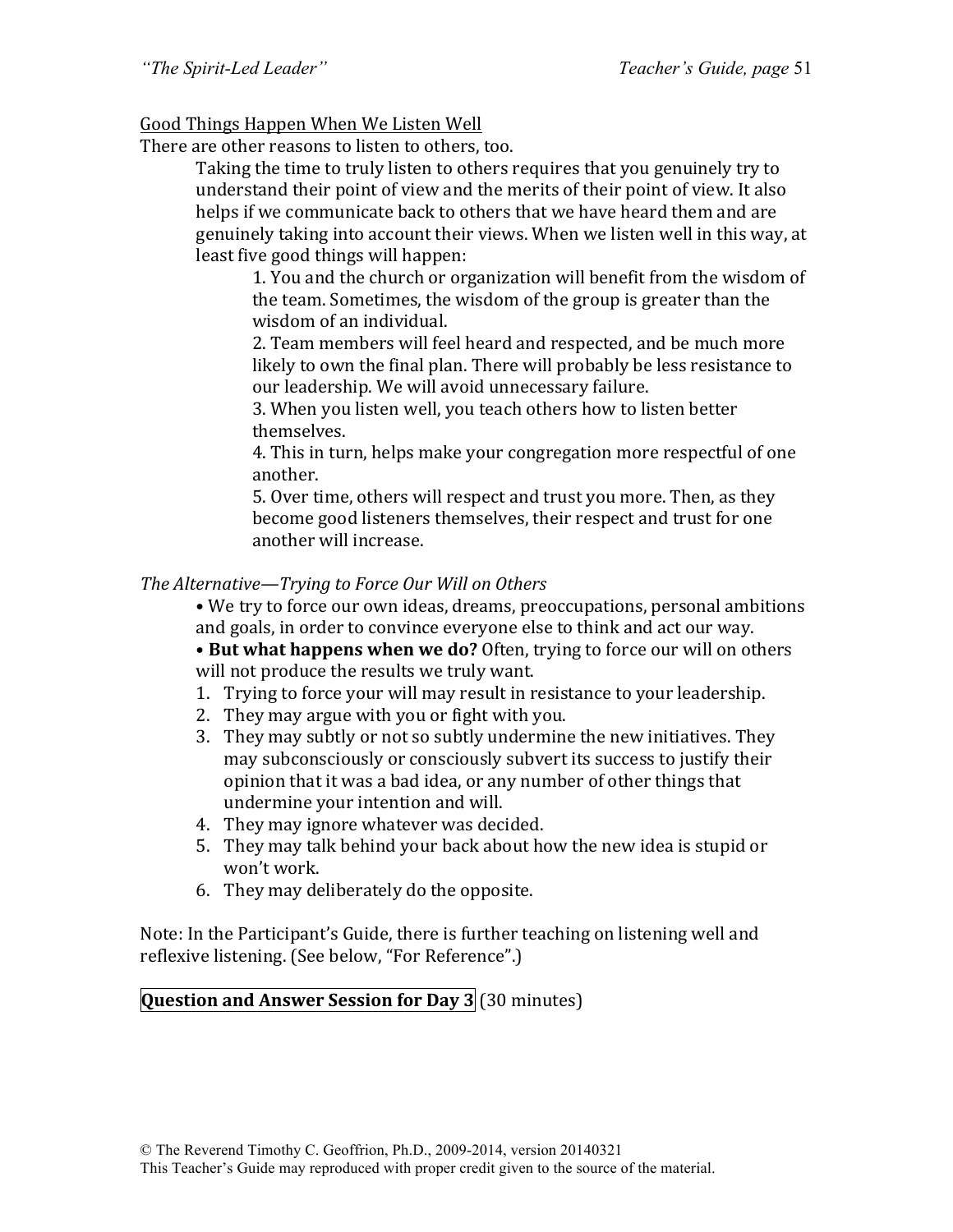Good Things Happen When We Listen Well

There are other reasons to listen to others, too.

> Taking the time to truly listen to others requires that you genuinely try to understand their point of view and the merits of their point of view. It also helps if we communicate back to others that we have heard them and are genuinely taking into account their views. When we listen well in this way, at least five good things will happen:
>
> > 1. You and the church or organization will benefit from the wisdom of the team. Sometimes, the wisdom of the group is greater than the wisdom of an individual.
> > 2. Team members will feel heard and respected, and be much more likely to own the final plan. There will probably be less resistance to our leadership. We will avoid unnecessary failure.
> > 3. When you listen well, you teach others how to listen better themselves.
> > 4. This in turn, helps make your congregation more respectful of one another.
> > 5. Over time, others will respect and trust you more. Then, as they become good listeners themselves, their respect and trust for one another will increase.

*The Alternative—Trying to Force Our Will on Others*

> • We try to force our own ideas, dreams, preoccupations, personal ambitions and goals, in order to convince everyone else to think and act our way.
>
> • **But what happens when we do?** Often, trying to force our will on others will not produce the results we truly want.
>
> 1. Trying to force your will may result in resistance to your leadership.
> 2. They may argue with you or fight with you.
> 3. They may subtly or not so subtly undermine the new initiatives. They may subconsciously or consciously subvert its success to justify their opinion that it was a bad idea, or any number of other things that undermine your intention and will.
> 4. They may ignore whatever was decided.
> 5. They may talk behind your back about how the new idea is stupid or won't work.
> 6. They may deliberately do the opposite.

Note: In the Participant's Guide, there is further teaching on listening well and reflexive listening. (See below, "For Reference".)

**Question and Answer Session for Day 3** (30 minutes)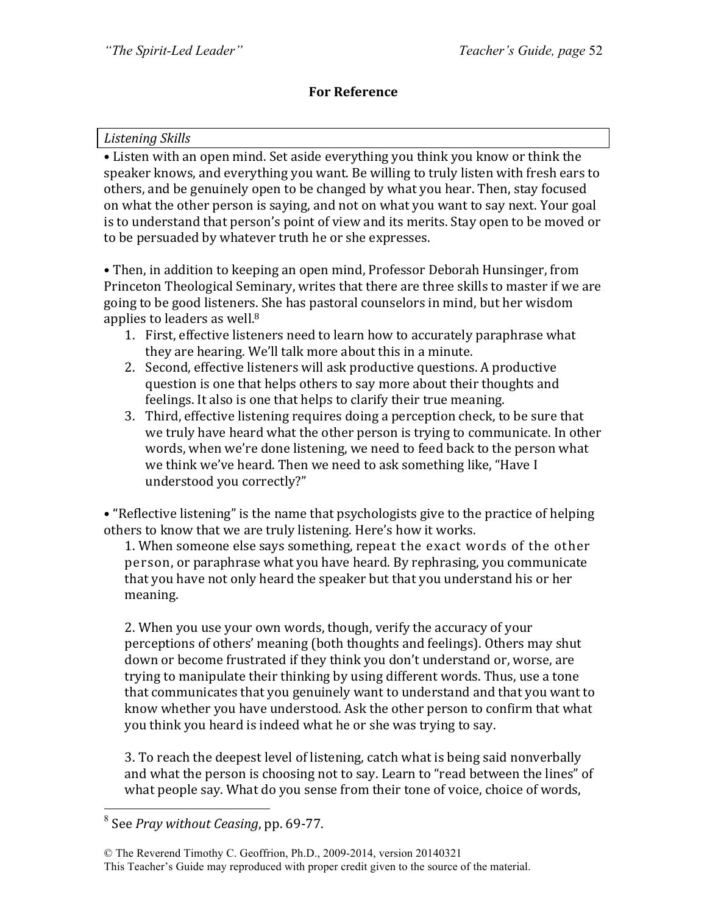**For Reference**

*Listening Skills*

• Listen with an open mind. Set aside everything you think you know or think the speaker knows, and everything you want. Be willing to truly listen with fresh ears to others, and be genuinely open to be changed by what you hear. Then, stay focused on what the other person is saying, and not on what you want to say next. Your goal is to understand that person's point of view and its merits. Stay open to be moved or to be persuaded by whatever truth he or she expresses.

• Then, in addition to keeping an open mind, Professor Deborah Hunsinger, from Princeton Theological Seminary, writes that there are three skills to master if we are going to be good listeners. She has pastoral counselors in mind, but her wisdom applies to leaders as well.[8]

1. First, effective listeners need to learn how to accurately paraphrase what they are hearing. We'll talk more about this in a minute.
2. Second, effective listeners will ask productive questions. A productive question is one that helps others to say more about their thoughts and feelings. It also is one that helps to clarify their true meaning.
3. Third, effective listening requires doing a perception check, to be sure that we truly have heard what the other person is trying to communicate. In other words, when we're done listening, we need to feed back to the person what we think we've heard. Then we need to ask something like, "Have I understood you correctly?"

• "Reflective listening" is the name that psychologists give to the practice of helping others to know that we are truly listening. Here's how it works.

1. When someone else says something, repeat the exact words of the other person, or paraphrase what you have heard. By rephrasing, you communicate that you have not only heard the speaker but that you understand his or her meaning.

2. When you use your own words, though, verify the accuracy of your perceptions of others' meaning (both thoughts and feelings). Others may shut down or become frustrated if they think you don't understand or, worse, are trying to manipulate their thinking by using different words. Thus, use a tone that communicates that you genuinely want to understand and that you want to know whether you have understood. Ask the other person to confirm that what you think you heard is indeed what he or she was trying to say.

3. To reach the deepest level of listening, catch what is being said nonverbally and what the person is choosing not to say. Learn to "read between the lines" of what people say. What do you sense from their tone of voice, choice of words,

---

[8] See *Pray without Ceasing*, pp. 69-77.

© The Reverend Timothy C. Geoffrion, Ph.D., 2009-2014, version 20140321
This Teacher's Guide may reproduced with proper credit given to the source of the material.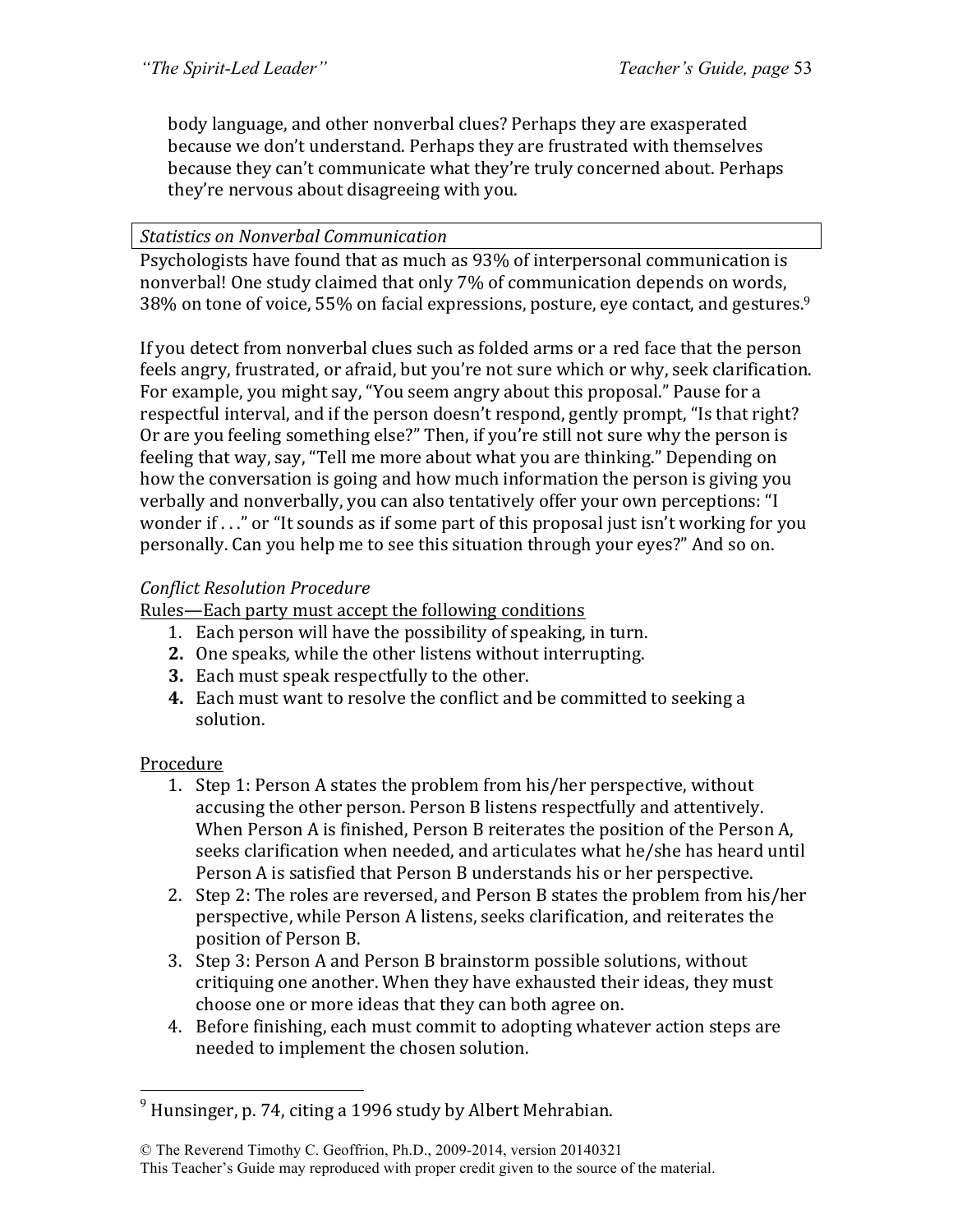body language, and other nonverbal clues? Perhaps they are exasperated because we don't understand. Perhaps they are frustrated with themselves because they can't communicate what they're truly concerned about. Perhaps they're nervous about disagreeing with you.

*Statistics on Nonverbal Communication*

Psychologists have found that as much as 93% of interpersonal communication is nonverbal! One study claimed that only 7% of communication depends on words, 38% on tone of voice, 55% on facial expressions, posture, eye contact, and gestures.[9]

If you detect from nonverbal clues such as folded arms or a red face that the person feels angry, frustrated, or afraid, but you're not sure which or why, seek clarification. For example, you might say, "You seem angry about this proposal." Pause for a respectful interval, and if the person doesn't respond, gently prompt, "Is that right? Or are you feeling something else?" Then, if you're still not sure why the person is feeling that way, say, "Tell me more about what you are thinking." Depending on how the conversation is going and how much information the person is giving you verbally and nonverbally, you can also tentatively offer your own perceptions: "I wonder if . . ." or "It sounds as if some part of this proposal just isn't working for you personally. Can you help me to see this situation through your eyes?" And so on.

*Conflict Resolution Procedure*

<u>Rules—Each party must accept the following conditions</u>

1. Each person will have the possibility of speaking, in turn.
2. One speaks, while the other listens without interrupting.
3. Each must speak respectfully to the other.
4. Each must want to resolve the conflict and be committed to seeking a solution.

<u>Procedure</u>

1. Step 1: Person A states the problem from his/her perspective, without accusing the other person. Person B listens respectfully and attentively. When Person A is finished, Person B reiterates the position of the Person A, seeks clarification when needed, and articulates what he/she has heard until Person A is satisfied that Person B understands his or her perspective.
2. Step 2: The roles are reversed, and Person B states the problem from his/her perspective, while Person A listens, seeks clarification, and reiterates the position of Person B.
3. Step 3: Person A and Person B brainstorm possible solutions, without critiquing one another. When they have exhausted their ideas, they must choose one or more ideas that they can both agree on.
4. Before finishing, each must commit to adopting whatever action steps are needed to implement the chosen solution.

---

[9] Hunsinger, p. 74, citing a 1996 study by Albert Mehrabian.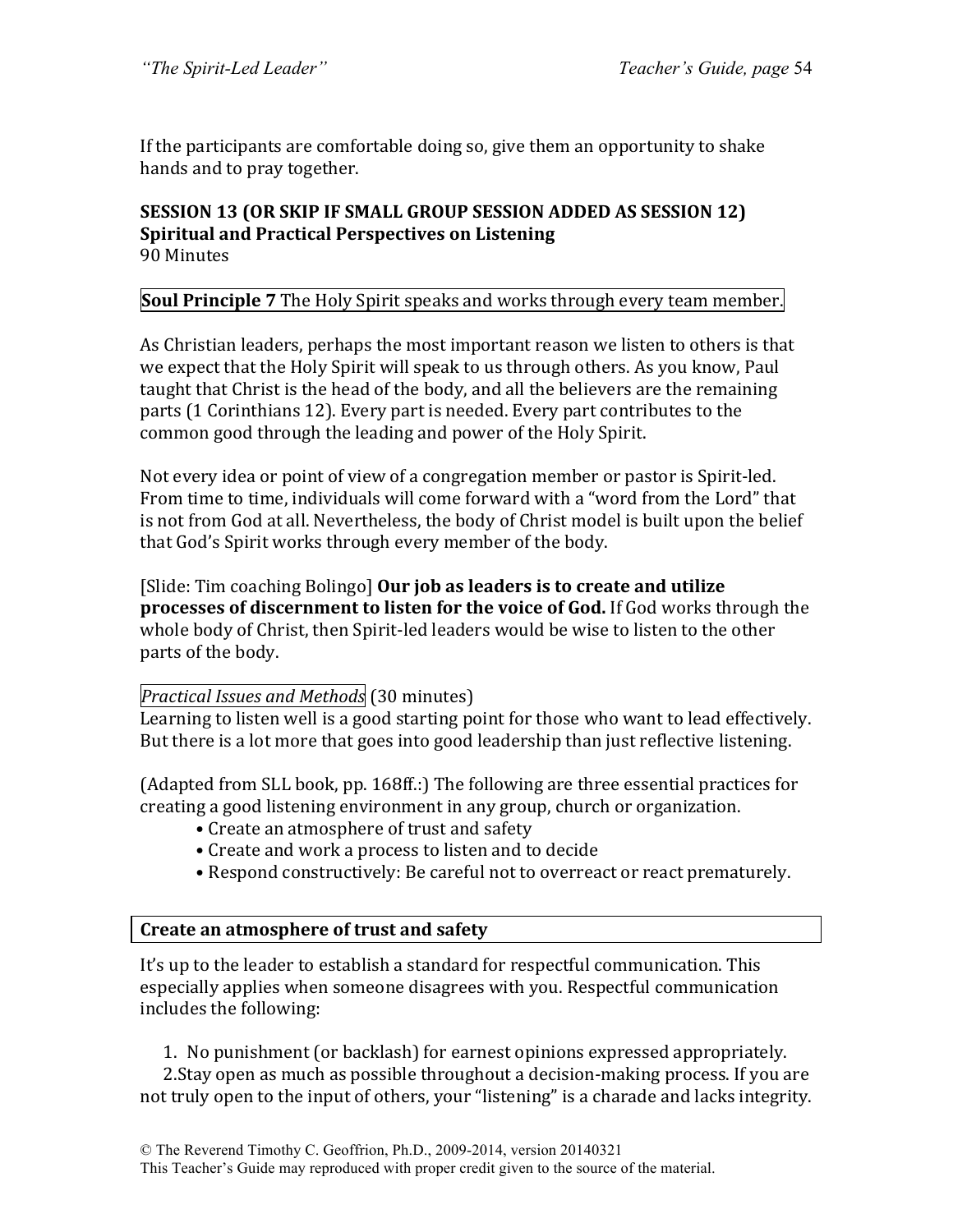If the participants are comfortable doing so, give them an opportunity to shake hands and to pray together.

## SESSION 13 (OR SKIP IF SMALL GROUP SESSION ADDED AS SESSION 12)
## Spiritual and Practical Perspectives on Listening

90 Minutes

**Soul Principle 7** The Holy Spirit speaks and works through every team member.

As Christian leaders, perhaps the most important reason we listen to others is that we expect that the Holy Spirit will speak to us through others. As you know, Paul taught that Christ is the head of the body, and all the believers are the remaining parts (1 Corinthians 12). Every part is needed. Every part contributes to the common good through the leading and power of the Holy Spirit.

Not every idea or point of view of a congregation member or pastor is Spirit-led. From time to time, individuals will come forward with a "word from the Lord" that is not from God at all. Nevertheless, the body of Christ model is built upon the belief that God's Spirit works through every member of the body.

[Slide: Tim coaching Bolingo] **Our job as leaders is to create and utilize processes of discernment to listen for the voice of God.** If God works through the whole body of Christ, then Spirit-led leaders would be wise to listen to the other parts of the body.

*Practical Issues and Methods* (30 minutes)
Learning to listen well is a good starting point for those who want to lead effectively. But there is a lot more that goes into good leadership than just reflective listening.

(Adapted from SLL book, pp. 168ff.:) The following are three essential practices for creating a good listening environment in any group, church or organization.

- Create an atmosphere of trust and safety
- Create and work a process to listen and to decide
- Respond constructively: Be careful not to overreact or react prematurely.

### Create an atmosphere of trust and safety

It's up to the leader to establish a standard for respectful communication. This especially applies when someone disagrees with you. Respectful communication includes the following:

1. No punishment (or backlash) for earnest opinions expressed appropriately.
2. Stay open as much as possible throughout a decision-making process. If you are not truly open to the input of others, your "listening" is a charade and lacks integrity.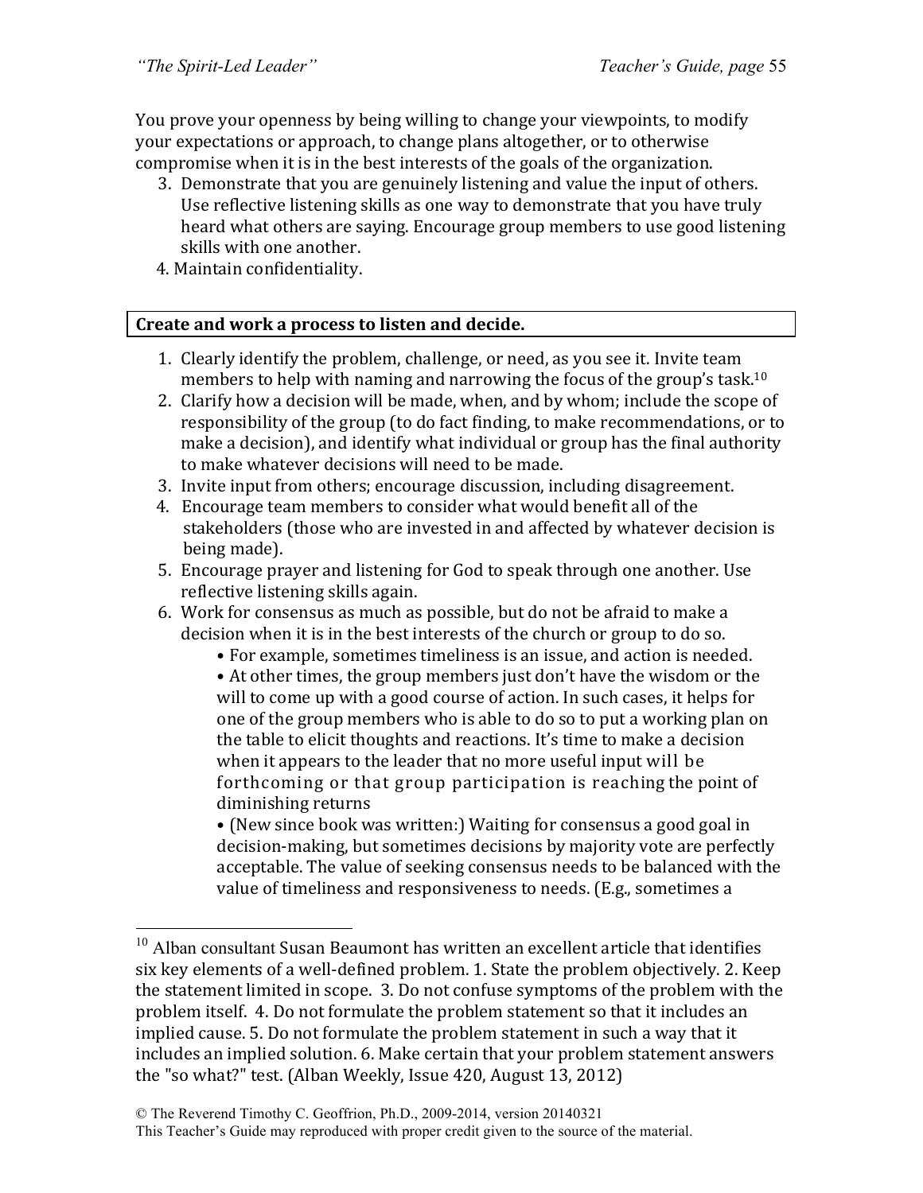You prove your openness by being willing to change your viewpoints, to modify your expectations or approach, to change plans altogether, or to otherwise compromise when it is in the best interests of the goals of the organization.

3. Demonstrate that you are genuinely listening and value the input of others. Use reflective listening skills as one way to demonstrate that you have truly heard what others are saying. Encourage group members to use good listening skills with one another.
4. Maintain confidentiality.

**Create and work a process to listen and decide.**

1. Clearly identify the problem, challenge, or need, as you see it. Invite team members to help with naming and narrowing the focus of the group's task.[10]
2. Clarify how a decision will be made, when, and by whom; include the scope of responsibility of the group (to do fact finding, to make recommendations, or to make a decision), and identify what individual or group has the final authority to make whatever decisions will need to be made.
3. Invite input from others; encourage discussion, including disagreement.
4. Encourage team members to consider what would benefit all of the stakeholders (those who are invested in and affected by whatever decision is being made).
5. Encourage prayer and listening for God to speak through one another. Use reflective listening skills again.
6. Work for consensus as much as possible, but do not be afraid to make a decision when it is in the best interests of the church or group to do so.
   - For example, sometimes timeliness is an issue, and action is needed.
   - At other times, the group members just don't have the wisdom or the will to come up with a good course of action. In such cases, it helps for one of the group members who is able to do so to put a working plan on the table to elicit thoughts and reactions. It's time to make a decision when it appears to the leader that no more useful input will be forthcoming or that group participation is reaching the point of diminishing returns
   - (New since book was written:) Waiting for consensus a good goal in decision-making, but sometimes decisions by majority vote are perfectly acceptable. The value of seeking consensus needs to be balanced with the value of timeliness and responsiveness to needs. (E.g., sometimes a

---

[10] Alban consultant Susan Beaumont has written an excellent article that identifies six key elements of a well-defined problem. 1. State the problem objectively. 2. Keep the statement limited in scope. 3. Do not confuse symptoms of the problem with the problem itself. 4. Do not formulate the problem statement so that it includes an implied cause. 5. Do not formulate the problem statement in such a way that it includes an implied solution. 6. Make certain that your problem statement answers the "so what?" test. (Alban Weekly, Issue 420, August 13, 2012)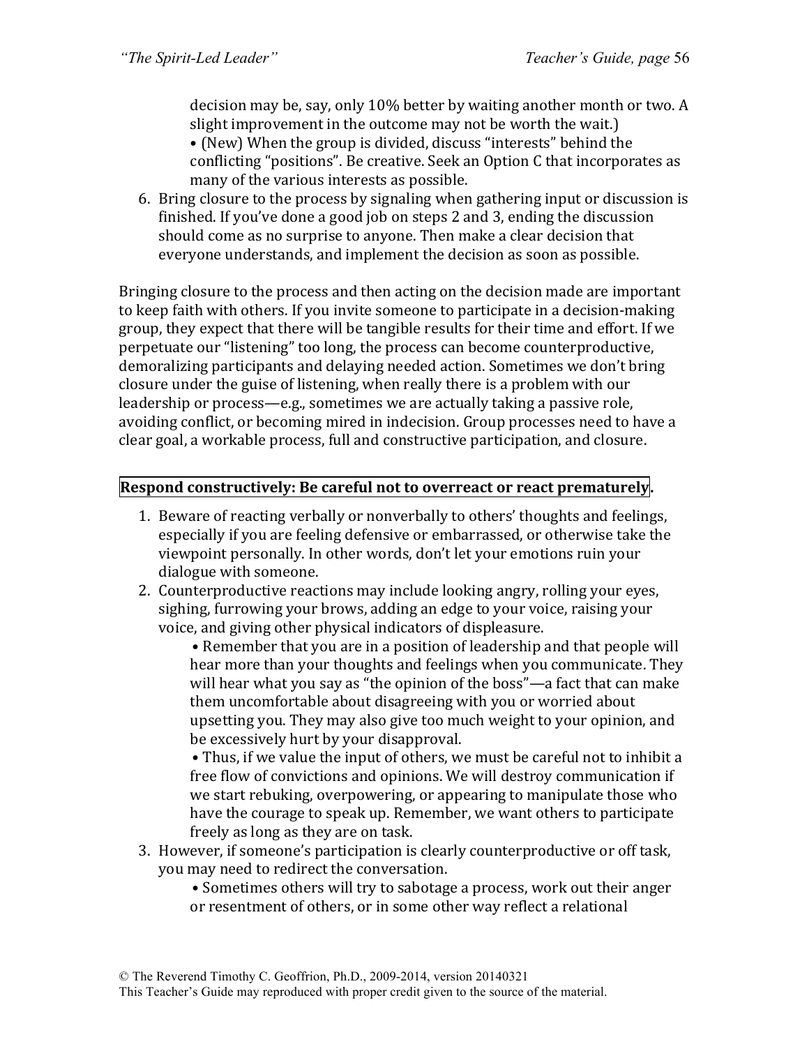decision may be, say, only 10% better by waiting another month or two. A slight improvement in the outcome may not be worth the wait.)
• (New) When the group is divided, discuss "interests" behind the conflicting "positions". Be creative. Seek an Option C that incorporates as many of the various interests as possible.

6. Bring closure to the process by signaling when gathering input or discussion is finished. If you've done a good job on steps 2 and 3, ending the discussion should come as no surprise to anyone. Then make a clear decision that everyone understands, and implement the decision as soon as possible.

Bringing closure to the process and then acting on the decision made are important to keep faith with others. If you invite someone to participate in a decision-making group, they expect that there will be tangible results for their time and effort. If we perpetuate our "listening" too long, the process can become counterproductive, demoralizing participants and delaying needed action. Sometimes we don't bring closure under the guise of listening, when really there is a problem with our leadership or process—e.g., sometimes we are actually taking a passive role, avoiding conflict, or becoming mired in indecision. Group processes need to have a clear goal, a workable process, full and constructive participation, and closure.

**Respond constructively: Be careful not to overreact or react prematurely.**

1. Beware of reacting verbally or nonverbally to others' thoughts and feelings, especially if you are feeling defensive or embarrassed, or otherwise take the viewpoint personally. In other words, don't let your emotions ruin your dialogue with someone.
2. Counterproductive reactions may include looking angry, rolling your eyes, sighing, furrowing your brows, adding an edge to your voice, raising your voice, and giving other physical indicators of displeasure.
   • Remember that you are in a position of leadership and that people will hear more than your thoughts and feelings when you communicate. They will hear what you say as "the opinion of the boss"—a fact that can make them uncomfortable about disagreeing with you or worried about upsetting you. They may also give too much weight to your opinion, and be excessively hurt by your disapproval.
   • Thus, if we value the input of others, we must be careful not to inhibit a free flow of convictions and opinions. We will destroy communication if we start rebuking, overpowering, or appearing to manipulate those who have the courage to speak up. Remember, we want others to participate freely as long as they are on task.
3. However, if someone's participation is clearly counterproductive or off task, you may need to redirect the conversation.
   • Sometimes others will try to sabotage a process, work out their anger or resentment of others, or in some other way reflect a relational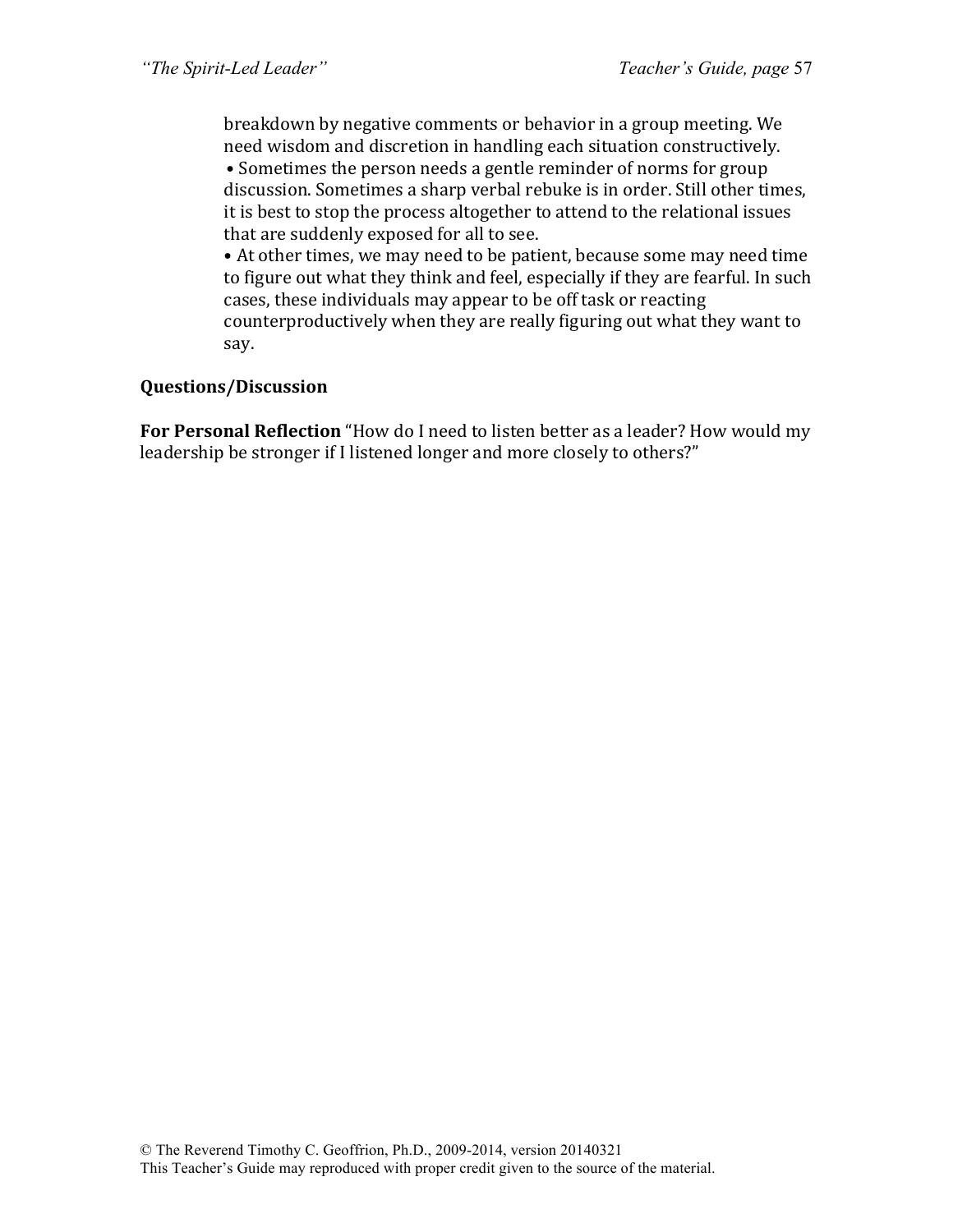breakdown by negative comments or behavior in a group meeting. We need wisdom and discretion in handling each situation constructively.

- Sometimes the person needs a gentle reminder of norms for group discussion. Sometimes a sharp verbal rebuke is in order. Still other times, it is best to stop the process altogether to attend to the relational issues that are suddenly exposed for all to see.
- At other times, we may need to be patient, because some may need time to figure out what they think and feel, especially if they are fearful. In such cases, these individuals may appear to be off task or reacting counterproductively when they are really figuring out what they want to say.

**Questions/Discussion**

**For Personal Reflection** "How do I need to listen better as a leader? How would my leadership be stronger if I listened longer and more closely to others?"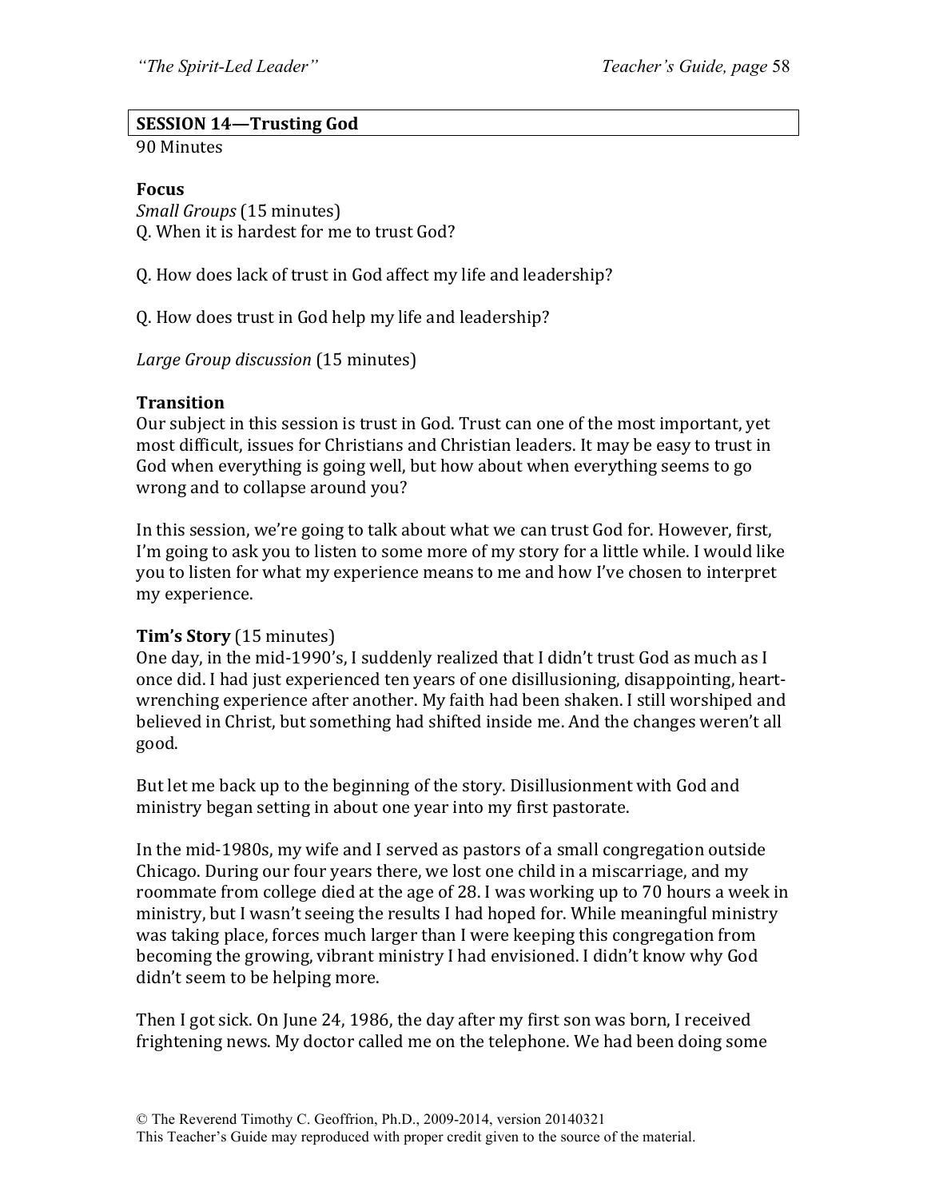**SESSION 14—Trusting God**

90 Minutes

**Focus**

*Small Groups* (15 minutes)

Q. When it is hardest for me to trust God?

Q. How does lack of trust in God affect my life and leadership?

Q. How does trust in God help my life and leadership?

*Large Group discussion* (15 minutes)

**Transition**

Our subject in this session is trust in God. Trust can one of the most important, yet most difficult, issues for Christians and Christian leaders. It may be easy to trust in God when everything is going well, but how about when everything seems to go wrong and to collapse around you?

In this session, we're going to talk about what we can trust God for. However, first, I'm going to ask you to listen to some more of my story for a little while. I would like you to listen for what my experience means to me and how I've chosen to interpret my experience.

**Tim's Story** (15 minutes)

One day, in the mid-1990's, I suddenly realized that I didn't trust God as much as I once did. I had just experienced ten years of one disillusioning, disappointing, heart-wrenching experience after another. My faith had been shaken. I still worshiped and believed in Christ, but something had shifted inside me. And the changes weren't all good.

But let me back up to the beginning of the story. Disillusionment with God and ministry began setting in about one year into my first pastorate.

In the mid-1980s, my wife and I served as pastors of a small congregation outside Chicago. During our four years there, we lost one child in a miscarriage, and my roommate from college died at the age of 28. I was working up to 70 hours a week in ministry, but I wasn't seeing the results I had hoped for. While meaningful ministry was taking place, forces much larger than I were keeping this congregation from becoming the growing, vibrant ministry I had envisioned. I didn't know why God didn't seem to be helping more.

Then I got sick. On June 24, 1986, the day after my first son was born, I received frightening news. My doctor called me on the telephone. We had been doing some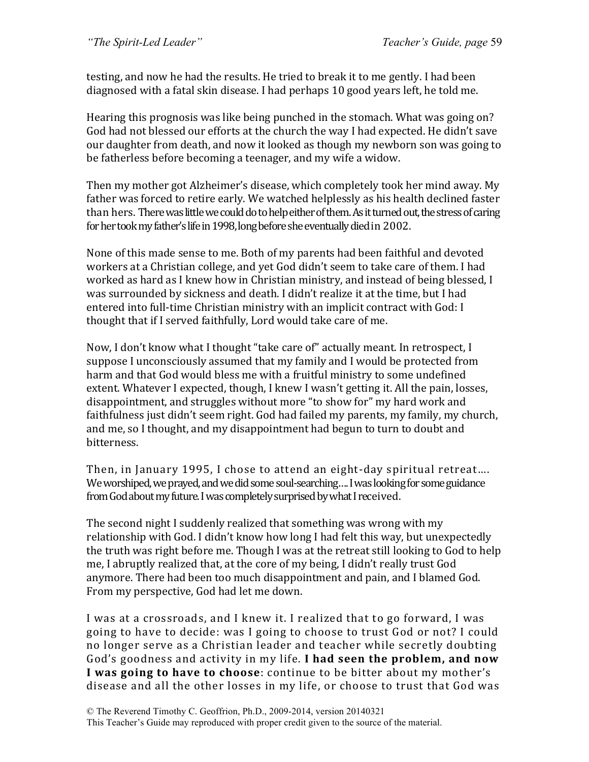testing, and now he had the results. He tried to break it to me gently. I had been diagnosed with a fatal skin disease. I had perhaps 10 good years left, he told me.

Hearing this prognosis was like being punched in the stomach. What was going on? God had not blessed our efforts at the church the way I had expected. He didn't save our daughter from death, and now it looked as though my newborn son was going to be fatherless before becoming a teenager, and my wife a widow.

Then my mother got Alzheimer's disease, which completely took her mind away. My father was forced to retire early. We watched helplessly as his health declined faster than hers. There was little we could do to help either of them. As it turned out, the stress of caring for her took my father's life in 1998, long before she eventually died in 2002.

None of this made sense to me. Both of my parents had been faithful and devoted workers at a Christian college, and yet God didn't seem to take care of them. I had worked as hard as I knew how in Christian ministry, and instead of being blessed, I was surrounded by sickness and death. I didn't realize it at the time, but I had entered into full-time Christian ministry with an implicit contract with God: I thought that if I served faithfully, Lord would take care of me.

Now, I don't know what I thought "take care of" actually meant. In retrospect, I suppose I unconsciously assumed that my family and I would be protected from harm and that God would bless me with a fruitful ministry to some undefined extent. Whatever I expected, though, I knew I wasn't getting it. All the pain, losses, disappointment, and struggles without more "to show for" my hard work and faithfulness just didn't seem right. God had failed my parents, my family, my church, and me, so I thought, and my disappointment had begun to turn to doubt and bitterness.

Then, in January 1995, I chose to attend an eight-day spiritual retreat…. We worshiped, we prayed, and we did some soul-searching…. I was looking for some guidance from God about my future. I was completely surprised by what I received.

The second night I suddenly realized that something was wrong with my relationship with God. I didn't know how long I had felt this way, but unexpectedly the truth was right before me. Though I was at the retreat still looking to God to help me, I abruptly realized that, at the core of my being, I didn't really trust God anymore. There had been too much disappointment and pain, and I blamed God. From my perspective, God had let me down.

I was at a crossroads, and I knew it. I realized that to go forward, I was going to have to decide: was I going to choose to trust God or not? I could no longer serve as a Christian leader and teacher while secretly doubting God's goodness and activity in my life. **I had seen the problem, and now I was going to have to choose**: continue to be bitter about my mother's disease and all the other losses in my life, or choose to trust that God was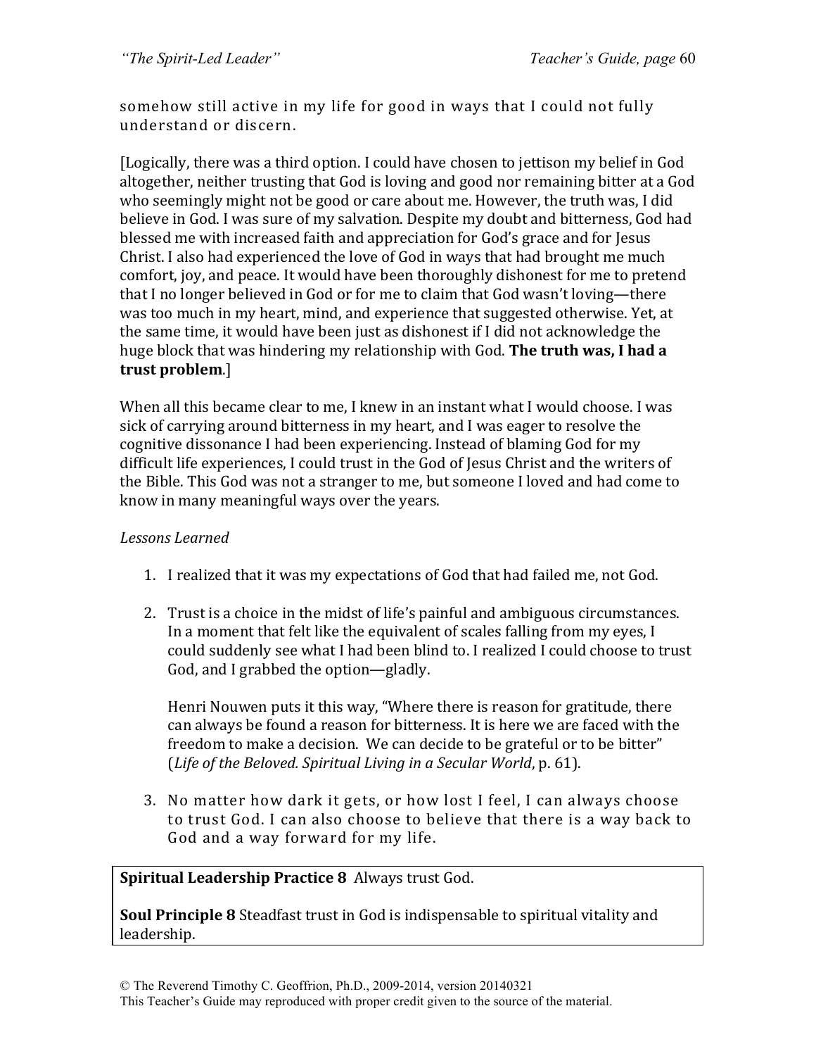somehow still active in my life for good in ways that I could not fully understand or discern.

[Logically, there was a third option. I could have chosen to jettison my belief in God altogether, neither trusting that God is loving and good nor remaining bitter at a God who seemingly might not be good or care about me. However, the truth was, I did believe in God. I was sure of my salvation. Despite my doubt and bitterness, God had blessed me with increased faith and appreciation for God's grace and for Jesus Christ. I also had experienced the love of God in ways that had brought me much comfort, joy, and peace. It would have been thoroughly dishonest for me to pretend that I no longer believed in God or for me to claim that God wasn't loving—there was too much in my heart, mind, and experience that suggested otherwise. Yet, at the same time, it would have been just as dishonest if I did not acknowledge the huge block that was hindering my relationship with God. **The truth was, I had a trust problem**.]

When all this became clear to me, I knew in an instant what I would choose. I was sick of carrying around bitterness in my heart, and I was eager to resolve the cognitive dissonance I had been experiencing. Instead of blaming God for my difficult life experiences, I could trust in the God of Jesus Christ and the writers of the Bible. This God was not a stranger to me, but someone I loved and had come to know in many meaningful ways over the years.

*Lessons Learned*

1. I realized that it was my expectations of God that had failed me, not God.

2. Trust is a choice in the midst of life's painful and ambiguous circumstances. In a moment that felt like the equivalent of scales falling from my eyes, I could suddenly see what I had been blind to. I realized I could choose to trust God, and I grabbed the option—gladly.

   Henri Nouwen puts it this way, "Where there is reason for gratitude, there can always be found a reason for bitterness. It is here we are faced with the freedom to make a decision. We can decide to be grateful or to be bitter" (*Life of the Beloved. Spiritual Living in a Secular World*, p. 61).

3. No matter how dark it gets, or how lost I feel, I can always choose to trust God. I can also choose to believe that there is a way back to God and a way forward for my life.

**Spiritual Leadership Practice 8** Always trust God.

**Soul Principle 8** Steadfast trust in God is indispensable to spiritual vitality and leadership.

© The Reverend Timothy C. Geoffrion, Ph.D., 2009-2014, version 20140321
This Teacher's Guide may reproduced with proper credit given to the source of the material.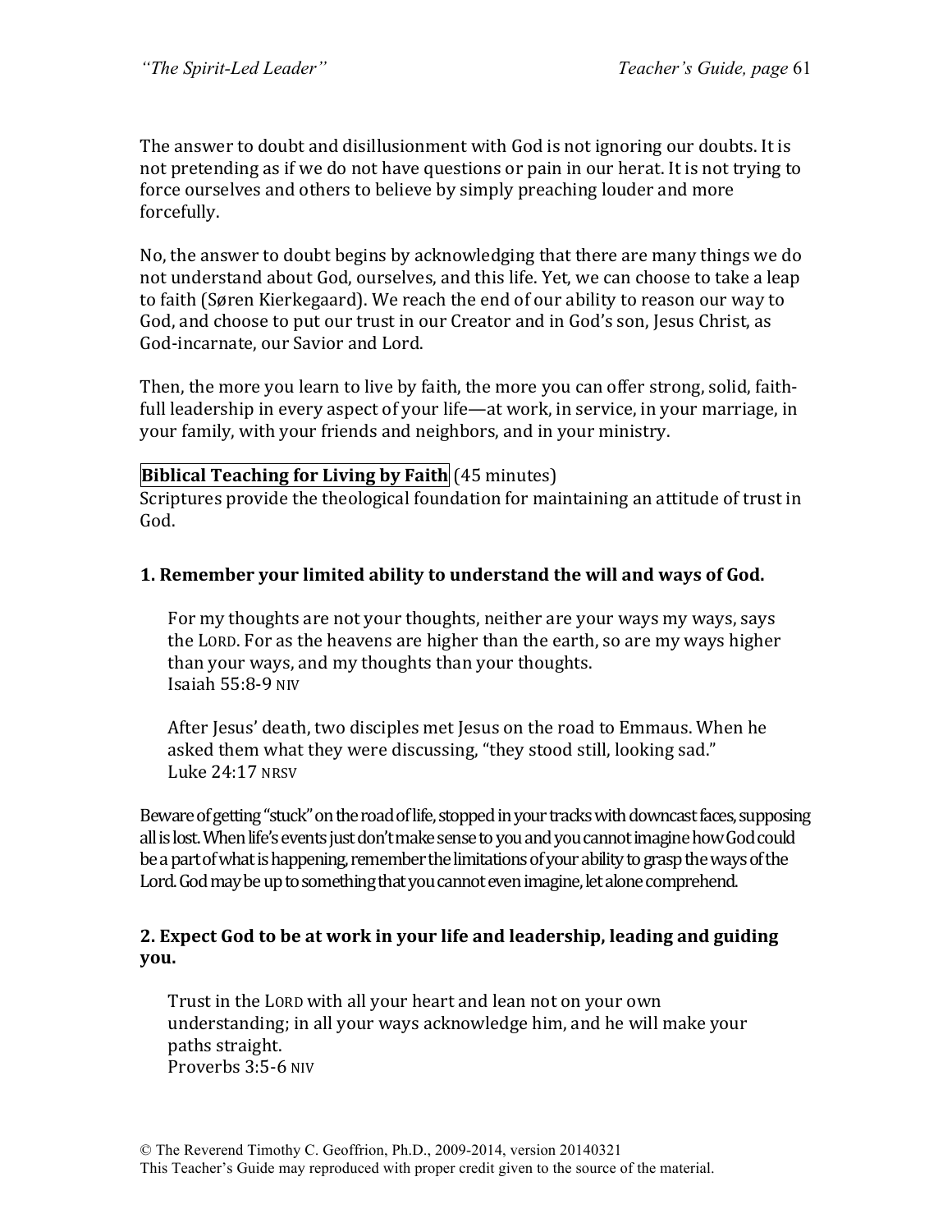The answer to doubt and disillusionment with God is not ignoring our doubts. It is not pretending as if we do not have questions or pain in our herat. It is not trying to force ourselves and others to believe by simply preaching louder and more forcefully.

No, the answer to doubt begins by acknowledging that there are many things we do not understand about God, ourselves, and this life. Yet, we can choose to take a leap to faith (Søren Kierkegaard). We reach the end of our ability to reason our way to God, and choose to put our trust in our Creator and in God's son, Jesus Christ, as God-incarnate, our Savior and Lord.

Then, the more you learn to live by faith, the more you can offer strong, solid, faith-full leadership in every aspect of your life—at work, in service, in your marriage, in your family, with your friends and neighbors, and in your ministry.

**Biblical Teaching for Living by Faith** (45 minutes)
Scriptures provide the theological foundation for maintaining an attitude of trust in God.

### 1. Remember your limited ability to understand the will and ways of God.

> For my thoughts are not your thoughts, neither are your ways my ways, says the LORD. For as the heavens are higher than the earth, so are my ways higher than your ways, and my thoughts than your thoughts.
> Isaiah 55:8-9 NIV

> After Jesus' death, two disciples met Jesus on the road to Emmaus. When he asked them what they were discussing, "they stood still, looking sad."
> Luke 24:17 NRSV

Beware of getting "stuck" on the road of life, stopped in your tracks with downcast faces, supposing all is lost. When life's events just don't make sense to you and you cannot imagine how God could be a part of what is happening, remember the limitations of your ability to grasp the ways of the Lord. God may be up to something that you cannot even imagine, let alone comprehend.

### 2. Expect God to be at work in your life and leadership, leading and guiding you.

> Trust in the LORD with all your heart and lean not on your own understanding; in all your ways acknowledge him, and he will make your paths straight.
> Proverbs 3:5-6 NIV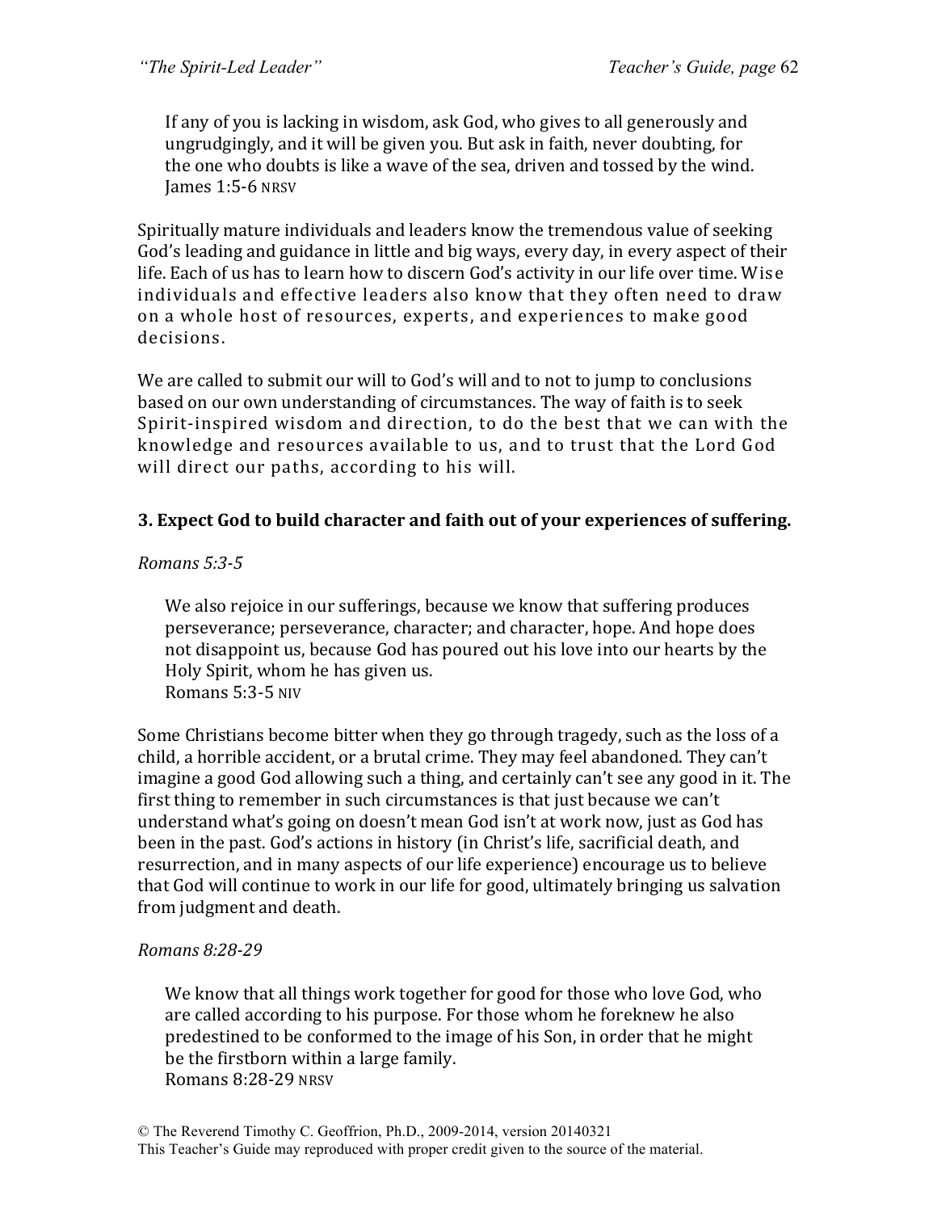> If any of you is lacking in wisdom, ask God, who gives to all generously and ungrudgingly, and it will be given you. But ask in faith, never doubting, for the one who doubts is like a wave of the sea, driven and tossed by the wind.
> James 1:5-6 NRSV

Spiritually mature individuals and leaders know the tremendous value of seeking God's leading and guidance in little and big ways, every day, in every aspect of their life. Each of us has to learn how to discern God's activity in our life over time. Wise individuals and effective leaders also know that they often need to draw on a whole host of resources, experts, and experiences to make good decisions.

We are called to submit our will to God's will and to not to jump to conclusions based on our own understanding of circumstances. The way of faith is to seek Spirit-inspired wisdom and direction, to do the best that we can with the knowledge and resources available to us, and to trust that the Lord God will direct our paths, according to his will.

**3. Expect God to build character and faith out of your experiences of suffering.**

*Romans 5:3-5*

> We also rejoice in our sufferings, because we know that suffering produces perseverance; perseverance, character; and character, hope. And hope does not disappoint us, because God has poured out his love into our hearts by the Holy Spirit, whom he has given us.
> Romans 5:3-5 NIV

Some Christians become bitter when they go through tragedy, such as the loss of a child, a horrible accident, or a brutal crime. They may feel abandoned. They can't imagine a good God allowing such a thing, and certainly can't see any good in it. The first thing to remember in such circumstances is that just because we can't understand what's going on doesn't mean God isn't at work now, just as God has been in the past. God's actions in history (in Christ's life, sacrificial death, and resurrection, and in many aspects of our life experience) encourage us to believe that God will continue to work in our life for good, ultimately bringing us salvation from judgment and death.

*Romans 8:28-29*

> We know that all things work together for good for those who love God, who are called according to his purpose. For those whom he foreknew he also predestined to be conformed to the image of his Son, in order that he might be the firstborn within a large family.
> Romans 8:28-29 NRSV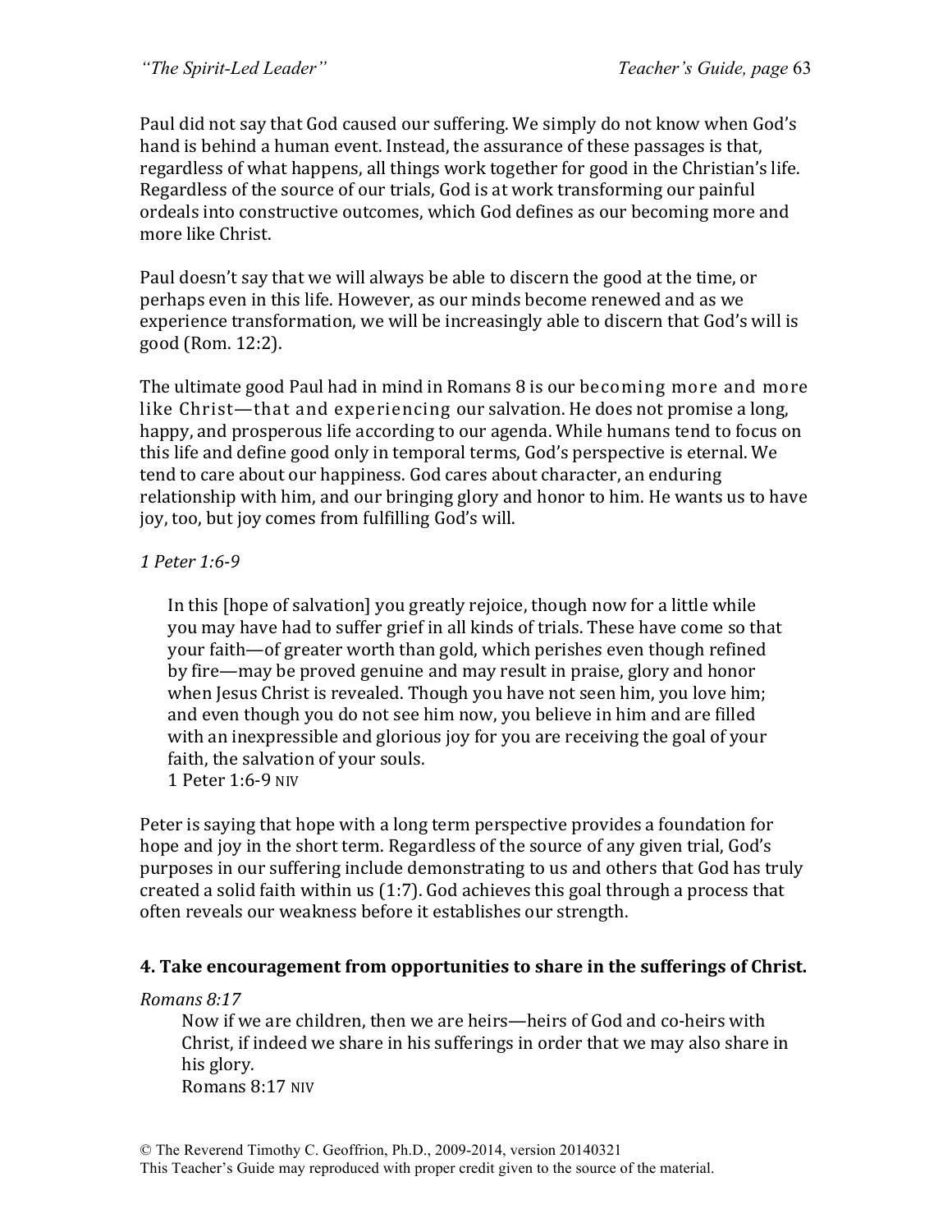Paul did not say that God caused our suffering. We simply do not know when God's hand is behind a human event. Instead, the assurance of these passages is that, regardless of what happens, all things work together for good in the Christian's life. Regardless of the source of our trials, God is at work transforming our painful ordeals into constructive outcomes, which God defines as our becoming more and more like Christ.

Paul doesn't say that we will always be able to discern the good at the time, or perhaps even in this life. However, as our minds become renewed and as we experience transformation, we will be increasingly able to discern that God's will is good (Rom. 12:2).

The ultimate good Paul had in mind in Romans 8 is our becoming more and more like Christ—that and experiencing our salvation. He does not promise a long, happy, and prosperous life according to our agenda. While humans tend to focus on this life and define good only in temporal terms, God's perspective is eternal. We tend to care about our happiness. God cares about character, an enduring relationship with him, and our bringing glory and honor to him. He wants us to have joy, too, but joy comes from fulfilling God's will.

*1 Peter 1:6-9*

> In this [hope of salvation] you greatly rejoice, though now for a little while you may have had to suffer grief in all kinds of trials. These have come so that your faith—of greater worth than gold, which perishes even though refined by fire—may be proved genuine and may result in praise, glory and honor when Jesus Christ is revealed. Though you have not seen him, you love him; and even though you do not see him now, you believe in him and are filled with an inexpressible and glorious joy for you are receiving the goal of your faith, the salvation of your souls.
> 1 Peter 1:6-9 NIV

Peter is saying that hope with a long term perspective provides a foundation for hope and joy in the short term. Regardless of the source of any given trial, God's purposes in our suffering include demonstrating to us and others that God has truly created a solid faith within us (1:7). God achieves this goal through a process that often reveals our weakness before it establishes our strength.

### 4. Take encouragement from opportunities to share in the sufferings of Christ.

*Romans 8:17*

> Now if we are children, then we are heirs—heirs of God and co-heirs with Christ, if indeed we share in his sufferings in order that we may also share in his glory.
> Romans 8:17 NIV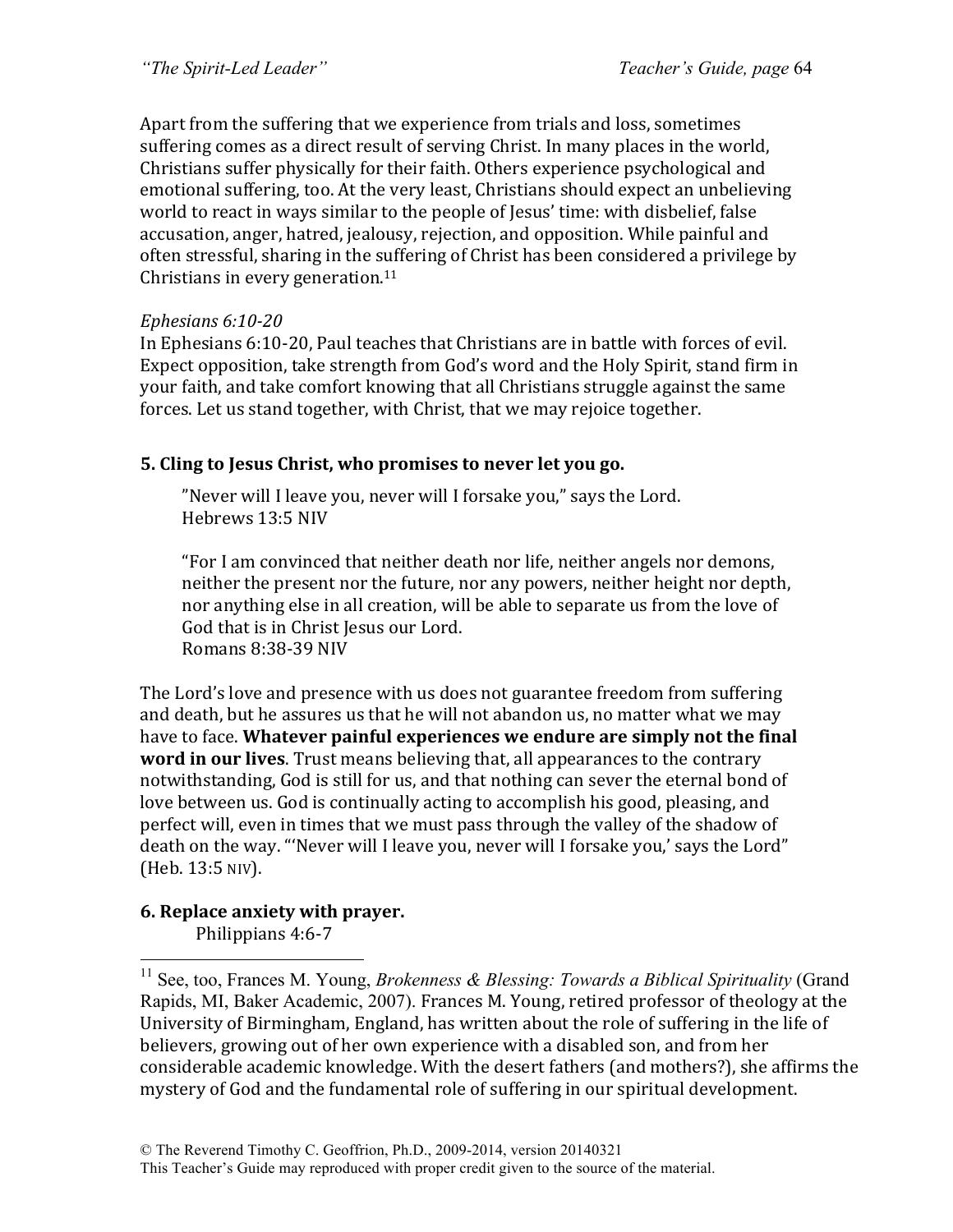Apart from the suffering that we experience from trials and loss, sometimes suffering comes as a direct result of serving Christ. In many places in the world, Christians suffer physically for their faith. Others experience psychological and emotional suffering, too. At the very least, Christians should expect an unbelieving world to react in ways similar to the people of Jesus' time: with disbelief, false accusation, anger, hatred, jealousy, rejection, and opposition. While painful and often stressful, sharing in the suffering of Christ has been considered a privilege by Christians in every generation.[11]

*Ephesians 6:10-20*
In Ephesians 6:10-20, Paul teaches that Christians are in battle with forces of evil. Expect opposition, take strength from God's word and the Holy Spirit, stand firm in your faith, and take comfort knowing that all Christians struggle against the same forces. Let us stand together, with Christ, that we may rejoice together.

### 5. Cling to Jesus Christ, who promises to never let you go.

> "Never will I leave you, never will I forsake you," says the Lord.
> Hebrews 13:5 NIV
>
> "For I am convinced that neither death nor life, neither angels nor demons, neither the present nor the future, nor any powers, neither height nor depth, nor anything else in all creation, will be able to separate us from the love of God that is in Christ Jesus our Lord.
> Romans 8:38-39 NIV

The Lord's love and presence with us does not guarantee freedom from suffering and death, but he assures us that he will not abandon us, no matter what we may have to face. **Whatever painful experiences we endure are simply not the final word in our lives**. Trust means believing that, all appearances to the contrary notwithstanding, God is still for us, and that nothing can sever the eternal bond of love between us. God is continually acting to accomplish his good, pleasing, and perfect will, even in times that we must pass through the valley of the shadow of death on the way. "'Never will I leave you, never will I forsake you,' says the Lord" (Heb. 13:5 NIV).

### 6. Replace anxiety with prayer.

Philippians 4:6-7

---

[11] See, too, Frances M. Young, *Brokenness & Blessing: Towards a Biblical Spirituality* (Grand Rapids, MI, Baker Academic, 2007). Frances M. Young, retired professor of theology at the University of Birmingham, England, has written about the role of suffering in the life of believers, growing out of her own experience with a disabled son, and from her considerable academic knowledge. With the desert fathers (and mothers?), she affirms the mystery of God and the fundamental role of suffering in our spiritual development.

© The Reverend Timothy C. Geoffrion, Ph.D., 2009-2014, version 20140321
This Teacher's Guide may reproduced with proper credit given to the source of the material.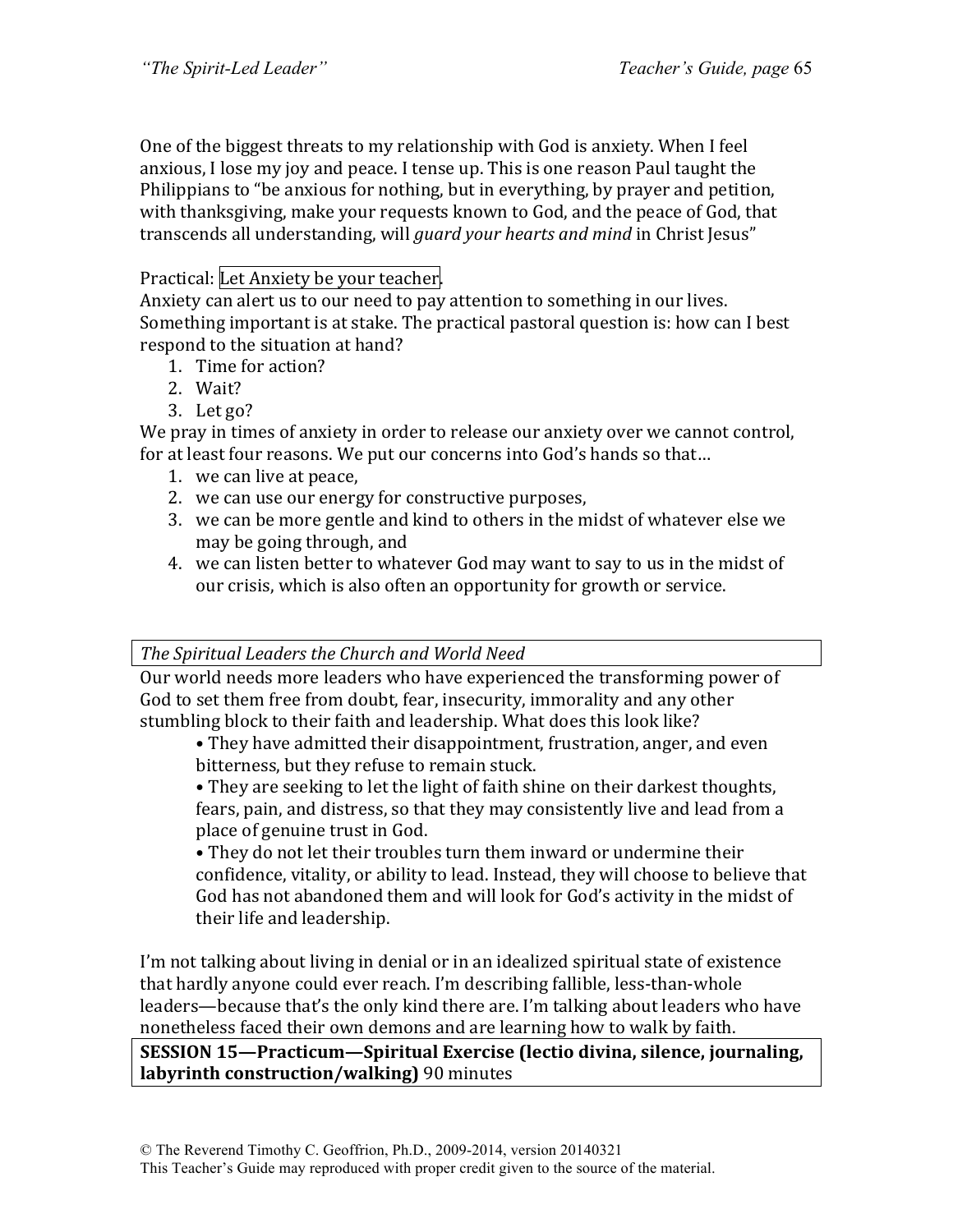One of the biggest threats to my relationship with God is anxiety. When I feel anxious, I lose my joy and peace. I tense up. This is one reason Paul taught the Philippians to "be anxious for nothing, but in everything, by prayer and petition, with thanksgiving, make your requests known to God, and the peace of God, that transcends all understanding, will *guard your hearts and mind* in Christ Jesus"

Practical: Let Anxiety be your teacher.
Anxiety can alert us to our need to pay attention to something in our lives. Something important is at stake. The practical pastoral question is: how can I best respond to the situation at hand?

1. Time for action?
2. Wait?
3. Let go?

We pray in times of anxiety in order to release our anxiety over we cannot control, for at least four reasons. We put our concerns into God's hands so that…

1. we can live at peace,
2. we can use our energy for constructive purposes,
3. we can be more gentle and kind to others in the midst of whatever else we may be going through, and
4. we can listen better to whatever God may want to say to us in the midst of our crisis, which is also often an opportunity for growth or service.

*The Spiritual Leaders the Church and World Need*

Our world needs more leaders who have experienced the transforming power of God to set them free from doubt, fear, insecurity, immorality and any other stumbling block to their faith and leadership. What does this look like?

- They have admitted their disappointment, frustration, anger, and even bitterness, but they refuse to remain stuck.
- They are seeking to let the light of faith shine on their darkest thoughts, fears, pain, and distress, so that they may consistently live and lead from a place of genuine trust in God.
- They do not let their troubles turn them inward or undermine their confidence, vitality, or ability to lead. Instead, they will choose to believe that God has not abandoned them and will look for God's activity in the midst of their life and leadership.

I'm not talking about living in denial or in an idealized spiritual state of existence that hardly anyone could ever reach. I'm describing fallible, less-than-whole leaders—because that's the only kind there are. I'm talking about leaders who have nonetheless faced their own demons and are learning how to walk by faith.

**SESSION 15—Practicum—Spiritual Exercise (lectio divina, silence, journaling, labyrinth construction/walking)** 90 minutes

© The Reverend Timothy C. Geoffrion, Ph.D., 2009-2014, version 20140321
This Teacher's Guide may reproduced with proper credit given to the source of the material.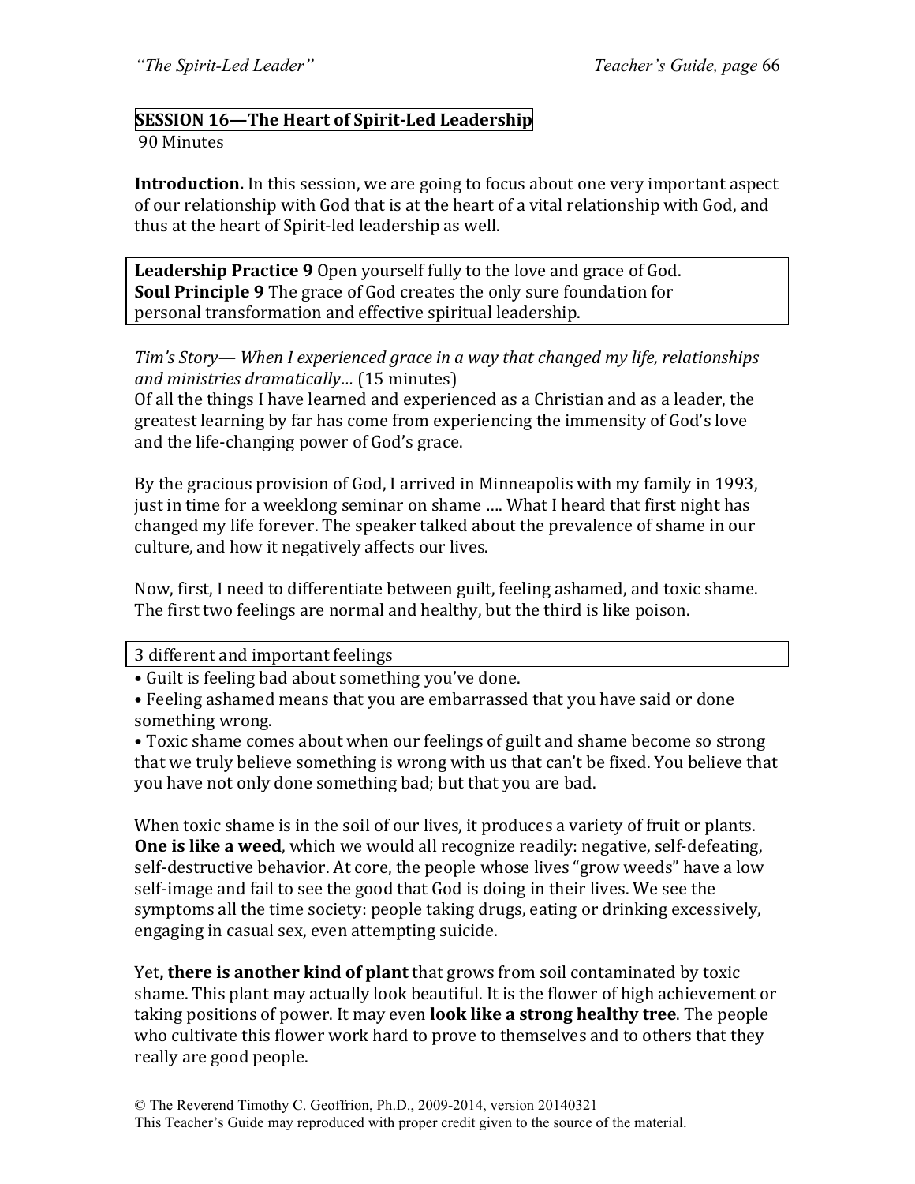## SESSION 16—The Heart of Spirit-Led Leadership

90 Minutes

**Introduction.** In this session, we are going to focus about one very important aspect of our relationship with God that is at the heart of a vital relationship with God, and thus at the heart of Spirit-led leadership as well.

**Leadership Practice 9** Open yourself fully to the love and grace of God.
**Soul Principle 9** The grace of God creates the only sure foundation for personal transformation and effective spiritual leadership.

*Tim's Story— When I experienced grace in a way that changed my life, relationships and ministries dramatically…* (15 minutes)
Of all the things I have learned and experienced as a Christian and as a leader, the greatest learning by far has come from experiencing the immensity of God's love and the life-changing power of God's grace.

By the gracious provision of God, I arrived in Minneapolis with my family in 1993, just in time for a weeklong seminar on shame …. What I heard that first night has changed my life forever. The speaker talked about the prevalence of shame in our culture, and how it negatively affects our lives.

Now, first, I need to differentiate between guilt, feeling ashamed, and toxic shame. The first two feelings are normal and healthy, but the third is like poison.

3 different and important feelings

- Guilt is feeling bad about something you've done.
- Feeling ashamed means that you are embarrassed that you have said or done something wrong.
- Toxic shame comes about when our feelings of guilt and shame become so strong that we truly believe something is wrong with us that can't be fixed. You believe that you have not only done something bad; but that you are bad.

When toxic shame is in the soil of our lives, it produces a variety of fruit or plants. **One is like a weed**, which we would all recognize readily: negative, self-defeating, self-destructive behavior. At core, the people whose lives "grow weeds" have a low self-image and fail to see the good that God is doing in their lives. We see the symptoms all the time society: people taking drugs, eating or drinking excessively, engaging in casual sex, even attempting suicide.

Yet**, there is another kind of plant** that grows from soil contaminated by toxic shame. This plant may actually look beautiful. It is the flower of high achievement or taking positions of power. It may even **look like a strong healthy tree**. The people who cultivate this flower work hard to prove to themselves and to others that they really are good people.

© The Reverend Timothy C. Geoffrion, Ph.D., 2009-2014, version 20140321
This Teacher's Guide may reproduced with proper credit given to the source of the material.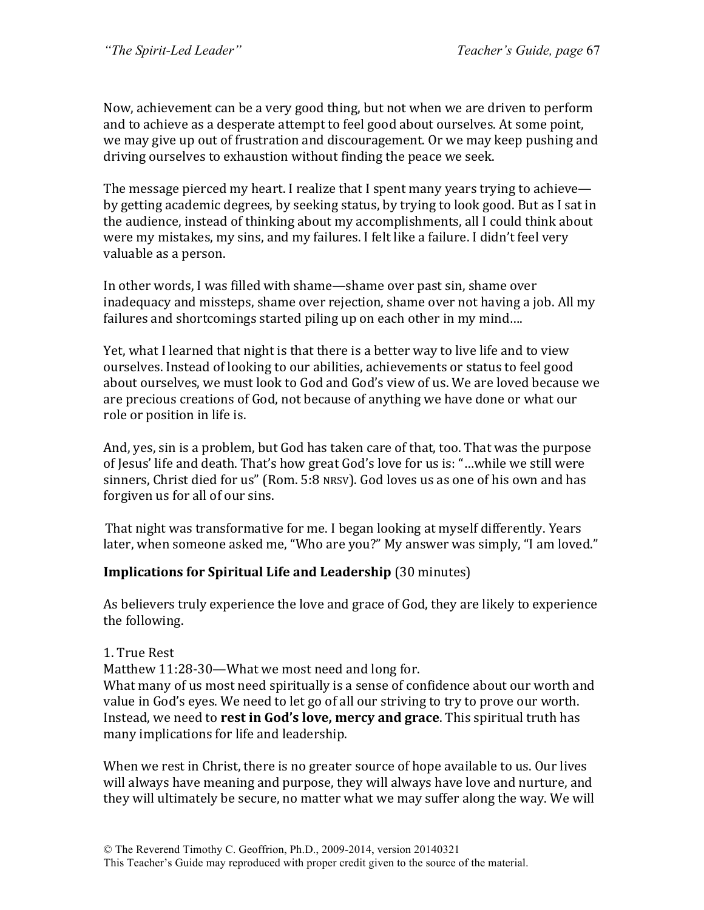Now, achievement can be a very good thing, but not when we are driven to perform and to achieve as a desperate attempt to feel good about ourselves. At some point, we may give up out of frustration and discouragement. Or we may keep pushing and driving ourselves to exhaustion without finding the peace we seek.

The message pierced my heart. I realize that I spent many years trying to achieve—by getting academic degrees, by seeking status, by trying to look good. But as I sat in the audience, instead of thinking about my accomplishments, all I could think about were my mistakes, my sins, and my failures. I felt like a failure. I didn't feel very valuable as a person.

In other words, I was filled with shame—shame over past sin, shame over inadequacy and missteps, shame over rejection, shame over not having a job. All my failures and shortcomings started piling up on each other in my mind….

Yet, what I learned that night is that there is a better way to live life and to view ourselves. Instead of looking to our abilities, achievements or status to feel good about ourselves, we must look to God and God's view of us. We are loved because we are precious creations of God, not because of anything we have done or what our role or position in life is.

And, yes, sin is a problem, but God has taken care of that, too. That was the purpose of Jesus' life and death. That's how great God's love for us is: "…while we still were sinners, Christ died for us" (Rom. 5:8 NRSV). God loves us as one of his own and has forgiven us for all of our sins.

That night was transformative for me. I began looking at myself differently. Years later, when someone asked me, "Who are you?" My answer was simply, "I am loved."

**Implications for Spiritual Life and Leadership** (30 minutes)

As believers truly experience the love and grace of God, they are likely to experience the following.

1. True Rest
Matthew 11:28-30—What we most need and long for.
What many of us most need spiritually is a sense of confidence about our worth and value in God's eyes. We need to let go of all our striving to try to prove our worth. Instead, we need to **rest in God's love, mercy and grace**. This spiritual truth has many implications for life and leadership.

When we rest in Christ, there is no greater source of hope available to us. Our lives will always have meaning and purpose, they will always have love and nurture, and they will ultimately be secure, no matter what we may suffer along the way. We will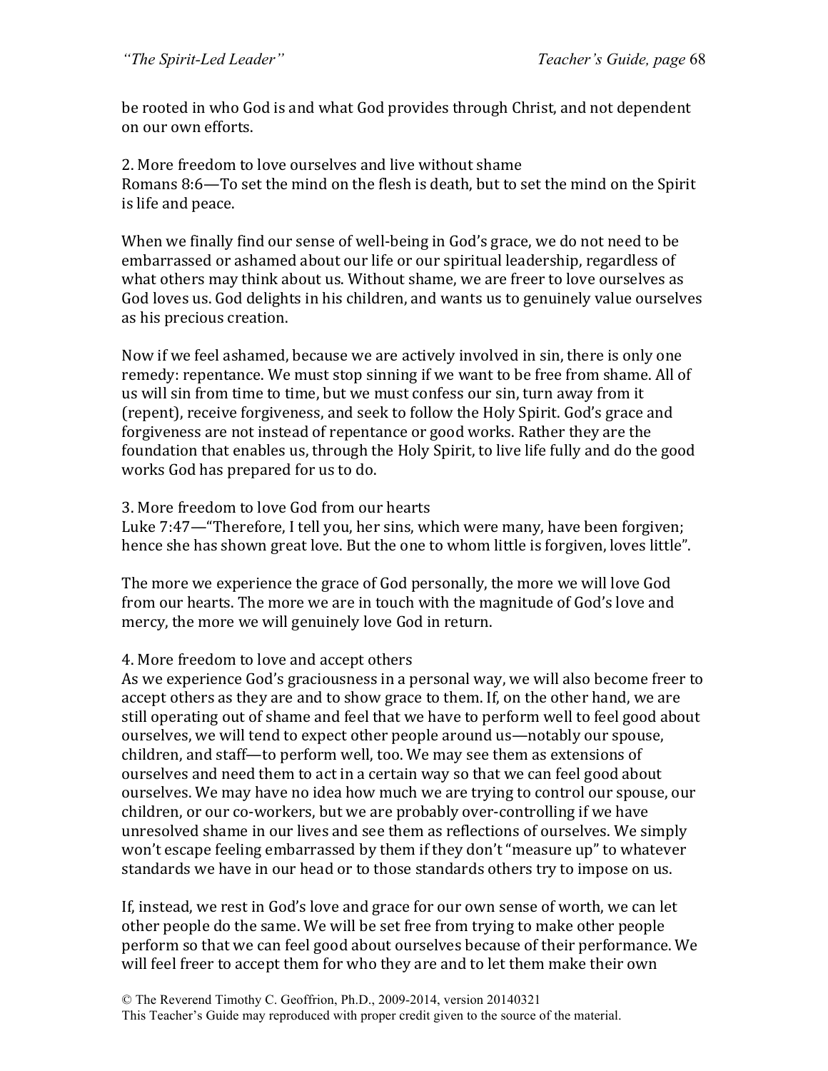be rooted in who God is and what God provides through Christ, and not dependent on our own efforts.

2. More freedom to love ourselves and live without shame
Romans 8:6—To set the mind on the flesh is death, but to set the mind on the Spirit is life and peace.

When we finally find our sense of well-being in God's grace, we do not need to be embarrassed or ashamed about our life or our spiritual leadership, regardless of what others may think about us. Without shame, we are freer to love ourselves as God loves us. God delights in his children, and wants us to genuinely value ourselves as his precious creation.

Now if we feel ashamed, because we are actively involved in sin, there is only one remedy: repentance. We must stop sinning if we want to be free from shame. All of us will sin from time to time, but we must confess our sin, turn away from it (repent), receive forgiveness, and seek to follow the Holy Spirit. God's grace and forgiveness are not instead of repentance or good works. Rather they are the foundation that enables us, through the Holy Spirit, to live life fully and do the good works God has prepared for us to do.

3. More freedom to love God from our hearts
Luke 7:47—"Therefore, I tell you, her sins, which were many, have been forgiven; hence she has shown great love. But the one to whom little is forgiven, loves little".

The more we experience the grace of God personally, the more we will love God from our hearts. The more we are in touch with the magnitude of God's love and mercy, the more we will genuinely love God in return.

4. More freedom to love and accept others
As we experience God's graciousness in a personal way, we will also become freer to accept others as they are and to show grace to them. If, on the other hand, we are still operating out of shame and feel that we have to perform well to feel good about ourselves, we will tend to expect other people around us—notably our spouse, children, and staff—to perform well, too. We may see them as extensions of ourselves and need them to act in a certain way so that we can feel good about ourselves. We may have no idea how much we are trying to control our spouse, our children, or our co-workers, but we are probably over-controlling if we have unresolved shame in our lives and see them as reflections of ourselves. We simply won't escape feeling embarrassed by them if they don't "measure up" to whatever standards we have in our head or to those standards others try to impose on us.

If, instead, we rest in God's love and grace for our own sense of worth, we can let other people do the same. We will be set free from trying to make other people perform so that we can feel good about ourselves because of their performance. We will feel freer to accept them for who they are and to let them make their own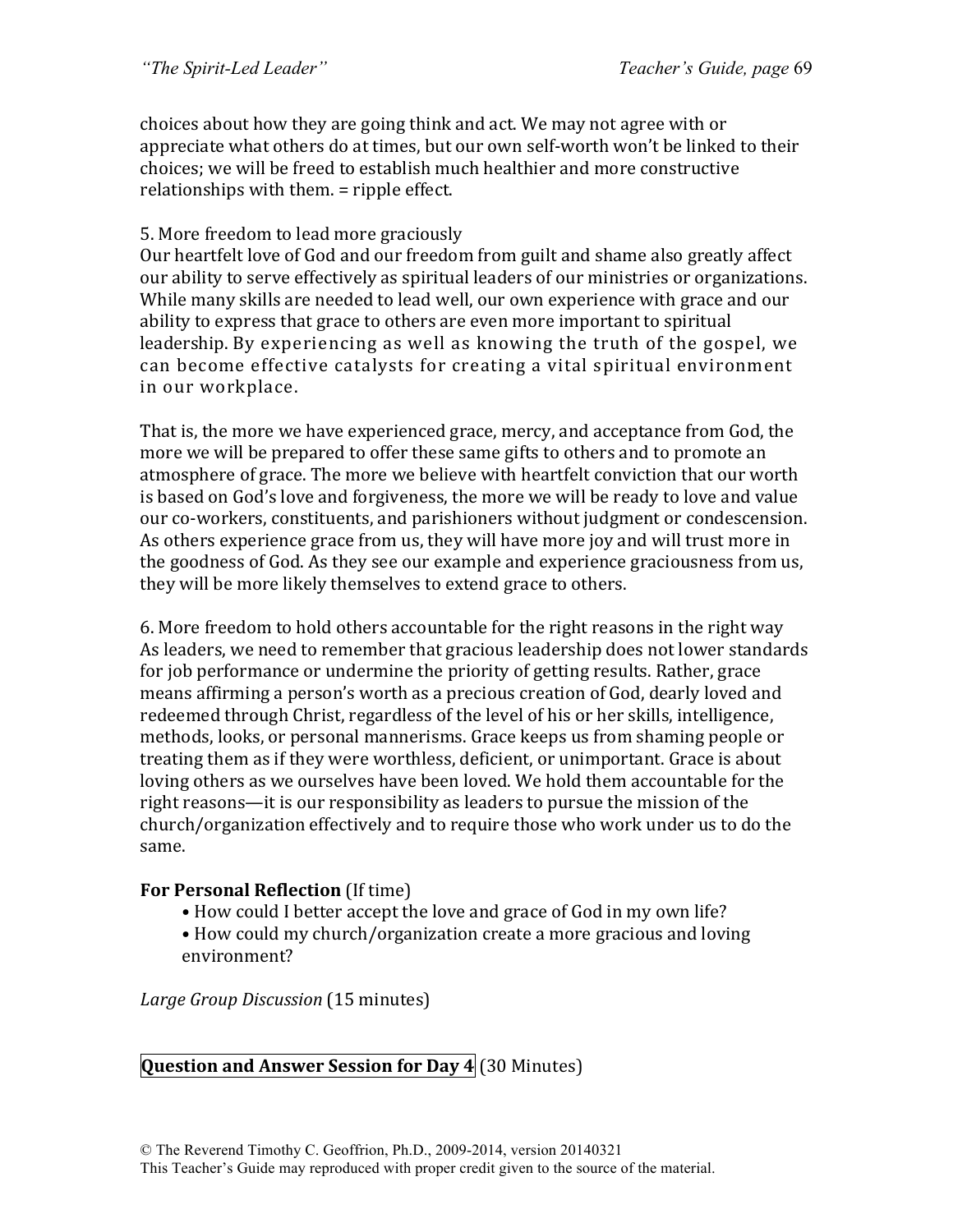choices about how they are going think and act. We may not agree with or appreciate what others do at times, but our own self-worth won't be linked to their choices; we will be freed to establish much healthier and more constructive relationships with them. = ripple effect.

5. More freedom to lead more graciously
Our heartfelt love of God and our freedom from guilt and shame also greatly affect our ability to serve effectively as spiritual leaders of our ministries or organizations. While many skills are needed to lead well, our own experience with grace and our ability to express that grace to others are even more important to spiritual leadership. By experiencing as well as knowing the truth of the gospel, we can become effective catalysts for creating a vital spiritual environment in our workplace.

That is, the more we have experienced grace, mercy, and acceptance from God, the more we will be prepared to offer these same gifts to others and to promote an atmosphere of grace. The more we believe with heartfelt conviction that our worth is based on God's love and forgiveness, the more we will be ready to love and value our co-workers, constituents, and parishioners without judgment or condescension. As others experience grace from us, they will have more joy and will trust more in the goodness of God. As they see our example and experience graciousness from us, they will be more likely themselves to extend grace to others.

6. More freedom to hold others accountable for the right reasons in the right way
As leaders, we need to remember that gracious leadership does not lower standards for job performance or undermine the priority of getting results. Rather, grace means affirming a person's worth as a precious creation of God, dearly loved and redeemed through Christ, regardless of the level of his or her skills, intelligence, methods, looks, or personal mannerisms. Grace keeps us from shaming people or treating them as if they were worthless, deficient, or unimportant. Grace is about loving others as we ourselves have been loved. We hold them accountable for the right reasons—it is our responsibility as leaders to pursue the mission of the church/organization effectively and to require those who work under us to do the same.

**For Personal Reflection** (If time)

- How could I better accept the love and grace of God in my own life?
- How could my church/organization create a more gracious and loving environment?

*Large Group Discussion* (15 minutes)

**Question and Answer Session for Day 4** (30 Minutes)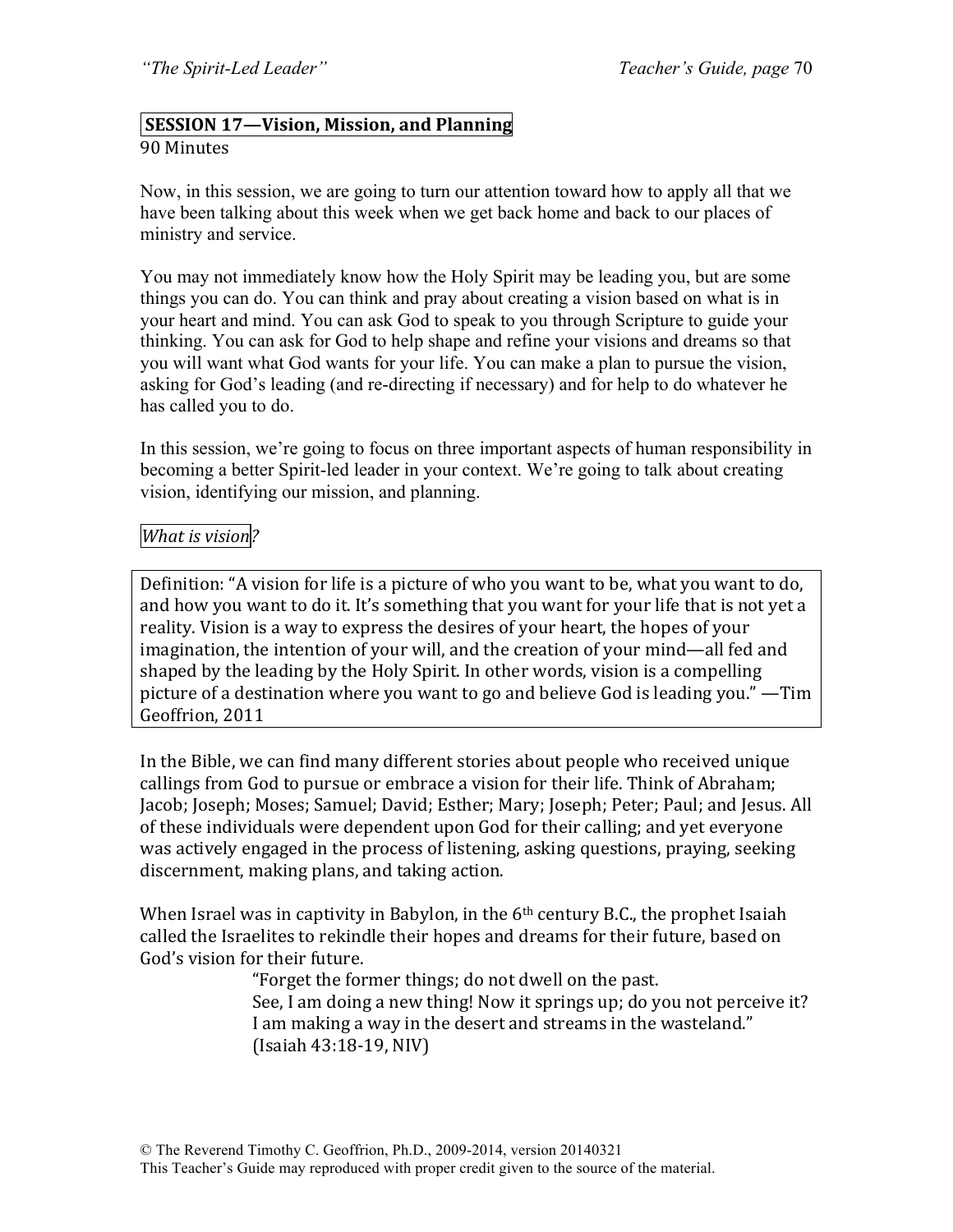## SESSION 17—Vision, Mission, and Planning

90 Minutes

Now, in this session, we are going to turn our attention toward how to apply all that we have been talking about this week when we get back home and back to our places of ministry and service.

You may not immediately know how the Holy Spirit may be leading you, but are some things you can do. You can think and pray about creating a vision based on what is in your heart and mind. You can ask God to speak to you through Scripture to guide your thinking. You can ask for God to help shape and refine your visions and dreams so that you will want what God wants for your life. You can make a plan to pursue the vision, asking for God's leading (and re-directing if necessary) and for help to do whatever he has called you to do.

In this session, we're going to focus on three important aspects of human responsibility in becoming a better Spirit-led leader in your context. We're going to talk about creating vision, identifying our mission, and planning.

*What is vision?*

> Definition: "A vision for life is a picture of who you want to be, what you want to do, and how you want to do it. It's something that you want for your life that is not yet a reality. Vision is a way to express the desires of your heart, the hopes of your imagination, the intention of your will, and the creation of your mind—all fed and shaped by the leading by the Holy Spirit. In other words, vision is a compelling picture of a destination where you want to go and believe God is leading you." —Tim Geoffrion, 2011

In the Bible, we can find many different stories about people who received unique callings from God to pursue or embrace a vision for their life. Think of Abraham; Jacob; Joseph; Moses; Samuel; David; Esther; Mary; Joseph; Peter; Paul; and Jesus. All of these individuals were dependent upon God for their calling; and yet everyone was actively engaged in the process of listening, asking questions, praying, seeking discernment, making plans, and taking action.

When Israel was in captivity in Babylon, in the 6th century B.C., the prophet Isaiah called the Israelites to rekindle their hopes and dreams for their future, based on God's vision for their future.

> "Forget the former things; do not dwell on the past.
> See, I am doing a new thing! Now it springs up; do you not perceive it?
> I am making a way in the desert and streams in the wasteland."
> (Isaiah 43:18-19, NIV)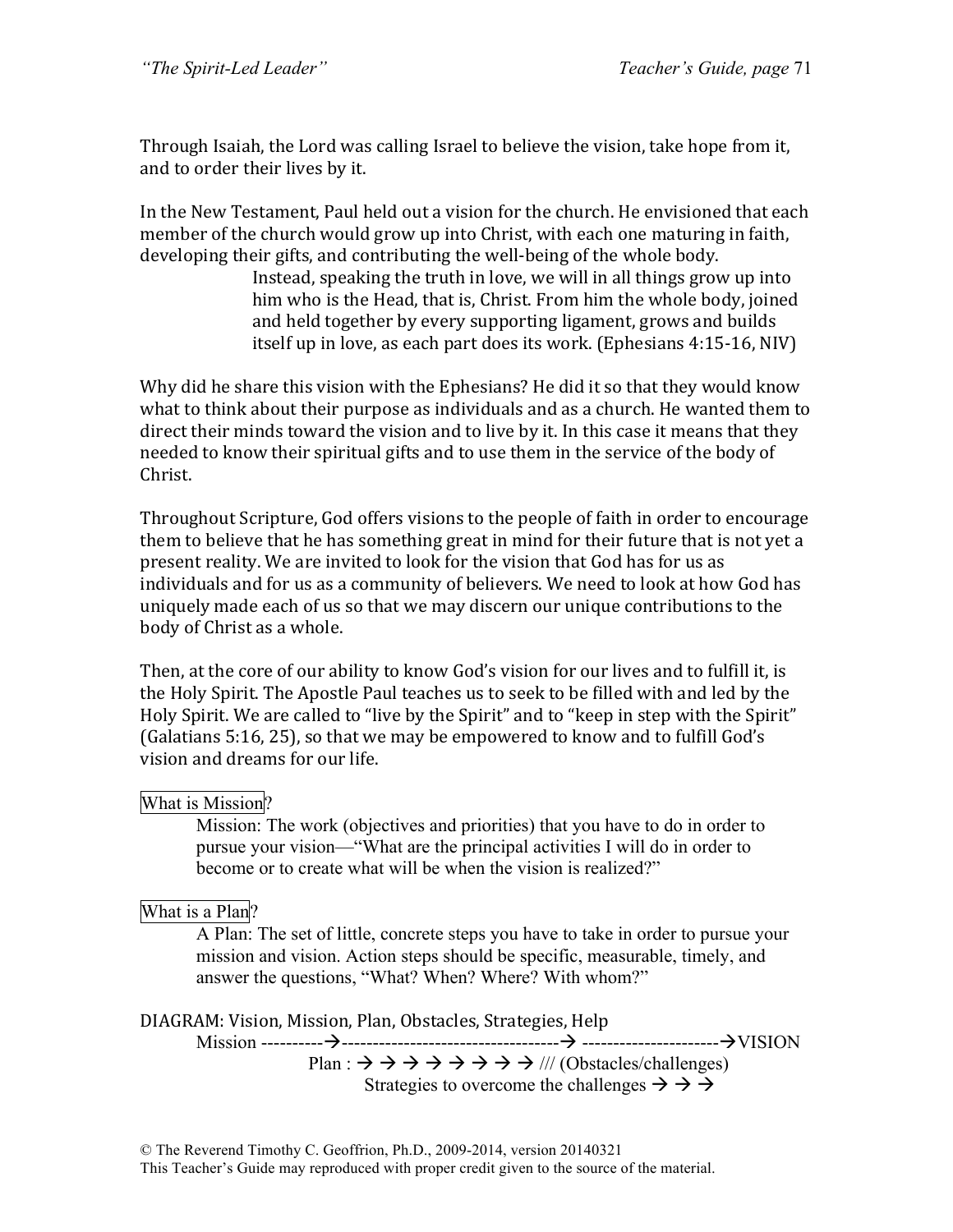Through Isaiah, the Lord was calling Israel to believe the vision, take hope from it, and to order their lives by it.

In the New Testament, Paul held out a vision for the church. He envisioned that each member of the church would grow up into Christ, with each one maturing in faith, developing their gifts, and contributing the well-being of the whole body.

> Instead, speaking the truth in love, we will in all things grow up into him who is the Head, that is, Christ. From him the whole body, joined and held together by every supporting ligament, grows and builds itself up in love, as each part does its work. (Ephesians 4:15-16, NIV)

Why did he share this vision with the Ephesians? He did it so that they would know what to think about their purpose as individuals and as a church. He wanted them to direct their minds toward the vision and to live by it. In this case it means that they needed to know their spiritual gifts and to use them in the service of the body of Christ.

Throughout Scripture, God offers visions to the people of faith in order to encourage them to believe that he has something great in mind for their future that is not yet a present reality. We are invited to look for the vision that God has for us as individuals and for us as a community of believers. We need to look at how God has uniquely made each of us so that we may discern our unique contributions to the body of Christ as a whole.

Then, at the core of our ability to know God's vision for our lives and to fulfill it, is the Holy Spirit. The Apostle Paul teaches us to seek to be filled with and led by the Holy Spirit. We are called to "live by the Spirit" and to "keep in step with the Spirit" (Galatians 5:16, 25), so that we may be empowered to know and to fulfill God's vision and dreams for our life.

What is Mission?

> Mission: The work (objectives and priorities) that you have to do in order to pursue your vision—"What are the principal activities I will do in order to become or to create what will be when the vision is realized?"

What is a Plan?

> A Plan: The set of little, concrete steps you have to take in order to pursue your mission and vision. Action steps should be specific, measurable, timely, and answer the questions, "What? When? Where? With whom?"

DIAGRAM: Vision, Mission, Plan, Obstacles, Strategies, Help

Mission ----------→-----------------------------------→ ----------------------→VISION

Plan : → → → → → → → → /// (Obstacles/challenges)

Strategies to overcome the challenges → → →

© The Reverend Timothy C. Geoffrion, Ph.D., 2009-2014, version 20140321
This Teacher's Guide may reproduced with proper credit given to the source of the material.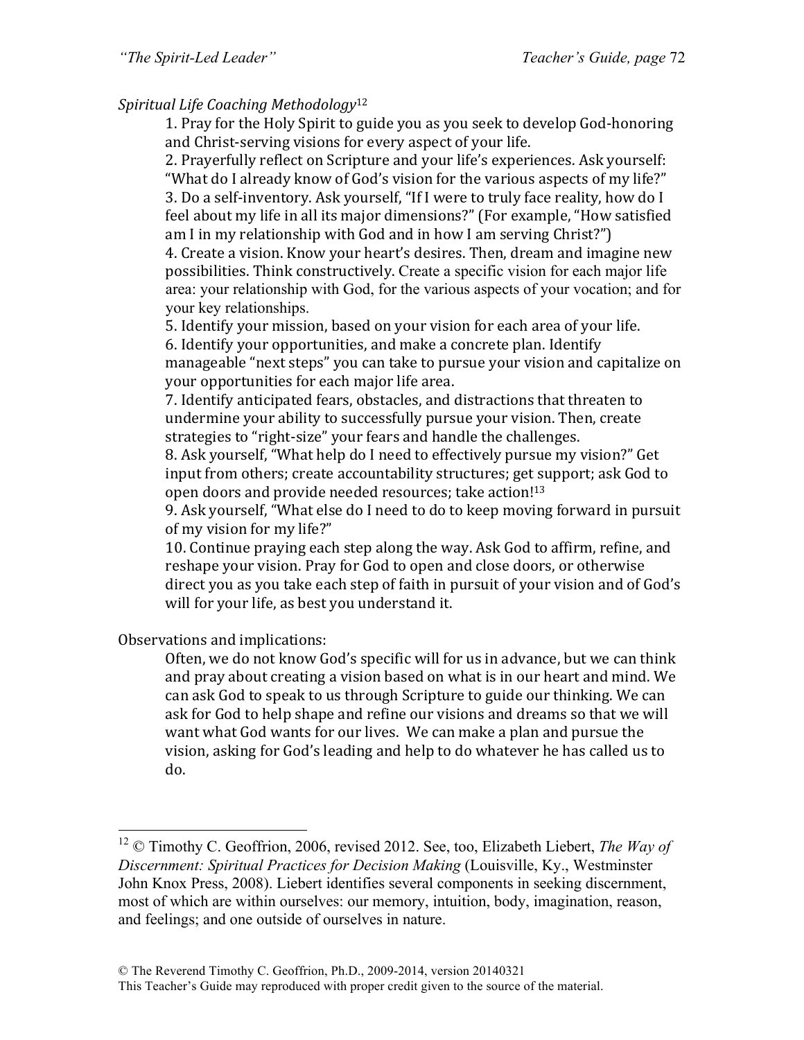*Spiritual Life Coaching Methodology*[12]

1. Pray for the Holy Spirit to guide you as you seek to develop God-honoring and Christ-serving visions for every aspect of your life.
2. Prayerfully reflect on Scripture and your life's experiences. Ask yourself: "What do I already know of God's vision for the various aspects of my life?"
3. Do a self-inventory. Ask yourself, "If I were to truly face reality, how do I feel about my life in all its major dimensions?" (For example, "How satisfied am I in my relationship with God and in how I am serving Christ?")
4. Create a vision. Know your heart's desires. Then, dream and imagine new possibilities. Think constructively. Create a specific vision for each major life area: your relationship with God, for the various aspects of your vocation; and for your key relationships.
5. Identify your mission, based on your vision for each area of your life.
6. Identify your opportunities, and make a concrete plan. Identify manageable "next steps" you can take to pursue your vision and capitalize on your opportunities for each major life area.
7. Identify anticipated fears, obstacles, and distractions that threaten to undermine your ability to successfully pursue your vision. Then, create strategies to "right-size" your fears and handle the challenges.
8. Ask yourself, "What help do I need to effectively pursue my vision?" Get input from others; create accountability structures; get support; ask God to open doors and provide needed resources; take action![13]
9. Ask yourself, "What else do I need to do to keep moving forward in pursuit of my vision for my life?"
10. Continue praying each step along the way. Ask God to affirm, refine, and reshape your vision. Pray for God to open and close doors, or otherwise direct you as you take each step of faith in pursuit of your vision and of God's will for your life, as best you understand it.

Observations and implications:

Often, we do not know God's specific will for us in advance, but we can think and pray about creating a vision based on what is in our heart and mind. We can ask God to speak to us through Scripture to guide our thinking. We can ask for God to help shape and refine our visions and dreams so that we will want what God wants for our lives. We can make a plan and pursue the vision, asking for God's leading and help to do whatever he has called us to do.

---

[12] © Timothy C. Geoffrion, 2006, revised 2012. See, too, Elizabeth Liebert, *The Way of Discernment: Spiritual Practices for Decision Making* (Louisville, Ky., Westminster John Knox Press, 2008). Liebert identifies several components in seeking discernment, most of which are within ourselves: our memory, intuition, body, imagination, reason, and feelings; and one outside of ourselves in nature.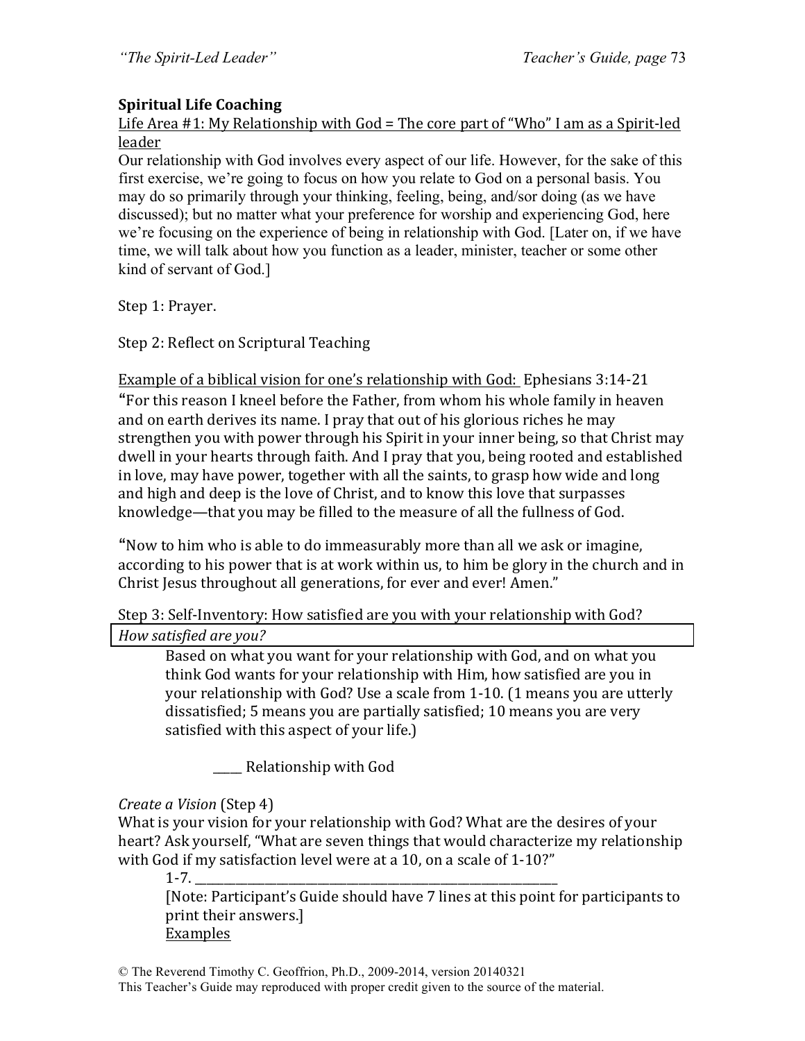**Spiritual Life Coaching**

Life Area #1: My Relationship with God = The core part of "Who" I am as a Spirit-led leader

Our relationship with God involves every aspect of our life. However, for the sake of this first exercise, we're going to focus on how you relate to God on a personal basis. You may do so primarily through your thinking, feeling, being, and/sor doing (as we have discussed); but no matter what your preference for worship and experiencing God, here we're focusing on the experience of being in relationship with God. [Later on, if we have time, we will talk about how you function as a leader, minister, teacher or some other kind of servant of God.]

Step 1: Prayer.

Step 2: Reflect on Scriptural Teaching

Example of a biblical vision for one's relationship with God: Ephesians 3:14-21

"For this reason I kneel before the Father, from whom his whole family in heaven and on earth derives its name. I pray that out of his glorious riches he may strengthen you with power through his Spirit in your inner being, so that Christ may dwell in your hearts through faith. And I pray that you, being rooted and established in love, may have power, together with all the saints, to grasp how wide and long and high and deep is the love of Christ, and to know this love that surpasses knowledge—that you may be filled to the measure of all the fullness of God.

"Now to him who is able to do immeasurably more than all we ask or imagine, according to his power that is at work within us, to him be glory in the church and in Christ Jesus throughout all generations, for ever and ever! Amen."

Step 3: Self-Inventory: How satisfied are you with your relationship with God?

*How satisfied are you?*

Based on what you want for your relationship with God, and on what you think God wants for your relationship with Him, how satisfied are you in your relationship with God? Use a scale from 1-10. (1 means you are utterly dissatisfied; 5 means you are partially satisfied; 10 means you are very satisfied with this aspect of your life.)

____ Relationship with God

*Create a Vision* (Step 4)

What is your vision for your relationship with God? What are the desires of your heart? Ask yourself, "What are seven things that would characterize my relationship with God if my satisfaction level were at a 10, on a scale of 1-10?"

1-7. ____________________________________________________

[Note: Participant's Guide should have 7 lines at this point for participants to print their answers.]

Examples

© The Reverend Timothy C. Geoffrion, Ph.D., 2009-2014, version 20140321
This Teacher's Guide may reproduced with proper credit given to the source of the material.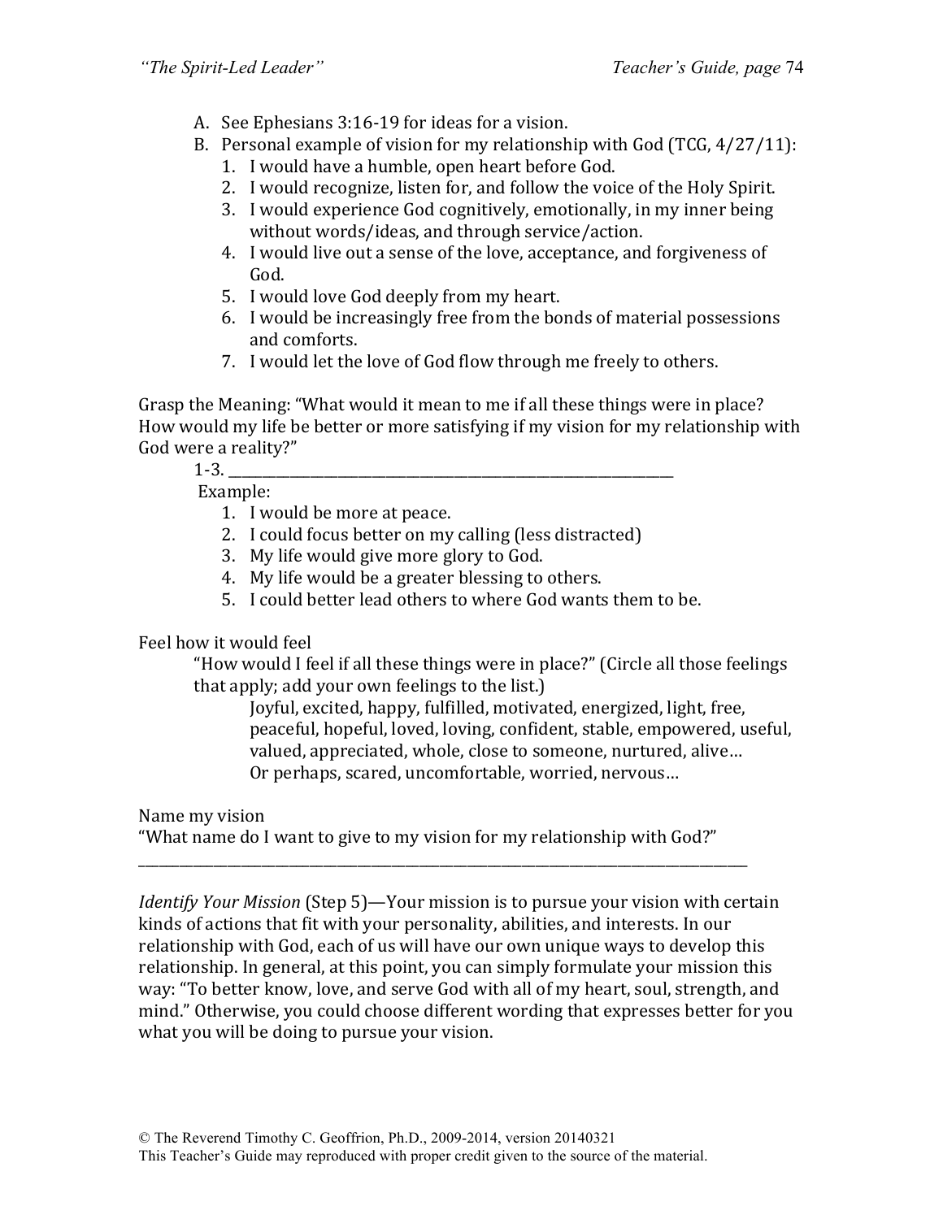A. See Ephesians 3:16-19 for ideas for a vision.
B. Personal example of vision for my relationship with God (TCG, 4/27/11):
   1. I would have a humble, open heart before God.
   2. I would recognize, listen for, and follow the voice of the Holy Spirit.
   3. I would experience God cognitively, emotionally, in my inner being without words/ideas, and through service/action.
   4. I would live out a sense of the love, acceptance, and forgiveness of God.
   5. I would love God deeply from my heart.
   6. I would be increasingly free from the bonds of material possessions and comforts.
   7. I would let the love of God flow through me freely to others.

Grasp the Meaning: "What would it mean to me if all these things were in place? How would my life be better or more satisfying if my vision for my relationship with God were a reality?"

1-3. ____________________________________________________________

Example:

1. I would be more at peace.
2. I could focus better on my calling (less distracted)
3. My life would give more glory to God.
4. My life would be a greater blessing to others.
5. I could better lead others to where God wants them to be.

Feel how it would feel

"How would I feel if all these things were in place?" (Circle all those feelings that apply; add your own feelings to the list.)

Joyful, excited, happy, fulfilled, motivated, energized, light, free, peaceful, hopeful, loved, loving, confident, stable, empowered, useful, valued, appreciated, whole, close to someone, nurtured, alive…
Or perhaps, scared, uncomfortable, worried, nervous…

Name my vision

"What name do I want to give to my vision for my relationship with God?"

______________________________________________________________________________

*Identify Your Mission* (Step 5)—Your mission is to pursue your vision with certain kinds of actions that fit with your personality, abilities, and interests. In our relationship with God, each of us will have our own unique ways to develop this relationship. In general, at this point, you can simply formulate your mission this way: "To better know, love, and serve God with all of my heart, soul, strength, and mind." Otherwise, you could choose different wording that expresses better for you what you will be doing to pursue your vision.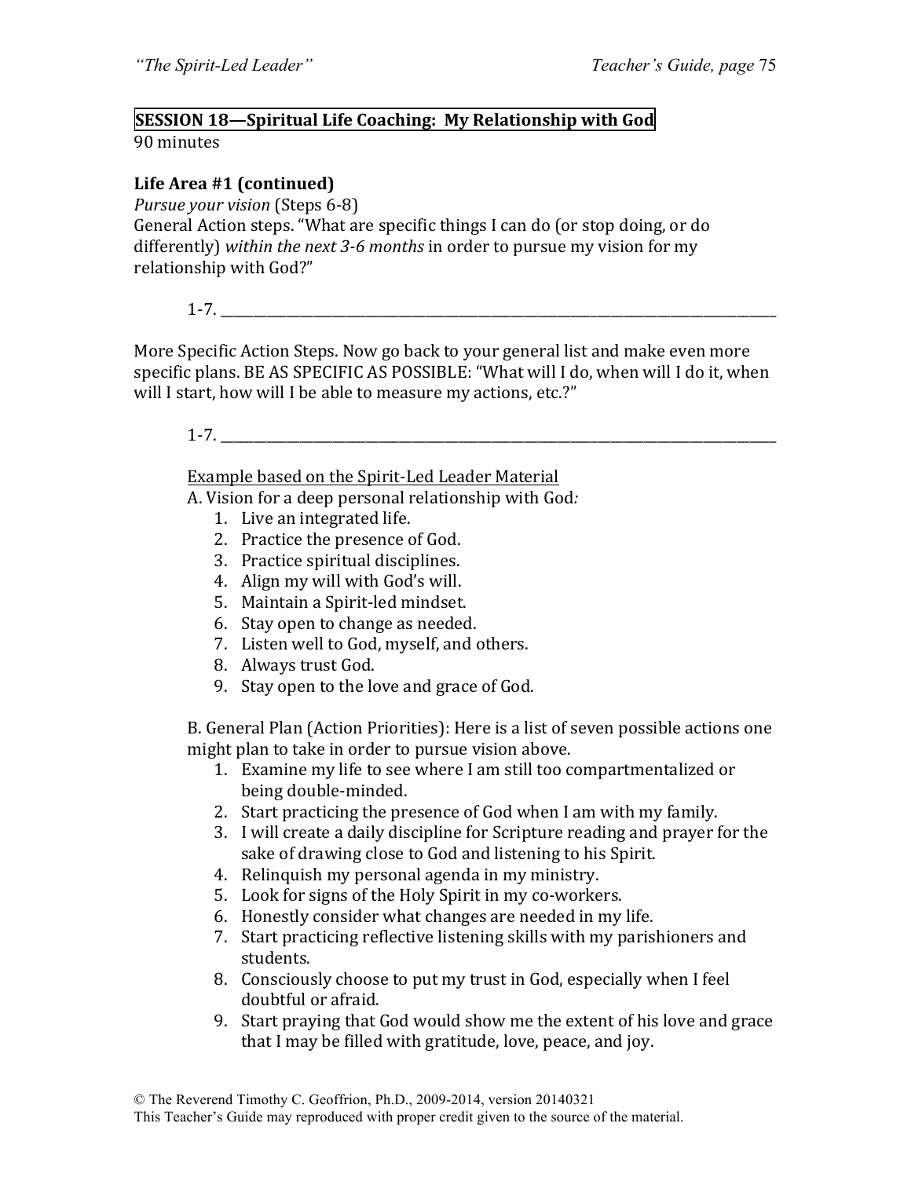## SESSION 18—Spiritual Life Coaching: My Relationship with God

90 minutes

**Life Area #1 (continued)**

*Pursue your vision* (Steps 6-8)

General Action steps. "What are specific things I can do (or stop doing, or do differently) *within the next 3-6 months* in order to pursue my vision for my relationship with God?"

1-7. ________________________________________________________________________

More Specific Action Steps. Now go back to your general list and make even more specific plans. BE AS SPECIFIC AS POSSIBLE: "What will I do, when will I do it, when will I start, how will I be able to measure my actions, etc.?"

1-7. ________________________________________________________________________

<u>Example based on the Spirit-Led Leader Material</u>

A. Vision for a deep personal relationship with God*:*

1. Live an integrated life.
2. Practice the presence of God.
3. Practice spiritual disciplines.
4. Align my will with God's will.
5. Maintain a Spirit-led mindset.
6. Stay open to change as needed.
7. Listen well to God, myself, and others.
8. Always trust God.
9. Stay open to the love and grace of God.

B. General Plan (Action Priorities): Here is a list of seven possible actions one might plan to take in order to pursue vision above.

1. Examine my life to see where I am still too compartmentalized or being double-minded.
2. Start practicing the presence of God when I am with my family.
3. I will create a daily discipline for Scripture reading and prayer for the sake of drawing close to God and listening to his Spirit.
4. Relinquish my personal agenda in my ministry.
5. Look for signs of the Holy Spirit in my co-workers.
6. Honestly consider what changes are needed in my life.
7. Start practicing reflective listening skills with my parishioners and students.
8. Consciously choose to put my trust in God, especially when I feel doubtful or afraid.
9. Start praying that God would show me the extent of his love and grace that I may be filled with gratitude, love, peace, and joy.

© The Reverend Timothy C. Geoffrion, Ph.D., 2009-2014, version 20140321
This Teacher's Guide may reproduced with proper credit given to the source of the material.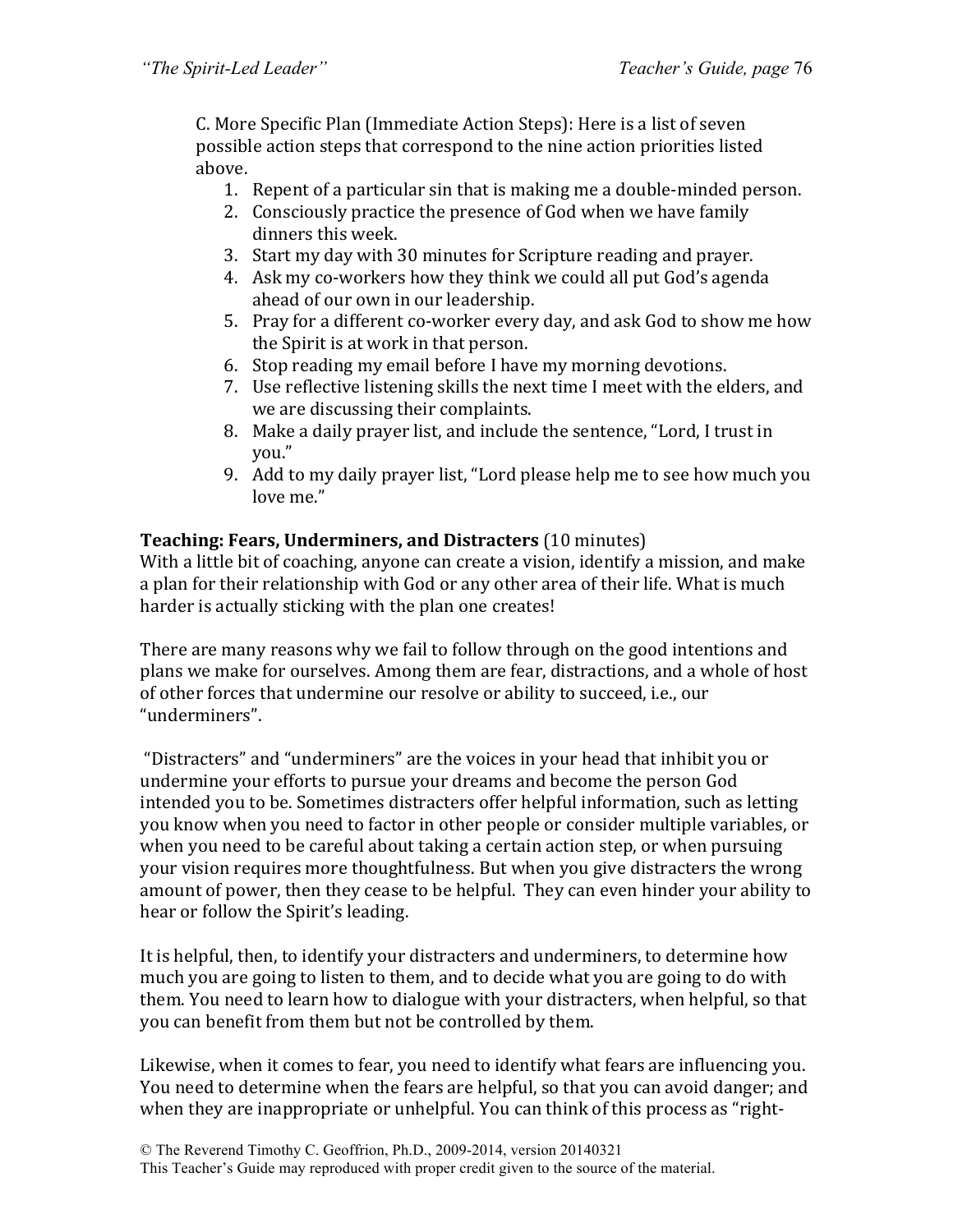C. More Specific Plan (Immediate Action Steps): Here is a list of seven possible action steps that correspond to the nine action priorities listed above.

1. Repent of a particular sin that is making me a double-minded person.
2. Consciously practice the presence of God when we have family dinners this week.
3. Start my day with 30 minutes for Scripture reading and prayer.
4. Ask my co-workers how they think we could all put God's agenda ahead of our own in our leadership.
5. Pray for a different co-worker every day, and ask God to show me how the Spirit is at work in that person.
6. Stop reading my email before I have my morning devotions.
7. Use reflective listening skills the next time I meet with the elders, and we are discussing their complaints.
8. Make a daily prayer list, and include the sentence, "Lord, I trust in you."
9. Add to my daily prayer list, "Lord please help me to see how much you love me."

**Teaching: Fears, Underminers, and Distracters** (10 minutes)
With a little bit of coaching, anyone can create a vision, identify a mission, and make a plan for their relationship with God or any other area of their life. What is much harder is actually sticking with the plan one creates!

There are many reasons why we fail to follow through on the good intentions and plans we make for ourselves. Among them are fear, distractions, and a whole of host of other forces that undermine our resolve or ability to succeed, i.e., our "underminers".

"Distracters" and "underminers" are the voices in your head that inhibit you or undermine your efforts to pursue your dreams and become the person God intended you to be. Sometimes distracters offer helpful information, such as letting you know when you need to factor in other people or consider multiple variables, or when you need to be careful about taking a certain action step, or when pursuing your vision requires more thoughtfulness. But when you give distracters the wrong amount of power, then they cease to be helpful. They can even hinder your ability to hear or follow the Spirit's leading.

It is helpful, then, to identify your distracters and underminers, to determine how much you are going to listen to them, and to decide what you are going to do with them. You need to learn how to dialogue with your distracters, when helpful, so that you can benefit from them but not be controlled by them.

Likewise, when it comes to fear, you need to identify what fears are influencing you. You need to determine when the fears are helpful, so that you can avoid danger; and when they are inappropriate or unhelpful. You can think of this process as "right-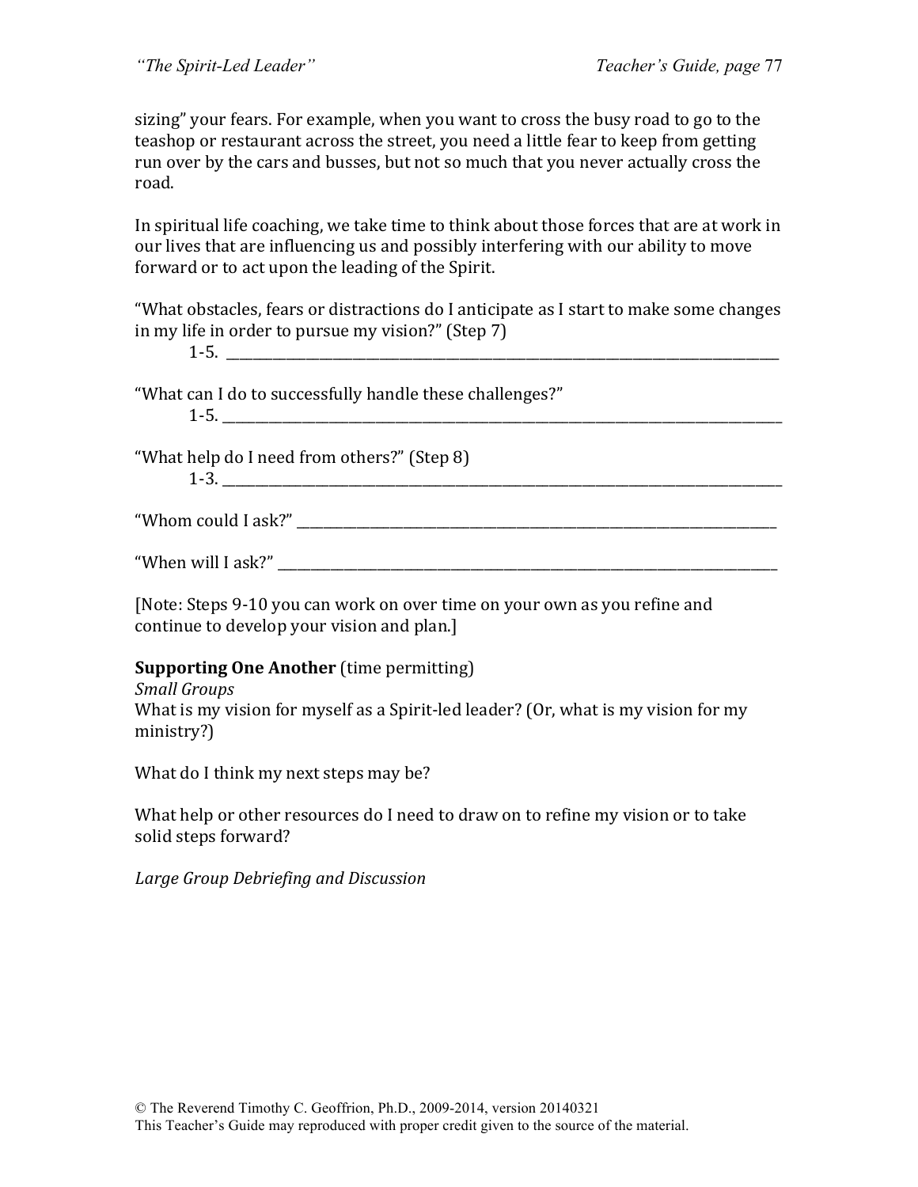sizing" your fears. For example, when you want to cross the busy road to go to the teashop or restaurant across the street, you need a little fear to keep from getting run over by the cars and busses, but not so much that you never actually cross the road.

In spiritual life coaching, we take time to think about those forces that are at work in our lives that are influencing us and possibly interfering with our ability to move forward or to act upon the leading of the Spirit.

"What obstacles, fears or distractions do I anticipate as I start to make some changes in my life in order to pursue my vision?" (Step 7)

1-5. ______________________________________________________________________________

"What can I do to successfully handle these challenges?"

1-5. ______________________________________________________________________________

"What help do I need from others?" (Step 8)

1-3. ______________________________________________________________________________

"Whom could I ask?" ____________________________________________________________________

"When will I ask?" _____________________________________________________________________

[Note: Steps 9-10 you can work on over time on your own as you refine and continue to develop your vision and plan.]

**Supporting One Another** (time permitting)

*Small Groups*

What is my vision for myself as a Spirit-led leader? (Or, what is my vision for my ministry?)

What do I think my next steps may be?

What help or other resources do I need to draw on to refine my vision or to take solid steps forward?

*Large Group Debriefing and Discussion*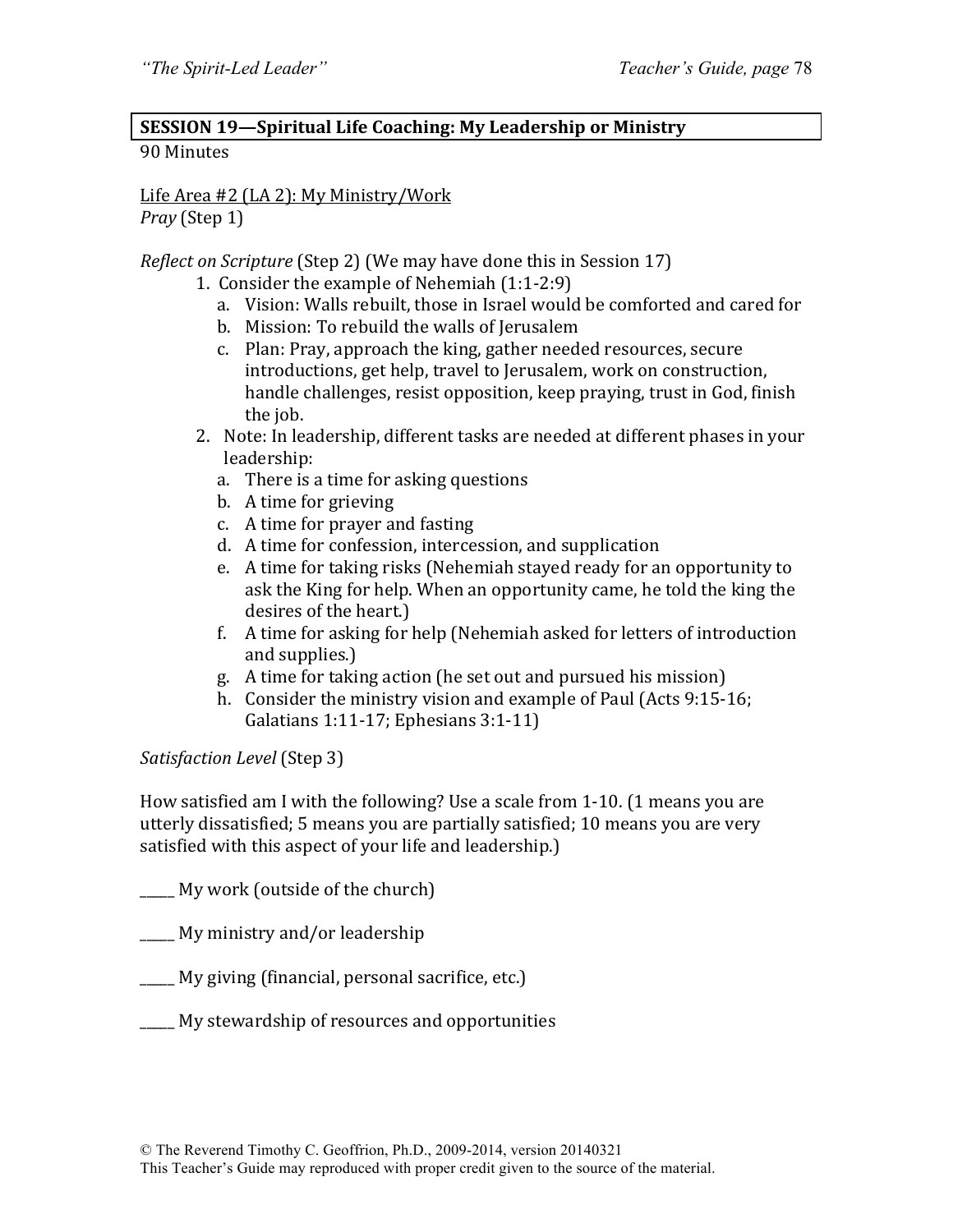**SESSION 19—Spiritual Life Coaching: My Leadership or Ministry**

90 Minutes

Life Area #2 (LA 2): My Ministry/Work

*Pray* (Step 1)

*Reflect on Scripture* (Step 2) (We may have done this in Session 17)

1. Consider the example of Nehemiah (1:1-2:9)
   a. Vision: Walls rebuilt, those in Israel would be comforted and cared for
   b. Mission: To rebuild the walls of Jerusalem
   c. Plan: Pray, approach the king, gather needed resources, secure introductions, get help, travel to Jerusalem, work on construction, handle challenges, resist opposition, keep praying, trust in God, finish the job.
2. Note: In leadership, different tasks are needed at different phases in your leadership:
   a. There is a time for asking questions
   b. A time for grieving
   c. A time for prayer and fasting
   d. A time for confession, intercession, and supplication
   e. A time for taking risks (Nehemiah stayed ready for an opportunity to ask the King for help. When an opportunity came, he told the king the desires of the heart.)
   f. A time for asking for help (Nehemiah asked for letters of introduction and supplies.)
   g. A time for taking action (he set out and pursued his mission)
   h. Consider the ministry vision and example of Paul (Acts 9:15-16; Galatians 1:11-17; Ephesians 3:1-11)

*Satisfaction Level* (Step 3)

How satisfied am I with the following? Use a scale from 1-10. (1 means you are utterly dissatisfied; 5 means you are partially satisfied; 10 means you are very satisfied with this aspect of your life and leadership.)

_____ My work (outside of the church)

_____ My ministry and/or leadership

_____ My giving (financial, personal sacrifice, etc.)

_____ My stewardship of resources and opportunities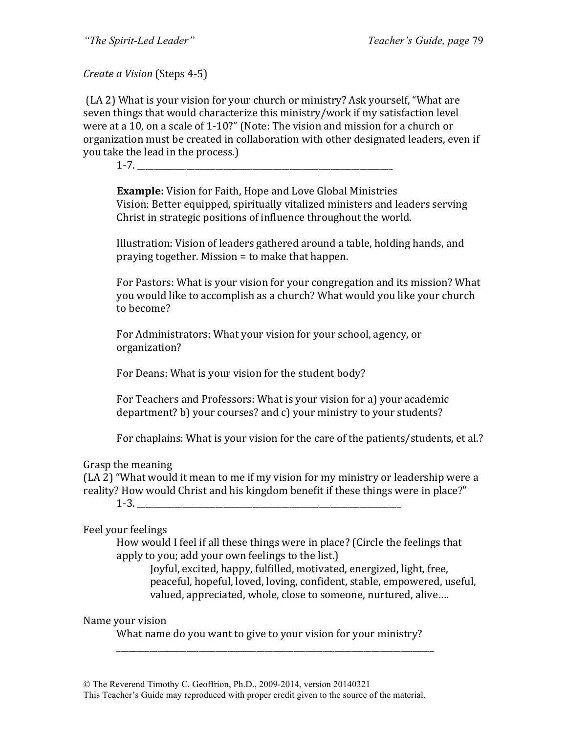*Create a Vision* (Steps 4-5)

(LA 2) What is your vision for your church or ministry? Ask yourself, "What are seven things that would characterize this ministry/work if my satisfaction level were at a 10, on a scale of 1-10?" (Note: The vision and mission for a church or organization must be created in collaboration with other designated leaders, even if you take the lead in the process.)

1-7. ___________________________________________________________

**Example:** Vision for Faith, Hope and Love Global Ministries
Vision: Better equipped, spiritually vitalized ministers and leaders serving Christ in strategic positions of influence throughout the world.

Illustration: Vision of leaders gathered around a table, holding hands, and praying together. Mission = to make that happen.

For Pastors: What is your vision for your congregation and its mission? What you would like to accomplish as a church? What would you like your church to become?

For Administrators: What your vision for your school, agency, or organization?

For Deans: What is your vision for the student body?

For Teachers and Professors: What is your vision for a) your academic department? b) your courses? and c) your ministry to your students?

For chaplains: What is your vision for the care of the patients/students, et al.?

Grasp the meaning

(LA 2) "What would it mean to me if my vision for my ministry or leadership were a reality? How would Christ and his kingdom benefit if these things were in place?"

1-3. ___________________________________________________________

Feel your feelings

How would I feel if all these things were in place? (Circle the feelings that apply to you; add your own feelings to the list.)

Joyful, excited, happy, fulfilled, motivated, energized, light, free, peaceful, hopeful, loved, loving, confident, stable, empowered, useful, valued, appreciated, whole, close to someone, nurtured, alive….

Name your vision

What name do you want to give to your vision for your ministry?

___________________________________________________________

© The Reverend Timothy C. Geoffrion, Ph.D., 2009-2014, version 20140321
This Teacher's Guide may reproduced with proper credit given to the source of the material.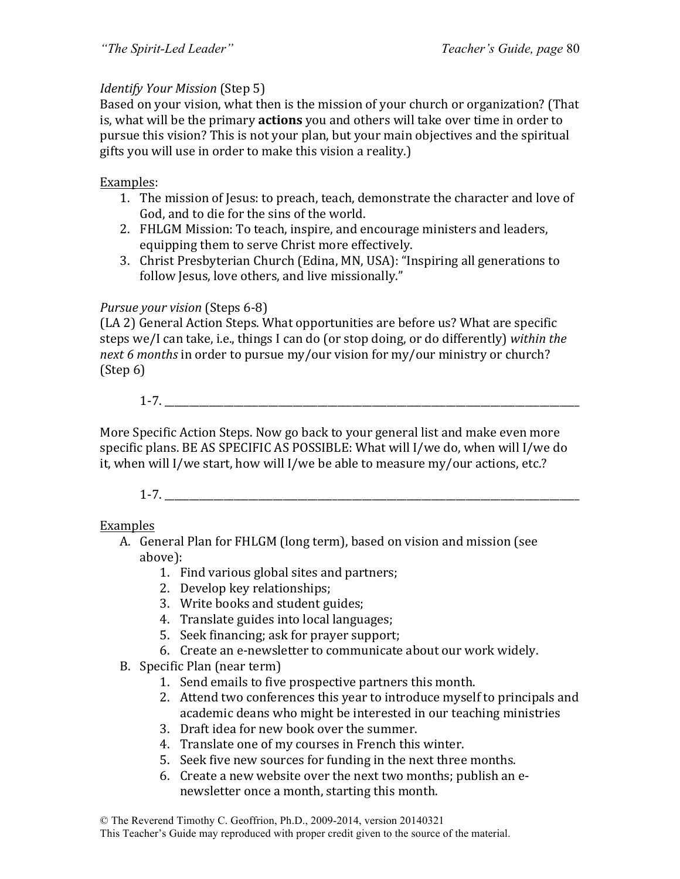*Identify Your Mission* (Step 5)
Based on your vision, what then is the mission of your church or organization? (That is, what will be the primary **actions** you and others will take over time in order to pursue this vision? This is not your plan, but your main objectives and the spiritual gifts you will use in order to make this vision a reality.)

Examples:

1. The mission of Jesus: to preach, teach, demonstrate the character and love of God, and to die for the sins of the world.
2. FHLGM Mission: To teach, inspire, and encourage ministers and leaders, equipping them to serve Christ more effectively.
3. Christ Presbyterian Church (Edina, MN, USA): "Inspiring all generations to follow Jesus, love others, and live missionally."

*Pursue your vision* (Steps 6-8)
(LA 2) General Action Steps. What opportunities are before us? What are specific steps we/I can take, i.e., things I can do (or stop doing, or do differently) *within the next 6 months* in order to pursue my/our vision for my/our ministry or church? (Step 6)

1-7. ______________________________________________________________________________

More Specific Action Steps. Now go back to your general list and make even more specific plans. BE AS SPECIFIC AS POSSIBLE: What will I/we do, when will I/we do it, when will I/we start, how will I/we be able to measure my/our actions, etc.?

1-7. ______________________________________________________________________________

Examples

A. General Plan for FHLGM (long term), based on vision and mission (see above):
    1. Find various global sites and partners;
    2. Develop key relationships;
    3. Write books and student guides;
    4. Translate guides into local languages;
    5. Seek financing; ask for prayer support;
    6. Create an e-newsletter to communicate about our work widely.
B. Specific Plan (near term)
    1. Send emails to five prospective partners this month.
    2. Attend two conferences this year to introduce myself to principals and academic deans who might be interested in our teaching ministries
    3. Draft idea for new book over the summer.
    4. Translate one of my courses in French this winter.
    5. Seek five new sources for funding in the next three months.
    6. Create a new website over the next two months; publish an e-newsletter once a month, starting this month.

© The Reverend Timothy C. Geoffrion, Ph.D., 2009-2014, version 20140321
This Teacher's Guide may reproduced with proper credit given to the source of the material.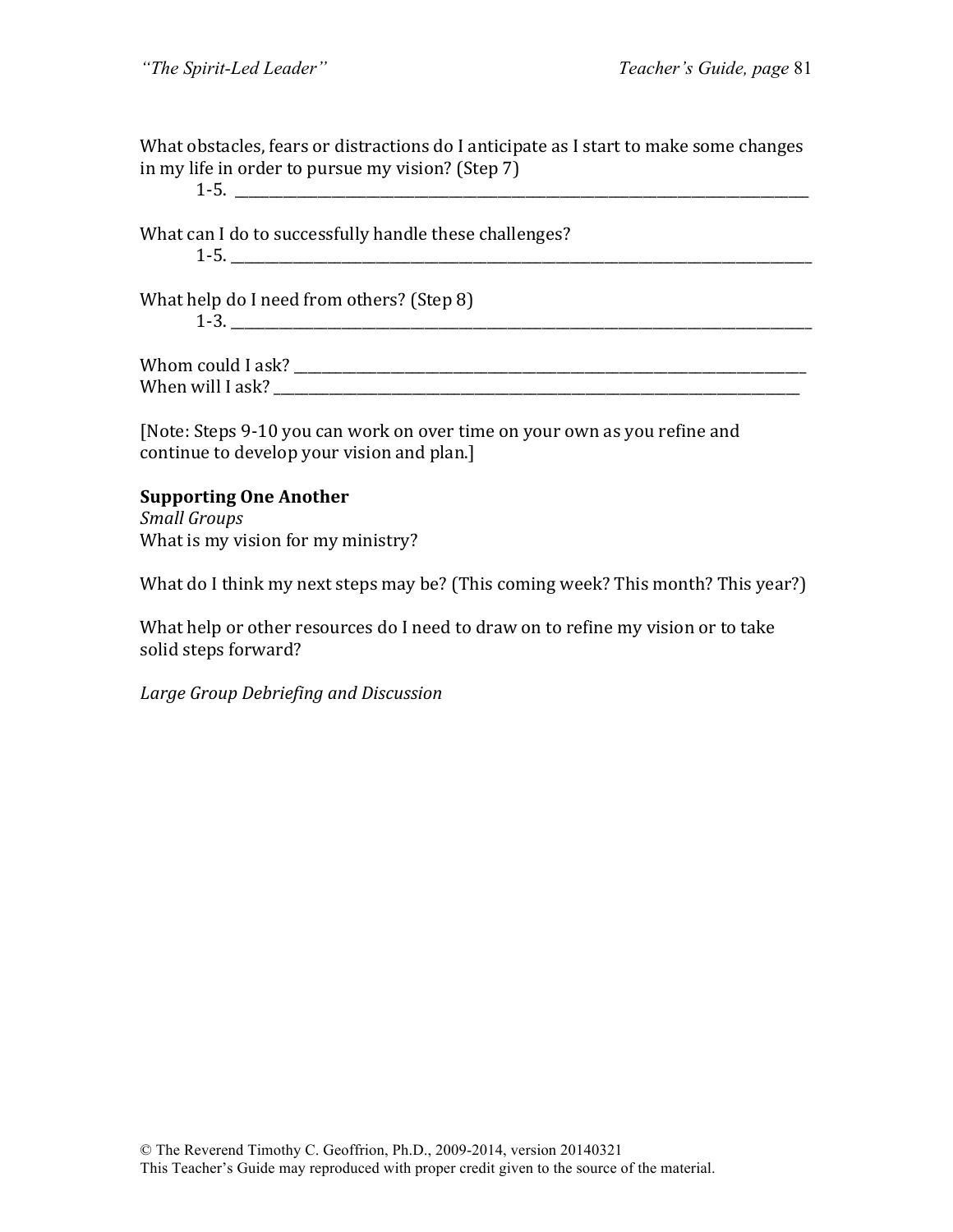What obstacles, fears or distractions do I anticipate as I start to make some changes in my life in order to pursue my vision? (Step 7)

1-5. ______________________________________________________________________________

What can I do to successfully handle these challenges?

1-5. ______________________________________________________________________________

What help do I need from others? (Step 8)

1-3. ______________________________________________________________________________

Whom could I ask? ______________________________________________________________________
When will I ask? _______________________________________________________________________

[Note: Steps 9-10 you can work on over time on your own as you refine and continue to develop your vision and plan.]

**Supporting One Another**
*Small Groups*
What is my vision for my ministry?

What do I think my next steps may be? (This coming week? This month? This year?)

What help or other resources do I need to draw on to refine my vision or to take solid steps forward?

*Large Group Debriefing and Discussion*

© The Reverend Timothy C. Geoffrion, Ph.D., 2009-2014, version 20140321
This Teacher's Guide may reproduced with proper credit given to the source of the material.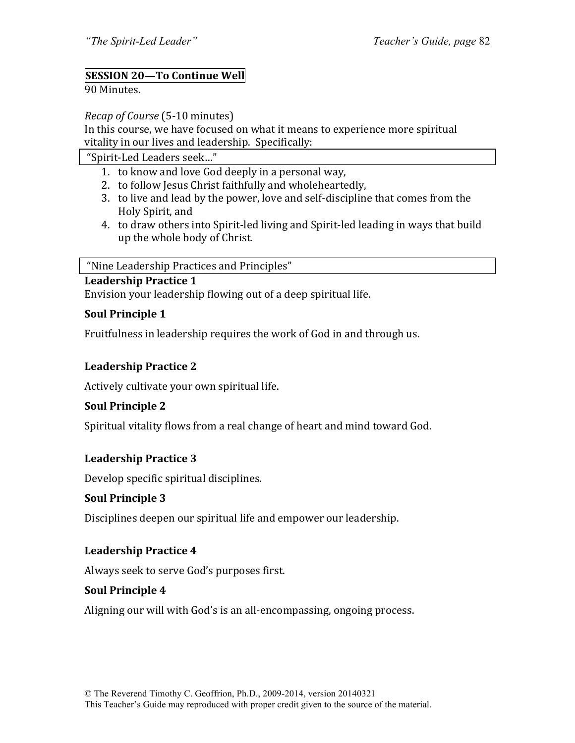**SESSION 20—To Continue Well**

90 Minutes.

*Recap of Course* (5-10 minutes)

In this course, we have focused on what it means to experience more spiritual vitality in our lives and leadership. Specifically:

"Spirit-Led Leaders seek…"

1. to know and love God deeply in a personal way,
2. to follow Jesus Christ faithfully and wholeheartedly,
3. to live and lead by the power, love and self-discipline that comes from the Holy Spirit, and
4. to draw others into Spirit-led living and Spirit-led leading in ways that build up the whole body of Christ.

"Nine Leadership Practices and Principles"

**Leadership Practice 1**

Envision your leadership flowing out of a deep spiritual life.

**Soul Principle 1**

Fruitfulness in leadership requires the work of God in and through us.

**Leadership Practice 2**

Actively cultivate your own spiritual life.

**Soul Principle 2**

Spiritual vitality flows from a real change of heart and mind toward God.

**Leadership Practice 3**

Develop specific spiritual disciplines.

**Soul Principle 3**

Disciplines deepen our spiritual life and empower our leadership.

**Leadership Practice 4**

Always seek to serve God's purposes first.

**Soul Principle 4**

Aligning our will with God's is an all-encompassing, ongoing process.

© The Reverend Timothy C. Geoffrion, Ph.D., 2009-2014, version 20140321
This Teacher's Guide may reproduced with proper credit given to the source of the material.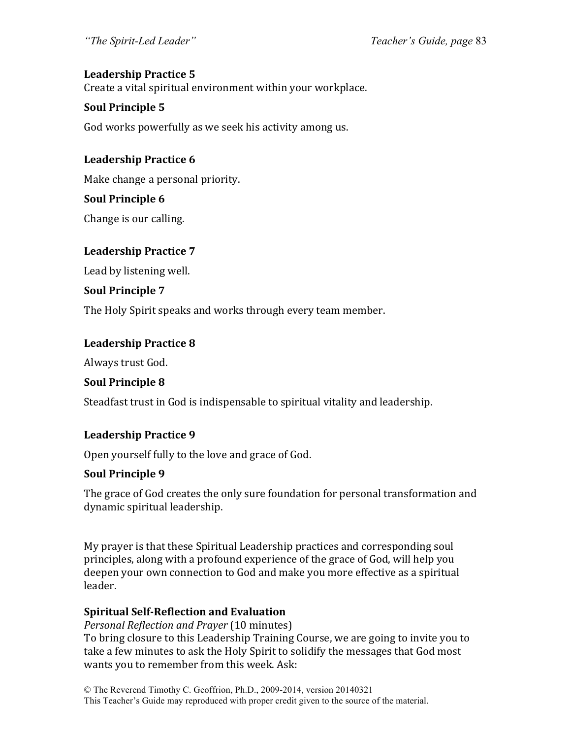**Leadership Practice 5**

Create a vital spiritual environment within your workplace.

**Soul Principle 5**

God works powerfully as we seek his activity among us.

**Leadership Practice 6**

Make change a personal priority.

**Soul Principle 6**

Change is our calling.

**Leadership Practice 7**

Lead by listening well.

**Soul Principle 7**

The Holy Spirit speaks and works through every team member.

**Leadership Practice 8**

Always trust God.

**Soul Principle 8**

Steadfast trust in God is indispensable to spiritual vitality and leadership.

**Leadership Practice 9**

Open yourself fully to the love and grace of God.

**Soul Principle 9**

The grace of God creates the only sure foundation for personal transformation and dynamic spiritual leadership.

My prayer is that these Spiritual Leadership practices and corresponding soul principles, along with a profound experience of the grace of God, will help you deepen your own connection to God and make you more effective as a spiritual leader.

**Spiritual Self-Reflection and Evaluation**

*Personal Reflection and Prayer* (10 minutes)

To bring closure to this Leadership Training Course, we are going to invite you to take a few minutes to ask the Holy Spirit to solidify the messages that God most wants you to remember from this week. Ask: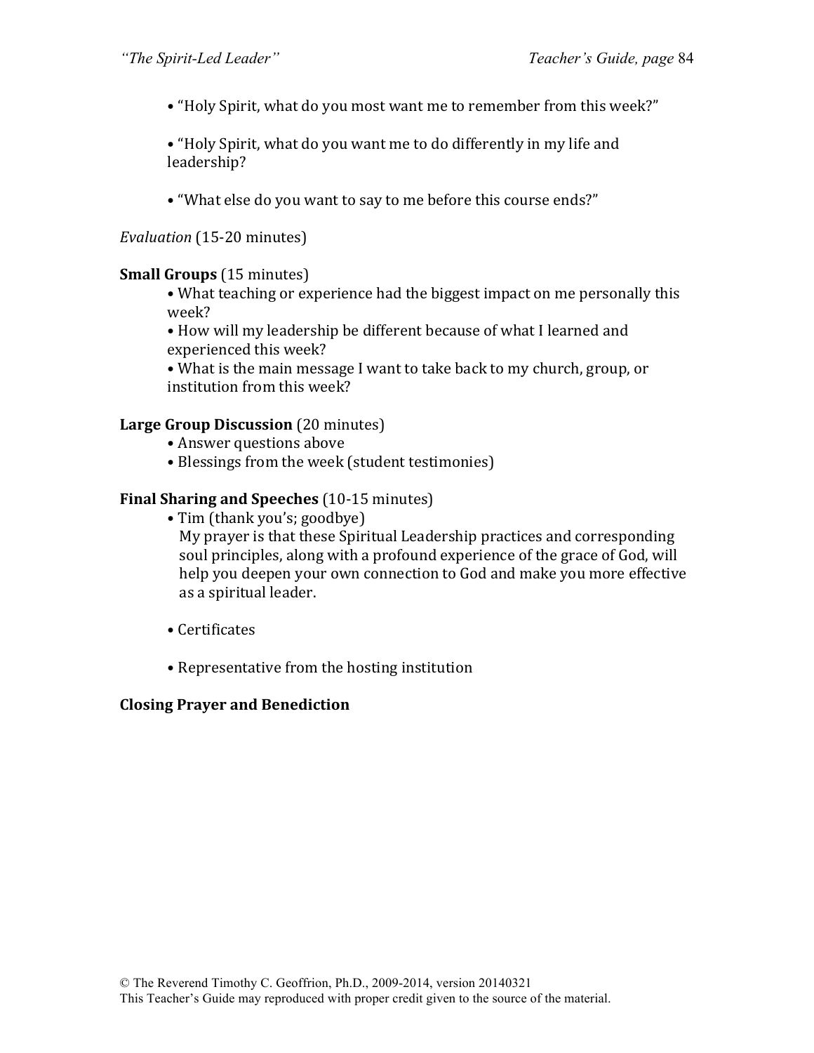- "Holy Spirit, what do you most want me to remember from this week?"

- "Holy Spirit, what do you want me to do differently in my life and leadership?

- "What else do you want to say to me before this course ends?"

*Evaluation* (15-20 minutes)

**Small Groups** (15 minutes)

- What teaching or experience had the biggest impact on me personally this week?
- How will my leadership be different because of what I learned and experienced this week?
- What is the main message I want to take back to my church, group, or institution from this week?

**Large Group Discussion** (20 minutes)

- Answer questions above
- Blessings from the week (student testimonies)

**Final Sharing and Speeches** (10-15 minutes)

- Tim (thank you's; goodbye)
  My prayer is that these Spiritual Leadership practices and corresponding soul principles, along with a profound experience of the grace of God, will help you deepen your own connection to God and make you more effective as a spiritual leader.

- Certificates

- Representative from the hosting institution

**Closing Prayer and Benediction**

© The Reverend Timothy C. Geoffrion, Ph.D., 2009-2014, version 20140321
This Teacher's Guide may reproduced with proper credit given to the source of the material.